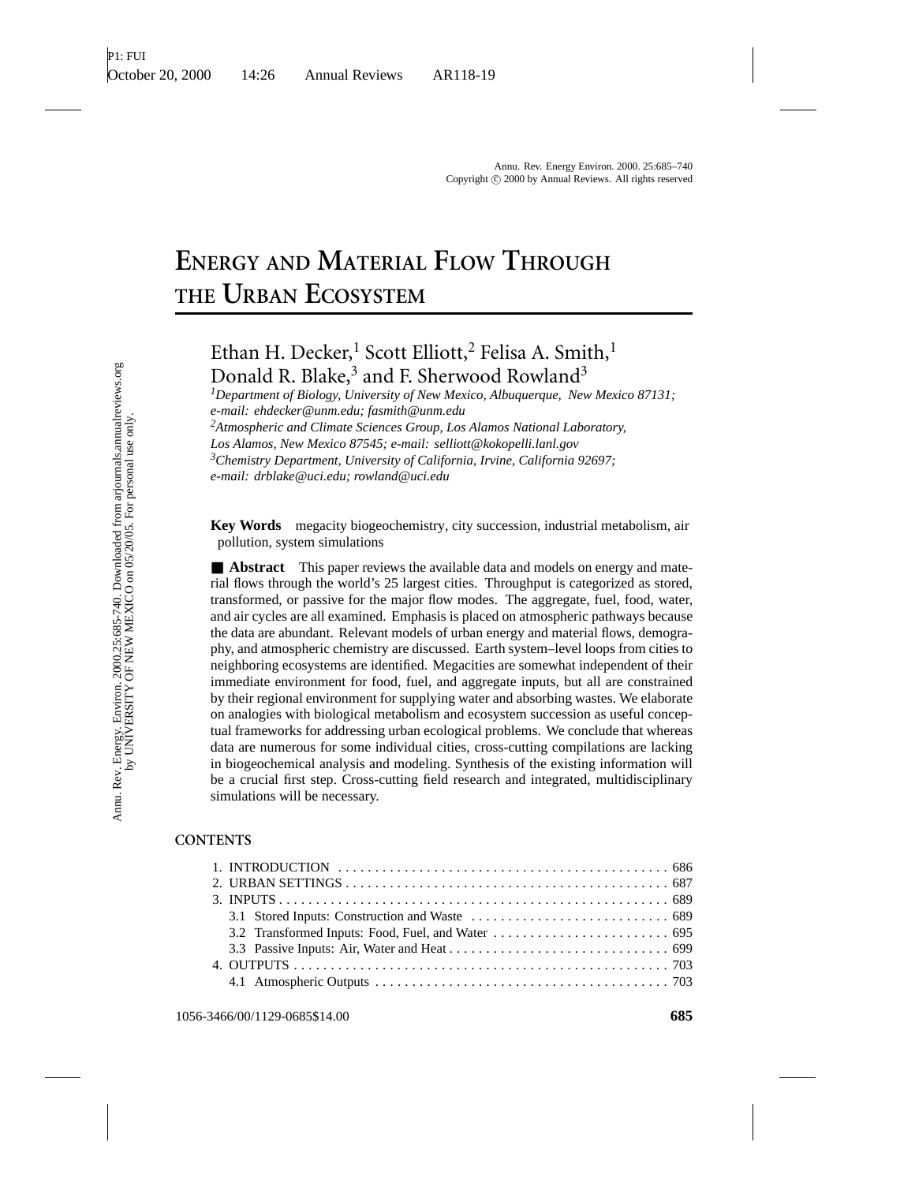# Energy and Material Flow Through the Urban Ecosystem

Ethan H. Decker,[1] Scott Elliott,[2] Felisa A. Smith,[1] Donald R. Blake,[3] and F. Sherwood Rowland[3]

[1]*Department of Biology, University of New Mexico, Albuquerque, New Mexico 87131; e-mail: ehdecker@unm.edu; fasmith@unm.edu*

[2]*Atmospheric and Climate Sciences Group, Los Alamos National Laboratory, Los Alamos, New Mexico 87545; e-mail: selliott@kokopelli.lanl.gov*

[3]*Chemistry Department, University of California, Irvine, California 92697; e-mail: drblake@uci.edu; rowland@uci.edu*

**Key Words** megacity biogeochemistry, city succession, industrial metabolism, air pollution, system simulations

■ **Abstract** This paper reviews the available data and models on energy and material flows through the world's 25 largest cities. Throughput is categorized as stored, transformed, or passive for the major flow modes. The aggregate, fuel, food, water, and air cycles are all examined. Emphasis is placed on atmospheric pathways because the data are abundant. Relevant models of urban energy and material flows, demography, and atmospheric chemistry are discussed. Earth system–level loops from cities to neighboring ecosystems are identified. Megacities are somewhat independent of their immediate environment for food, fuel, and aggregate inputs, but all are constrained by their regional environment for supplying water and absorbing wastes. We elaborate on analogies with biological metabolism and ecosystem succession as useful conceptual frameworks for addressing urban ecological problems. We conclude that whereas data are numerous for some individual cities, cross-cutting compilations are lacking in biogeochemical analysis and modeling. Synthesis of the existing information will be a crucial first step. Cross-cutting field research and integrated, multidisciplinary simulations will be necessary.

**CONTENTS**

1. INTRODUCTION ........ 686
2. URBAN SETTINGS ........ 687
3. INPUTS ........ 689
   - 3.1 Stored Inputs: Construction and Waste ........ 689
   - 3.2 Transformed Inputs: Food, Fuel, and Water ........ 695
   - 3.3 Passive Inputs: Air, Water and Heat ........ 699
4. OUTPUTS ........ 703
   - 4.1 Atmospheric Outputs ........ 703

1056-3466/00/1129-0685$14.00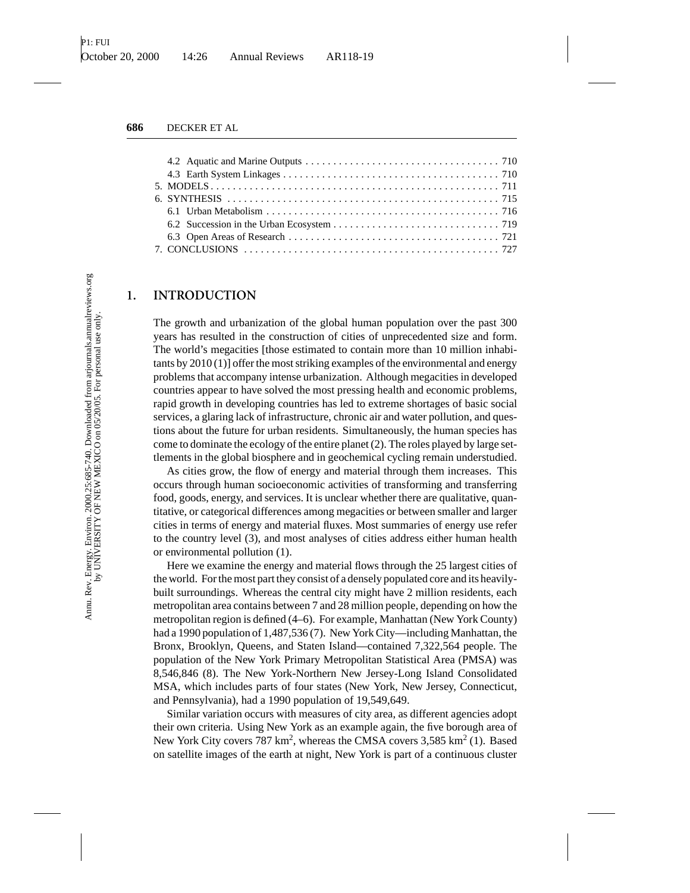4.2 Aquatic and Marine Outputs . . . . . . . . . . . . . . . . . . . . . . . . . . . . . . . . . . . 710
4.3 Earth System Linkages . . . . . . . . . . . . . . . . . . . . . . . . . . . . . . . . . . . . . . . 710
5. MODELS . . . . . . . . . . . . . . . . . . . . . . . . . . . . . . . . . . . . . . . . . . . . . . . . . . . 711
6. SYNTHESIS . . . . . . . . . . . . . . . . . . . . . . . . . . . . . . . . . . . . . . . . . . . . . . . . . 715
6.1 Urban Metabolism . . . . . . . . . . . . . . . . . . . . . . . . . . . . . . . . . . . . . . . . . . 716
6.2 Succession in the Urban Ecosystem . . . . . . . . . . . . . . . . . . . . . . . . . . . . . 719
6.3 Open Areas of Research . . . . . . . . . . . . . . . . . . . . . . . . . . . . . . . . . . . . . . 721
7. CONCLUSIONS . . . . . . . . . . . . . . . . . . . . . . . . . . . . . . . . . . . . . . . . . . . . . . 727

## 1. INTRODUCTION

The growth and urbanization of the global human population over the past 300 years has resulted in the construction of cities of unprecedented size and form. The world's megacities [those estimated to contain more than 10 million inhabitants by 2010 (1)] offer the most striking examples of the environmental and energy problems that accompany intense urbanization. Although megacities in developed countries appear to have solved the most pressing health and economic problems, rapid growth in developing countries has led to extreme shortages of basic social services, a glaring lack of infrastructure, chronic air and water pollution, and questions about the future for urban residents. Simultaneously, the human species has come to dominate the ecology of the entire planet (2). The roles played by large settlements in the global biosphere and in geochemical cycling remain understudied.

As cities grow, the flow of energy and material through them increases. This occurs through human socioeconomic activities of transforming and transferring food, goods, energy, and services. It is unclear whether there are qualitative, quantitative, or categorical differences among megacities or between smaller and larger cities in terms of energy and material fluxes. Most summaries of energy use refer to the country level (3), and most analyses of cities address either human health or environmental pollution (1).

Here we examine the energy and material flows through the 25 largest cities of the world. For the most part they consist of a densely populated core and its heavily-built surroundings. Whereas the central city might have 2 million residents, each metropolitan area contains between 7 and 28 million people, depending on how the metropolitan region is defined (4–6). For example, Manhattan (New York County) had a 1990 population of 1,487,536 (7). New York City—including Manhattan, the Bronx, Brooklyn, Queens, and Staten Island—contained 7,322,564 people. The population of the New York Primary Metropolitan Statistical Area (PMSA) was 8,546,846 (8). The New York-Northern New Jersey-Long Island Consolidated MSA, which includes parts of four states (New York, New Jersey, Connecticut, and Pennsylvania), had a 1990 population of 19,549,649.

Similar variation occurs with measures of city area, as different agencies adopt their own criteria. Using New York as an example again, the five borough area of New York City covers 787 $km^2$, whereas the CMSA covers 3,585 $km^2$ (1). Based on satellite images of the earth at night, New York is part of a continuous cluster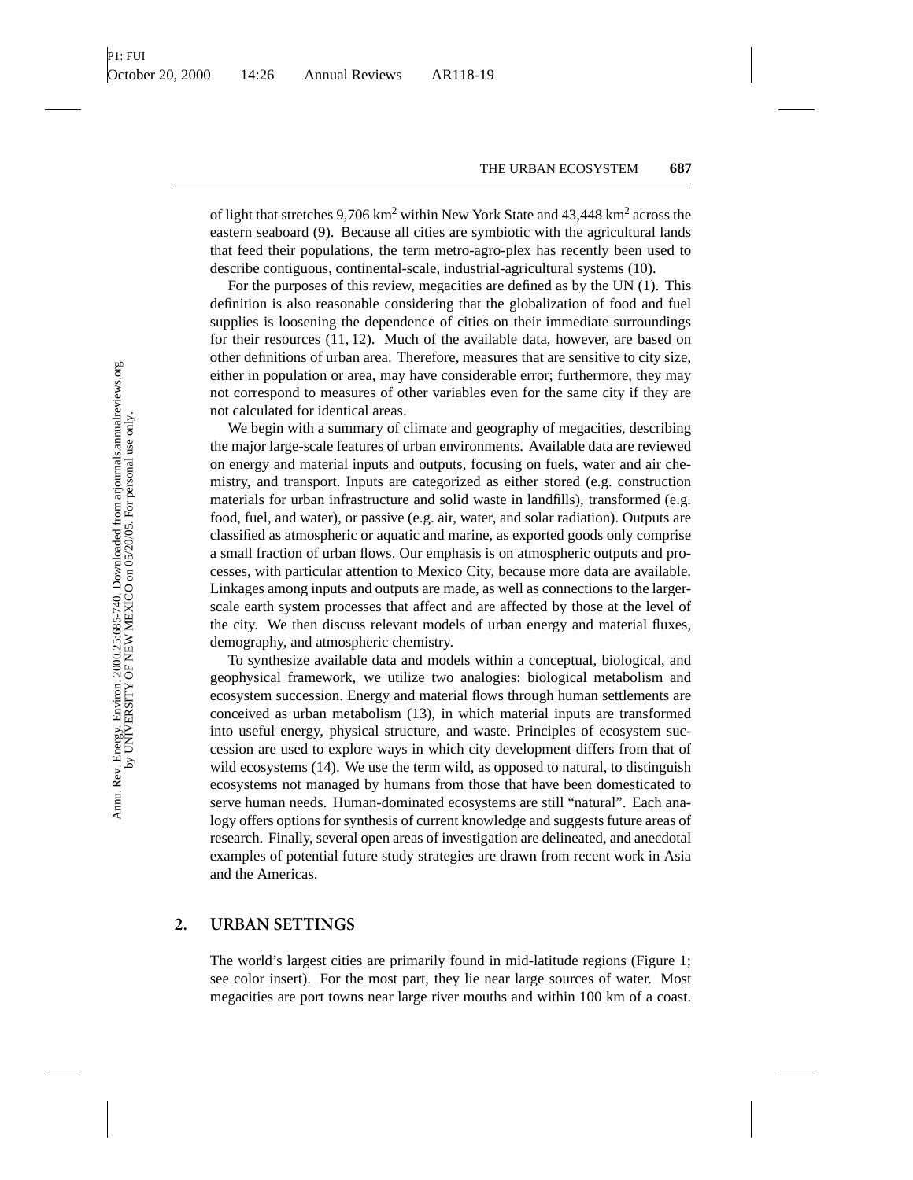of light that stretches 9,706 $km^2$ within New York State and 43,448 $km^2$ across the eastern seaboard (9). Because all cities are symbiotic with the agricultural lands that feed their populations, the term metro-agro-plex has recently been used to describe contiguous, continental-scale, industrial-agricultural systems (10).

For the purposes of this review, megacities are defined as by the UN (1). This definition is also reasonable considering that the globalization of food and fuel supplies is loosening the dependence of cities on their immediate surroundings for their resources (11, 12). Much of the available data, however, are based on other definitions of urban area. Therefore, measures that are sensitive to city size, either in population or area, may have considerable error; furthermore, they may not correspond to measures of other variables even for the same city if they are not calculated for identical areas.

We begin with a summary of climate and geography of megacities, describing the major large-scale features of urban environments. Available data are reviewed on energy and material inputs and outputs, focusing on fuels, water and air chemistry, and transport. Inputs are categorized as either stored (e.g. construction materials for urban infrastructure and solid waste in landfills), transformed (e.g. food, fuel, and water), or passive (e.g. air, water, and solar radiation). Outputs are classified as atmospheric or aquatic and marine, as exported goods only comprise a small fraction of urban flows. Our emphasis is on atmospheric outputs and processes, with particular attention to Mexico City, because more data are available. Linkages among inputs and outputs are made, as well as connections to the larger-scale earth system processes that affect and are affected by those at the level of the city. We then discuss relevant models of urban energy and material fluxes, demography, and atmospheric chemistry.

To synthesize available data and models within a conceptual, biological, and geophysical framework, we utilize two analogies: biological metabolism and ecosystem succession. Energy and material flows through human settlements are conceived as urban metabolism (13), in which material inputs are transformed into useful energy, physical structure, and waste. Principles of ecosystem succession are used to explore ways in which city development differs from that of wild ecosystems (14). We use the term wild, as opposed to natural, to distinguish ecosystems not managed by humans from those that have been domesticated to serve human needs. Human-dominated ecosystems are still "natural". Each analogy offers options for synthesis of current knowledge and suggests future areas of research. Finally, several open areas of investigation are delineated, and anecdotal examples of potential future study strategies are drawn from recent work in Asia and the Americas.

## 2. URBAN SETTINGS

The world's largest cities are primarily found in mid-latitude regions (Figure 1; see color insert). For the most part, they lie near large sources of water. Most megacities are port towns near large river mouths and within 100 km of a coast.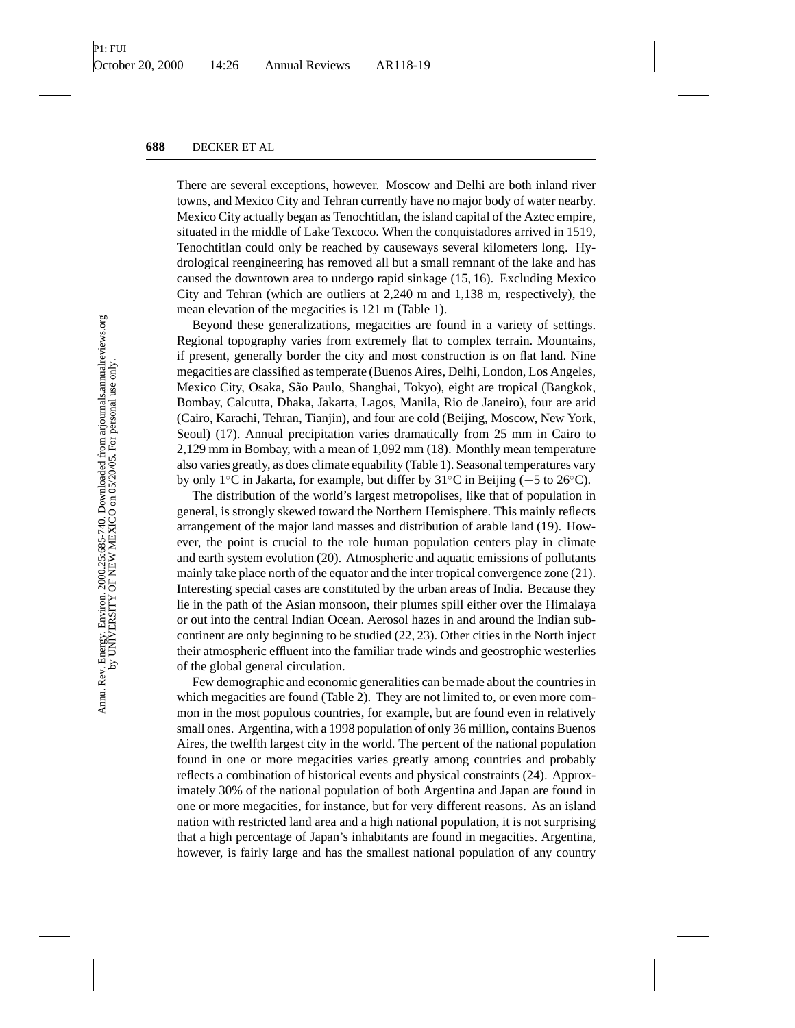There are several exceptions, however. Moscow and Delhi are both inland river towns, and Mexico City and Tehran currently have no major body of water nearby. Mexico City actually began as Tenochtitlan, the island capital of the Aztec empire, situated in the middle of Lake Texcoco. When the conquistadores arrived in 1519, Tenochtitlan could only be reached by causeways several kilometers long. Hydrological reengineering has removed all but a small remnant of the lake and has caused the downtown area to undergo rapid sinkage (15, 16). Excluding Mexico City and Tehran (which are outliers at 2,240 m and 1,138 m, respectively), the mean elevation of the megacities is 121 m (Table 1).

Beyond these generalizations, megacities are found in a variety of settings. Regional topography varies from extremely flat to complex terrain. Mountains, if present, generally border the city and most construction is on flat land. Nine megacities are classified as temperate (Buenos Aires, Delhi, London, Los Angeles, Mexico City, Osaka, São Paulo, Shanghai, Tokyo), eight are tropical (Bangkok, Bombay, Calcutta, Dhaka, Jakarta, Lagos, Manila, Rio de Janeiro), four are arid (Cairo, Karachi, Tehran, Tianjin), and four are cold (Beijing, Moscow, New York, Seoul) (17). Annual precipitation varies dramatically from 25 mm in Cairo to 2,129 mm in Bombay, with a mean of 1,092 mm (18). Monthly mean temperature also varies greatly, as does climate equability (Table 1). Seasonal temperatures vary by only 1°C in Jakarta, for example, but differ by 31°C in Beijing (−5 to 26°C).

The distribution of the world's largest metropolises, like that of population in general, is strongly skewed toward the Northern Hemisphere. This mainly reflects arrangement of the major land masses and distribution of arable land (19). However, the point is crucial to the role human population centers play in climate and earth system evolution (20). Atmospheric and aquatic emissions of pollutants mainly take place north of the equator and the inter tropical convergence zone (21). Interesting special cases are constituted by the urban areas of India. Because they lie in the path of the Asian monsoon, their plumes spill either over the Himalaya or out into the central Indian Ocean. Aerosol hazes in and around the Indian subcontinent are only beginning to be studied (22, 23). Other cities in the North inject their atmospheric effluent into the familiar trade winds and geostrophic westerlies of the global general circulation.

Few demographic and economic generalities can be made about the countries in which megacities are found (Table 2). They are not limited to, or even more common in the most populous countries, for example, but are found even in relatively small ones. Argentina, with a 1998 population of only 36 million, contains Buenos Aires, the twelfth largest city in the world. The percent of the national population found in one or more megacities varies greatly among countries and probably reflects a combination of historical events and physical constraints (24). Approximately 30% of the national population of both Argentina and Japan are found in one or more megacities, for instance, but for very different reasons. As an island nation with restricted land area and a high national population, it is not surprising that a high percentage of Japan's inhabitants are found in megacities. Argentina, however, is fairly large and has the smallest national population of any country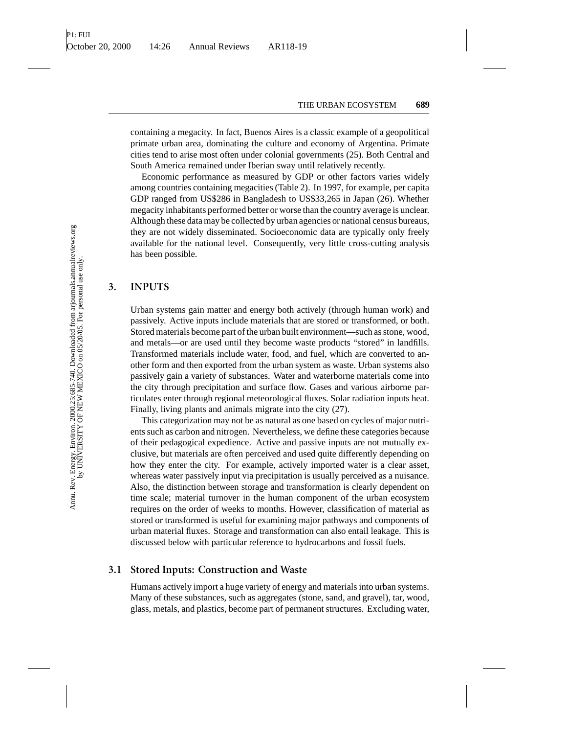containing a megacity. In fact, Buenos Aires is a classic example of a geopolitical primate urban area, dominating the culture and economy of Argentina. Primate cities tend to arise most often under colonial governments (25). Both Central and South America remained under Iberian sway until relatively recently.

Economic performance as measured by GDP or other factors varies widely among countries containing megacities (Table 2). In 1997, for example, per capita GDP ranged from US$286 in Bangladesh to US$33,265 in Japan (26). Whether megacity inhabitants performed better or worse than the country average is unclear. Although these data may be collected by urban agencies or national census bureaus, they are not widely disseminated. Socioeconomic data are typically only freely available for the national level. Consequently, very little cross-cutting analysis has been possible.

## 3. INPUTS

Urban systems gain matter and energy both actively (through human work) and passively. Active inputs include materials that are stored or transformed, or both. Stored materials become part of the urban built environment—such as stone, wood, and metals—or are used until they become waste products "stored" in landfills. Transformed materials include water, food, and fuel, which are converted to another form and then exported from the urban system as waste. Urban systems also passively gain a variety of substances. Water and waterborne materials come into the city through precipitation and surface flow. Gases and various airborne particulates enter through regional meteorological fluxes. Solar radiation inputs heat. Finally, living plants and animals migrate into the city (27).

This categorization may not be as natural as one based on cycles of major nutrients such as carbon and nitrogen. Nevertheless, we define these categories because of their pedagogical expedience. Active and passive inputs are not mutually exclusive, but materials are often perceived and used quite differently depending on how they enter the city. For example, actively imported water is a clear asset, whereas water passively input via precipitation is usually perceived as a nuisance. Also, the distinction between storage and transformation is clearly dependent on time scale; material turnover in the human component of the urban ecosystem requires on the order of weeks to months. However, classification of material as stored or transformed is useful for examining major pathways and components of urban material fluxes. Storage and transformation can also entail leakage. This is discussed below with particular reference to hydrocarbons and fossil fuels.

### 3.1 Stored Inputs: Construction and Waste

Humans actively import a huge variety of energy and materials into urban systems. Many of these substances, such as aggregates (stone, sand, and gravel), tar, wood, glass, metals, and plastics, become part of permanent structures. Excluding water,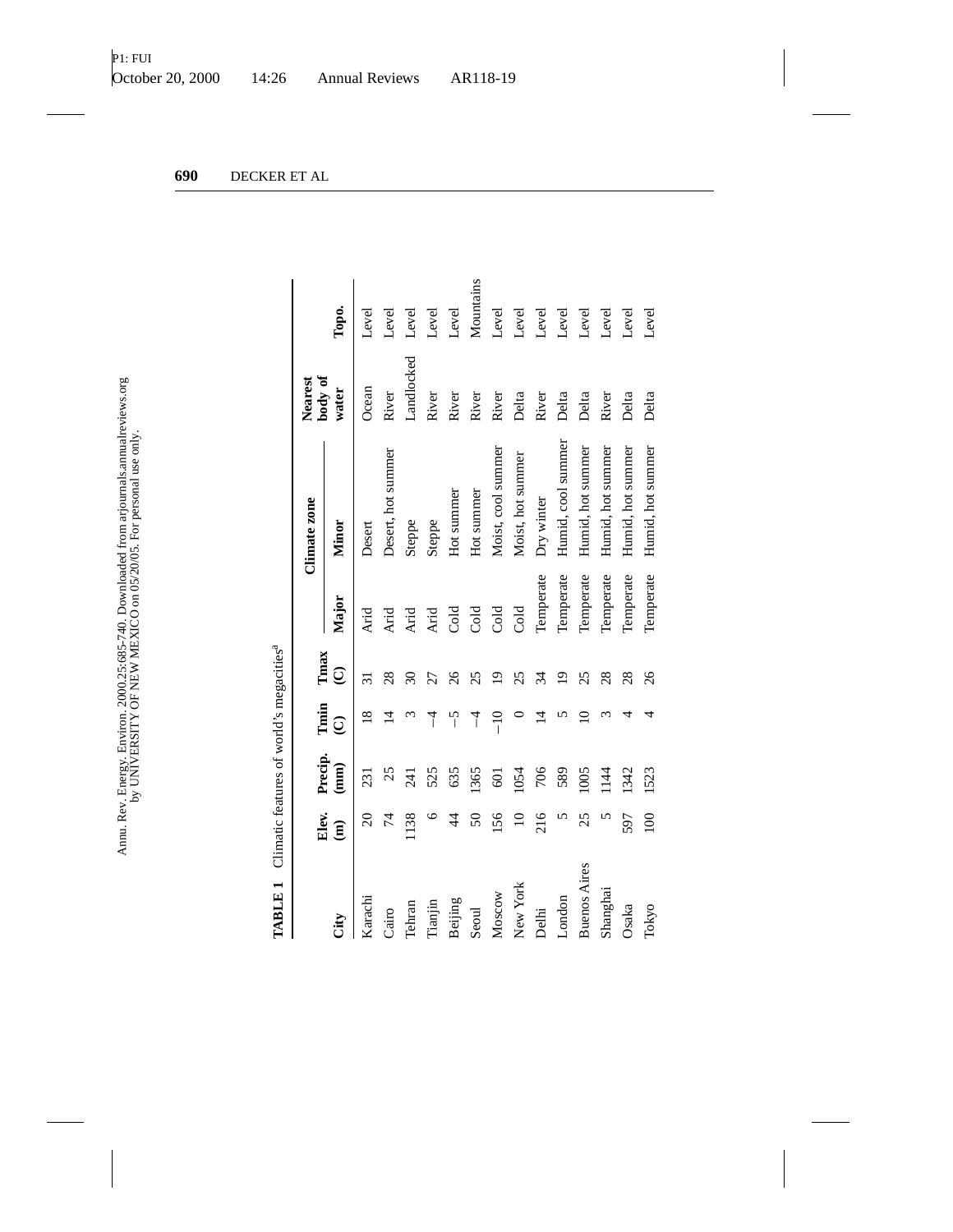**TABLE 1** Climatic features of world's megacities[a]

| City | Elev. (m) | Precip. (mm) | Tmin (C) | Tmax (C) | Climate zone | | Nearest body of water | Topo. |
|---|---|---|---|---|---|---|---|---|
| | | | | | Major | Minor | | |
| Karachi | 20 | 231 | 18 | 31 | Arid | Desert | Ocean | Level |
| Cairo | 74 | 25 | 14 | 28 | Arid | Desert, hot summer | River | Level |
| Tehran | 1138 | 241 | 3 | 30 | Arid | Steppe | Landlocked | Level |
| Tianjin | 6 | 525 | −4 | 27 | Arid | Steppe | River | Level |
| Beijing | 44 | 635 | −5 | 26 | Cold | Hot summer | River | Level |
| Seoul | 50 | 1365 | −4 | 25 | Cold | Hot summer | River | Mountains |
| Moscow | 156 | 601 | −10 | 19 | Cold | Moist, cool summer | River | Level |
| New York | 10 | 1054 | 0 | 25 | Cold | Moist, hot summer | Delta | Level |
| Delhi | 216 | 706 | 14 | 34 | Temperate | Dry winter | River | Level |
| London | 5 | 589 | 5 | 19 | Temperate | Humid, cool summer | Delta | Level |
| Buenos Aires | 25 | 1005 | 10 | 25 | Temperate | Humid, hot summer | Delta | Level |
| Shanghai | 5 | 1144 | 3 | 28 | Temperate | Humid, hot summer | River | Level |
| Osaka | 597 | 1342 | 4 | 28 | Temperate | Humid, hot summer | Delta | Level |
| Tokyo | 100 | 1523 | 4 | 26 | Temperate | Humid, hot summer | Delta | Level |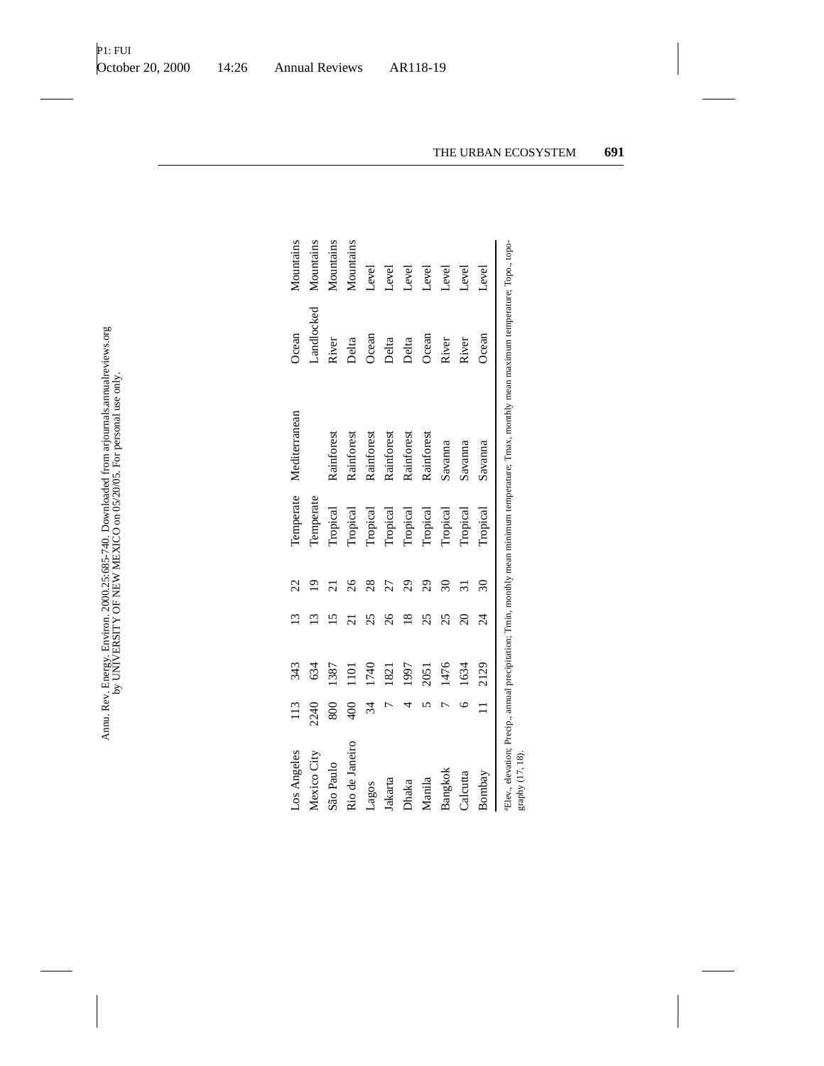| Los Angeles | 113 | 343 | 13 | 22 | Temperate | Mediterranean | Ocean | Mountains |
|---|---|---|---|---|---|---|---|---|
| Mexico City | 2240 | 634 | 13 | 19 | Temperate | | Landlocked | Mountains |
| São Paulo | 800 | 1387 | 15 | 21 | Tropical | Rainforest | River | Mountains |
| Rio de Janeiro | 400 | 1101 | 21 | 26 | Tropical | Rainforest | Delta | Mountains |
| Lagos | 34 | 1740 | 25 | 28 | Tropical | Rainforest | Ocean | Level |
| Jakarta | 7 | 1821 | 26 | 27 | Tropical | Rainforest | Delta | Level |
| Dhaka | 4 | 1997 | 18 | 29 | Tropical | Rainforest | Delta | Level |
| Manila | 5 | 2051 | 25 | 29 | Tropical | Rainforest | Ocean | Level |
| Bangkok | 7 | 1476 | 25 | 30 | Tropical | Savanna | River | Level |
| Calcutta | 6 | 1634 | 20 | 31 | Tropical | Savanna | River | Level |
| Bombay | 11 | 2129 | 24 | 30 | Tropical | Savanna | Ocean | Level |

[a]Elev., elevation; Precip., annual precipitation; Tmin, monthly mean minimum temperature; Tmax, monthly mean maximum temperature; Topo., topography (17, 18).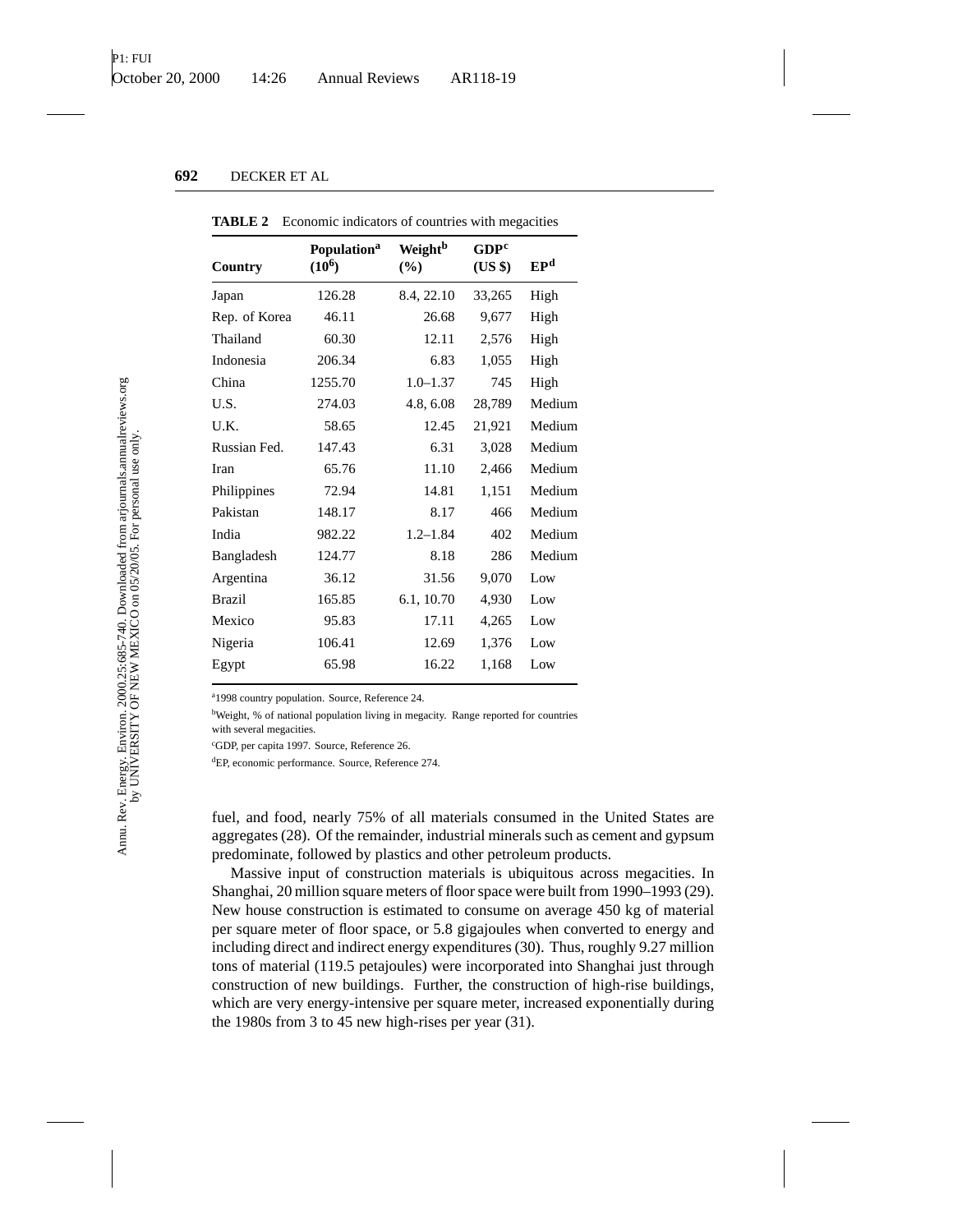**TABLE 2** Economic indicators of countries with megacities

| Country | Population[a] ($10^6$) | Weight[b] (%) | GDP[c] (US $) | EP[d] |
|---|---|---|---|---|
| Japan | 126.28 | 8.4, 22.10 | 33,265 | High |
| Rep. of Korea | 46.11 | 26.68 | 9,677 | High |
| Thailand | 60.30 | 12.11 | 2,576 | High |
| Indonesia | 206.34 | 6.83 | 1,055 | High |
| China | 1255.70 | 1.0–1.37 | 745 | High |
| U.S. | 274.03 | 4.8, 6.08 | 28,789 | Medium |
| U.K. | 58.65 | 12.45 | 21,921 | Medium |
| Russian Fed. | 147.43 | 6.31 | 3,028 | Medium |
| Iran | 65.76 | 11.10 | 2,466 | Medium |
| Philippines | 72.94 | 14.81 | 1,151 | Medium |
| Pakistan | 148.17 | 8.17 | 466 | Medium |
| India | 982.22 | 1.2–1.84 | 402 | Medium |
| Bangladesh | 124.77 | 8.18 | 286 | Medium |
| Argentina | 36.12 | 31.56 | 9,070 | Low |
| Brazil | 165.85 | 6.1, 10.70 | 4,930 | Low |
| Mexico | 95.83 | 17.11 | 4,265 | Low |
| Nigeria | 106.41 | 12.69 | 1,376 | Low |
| Egypt | 65.98 | 16.22 | 1,168 | Low |

[a]1998 country population. Source, Reference 24.

[b]Weight, % of national population living in megacity. Range reported for countries with several megacities.

[c]GDP, per capita 1997. Source, Reference 26.

[d]EP, economic performance. Source, Reference 274.

fuel, and food, nearly 75% of all materials consumed in the United States are aggregates (28). Of the remainder, industrial minerals such as cement and gypsum predominate, followed by plastics and other petroleum products.

Massive input of construction materials is ubiquitous across megacities. In Shanghai, 20 million square meters of floor space were built from 1990–1993 (29). New house construction is estimated to consume on average 450 kg of material per square meter of floor space, or 5.8 gigajoules when converted to energy and including direct and indirect energy expenditures (30). Thus, roughly 9.27 million tons of material (119.5 petajoules) were incorporated into Shanghai just through construction of new buildings. Further, the construction of high-rise buildings, which are very energy-intensive per square meter, increased exponentially during the 1980s from 3 to 45 new high-rises per year (31).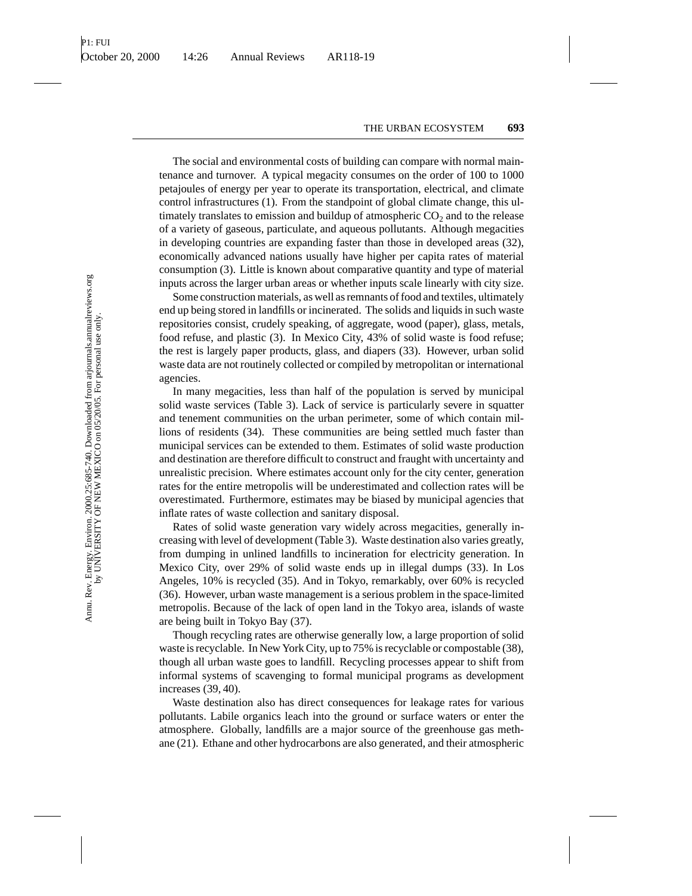The social and environmental costs of building can compare with normal maintenance and turnover. A typical megacity consumes on the order of 100 to 1000 petajoules of energy per year to operate its transportation, electrical, and climate control infrastructures (1). From the standpoint of global climate change, this ultimately translates to emission and buildup of atmospheric $CO_2$ and to the release of a variety of gaseous, particulate, and aqueous pollutants. Although megacities in developing countries are expanding faster than those in developed areas (32), economically advanced nations usually have higher per capita rates of material consumption (3). Little is known about comparative quantity and type of material inputs across the larger urban areas or whether inputs scale linearly with city size.

Some construction materials, as well as remnants of food and textiles, ultimately end up being stored in landfills or incinerated. The solids and liquids in such waste repositories consist, crudely speaking, of aggregate, wood (paper), glass, metals, food refuse, and plastic (3). In Mexico City, 43% of solid waste is food refuse; the rest is largely paper products, glass, and diapers (33). However, urban solid waste data are not routinely collected or compiled by metropolitan or international agencies.

In many megacities, less than half of the population is served by municipal solid waste services (Table 3). Lack of service is particularly severe in squatter and tenement communities on the urban perimeter, some of which contain millions of residents (34). These communities are being settled much faster than municipal services can be extended to them. Estimates of solid waste production and destination are therefore difficult to construct and fraught with uncertainty and unrealistic precision. Where estimates account only for the city center, generation rates for the entire metropolis will be underestimated and collection rates will be overestimated. Furthermore, estimates may be biased by municipal agencies that inflate rates of waste collection and sanitary disposal.

Rates of solid waste generation vary widely across megacities, generally increasing with level of development (Table 3). Waste destination also varies greatly, from dumping in unlined landfills to incineration for electricity generation. In Mexico City, over 29% of solid waste ends up in illegal dumps (33). In Los Angeles, 10% is recycled (35). And in Tokyo, remarkably, over 60% is recycled (36). However, urban waste management is a serious problem in the space-limited metropolis. Because of the lack of open land in the Tokyo area, islands of waste are being built in Tokyo Bay (37).

Though recycling rates are otherwise generally low, a large proportion of solid waste is recyclable. In New York City, up to 75% is recyclable or compostable (38), though all urban waste goes to landfill. Recycling processes appear to shift from informal systems of scavenging to formal municipal programs as development increases (39, 40).

Waste destination also has direct consequences for leakage rates for various pollutants. Labile organics leach into the ground or surface waters or enter the atmosphere. Globally, landfills are a major source of the greenhouse gas methane (21). Ethane and other hydrocarbons are also generated, and their atmospheric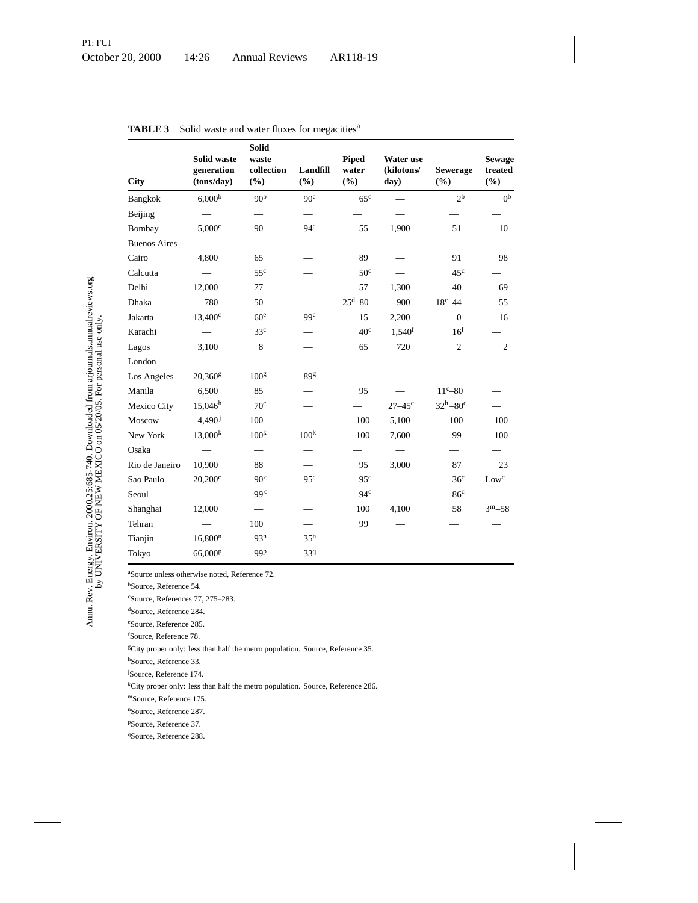**TABLE 3** Solid waste and water fluxes for megacities[a]

| City | Solid waste generation (tons/day) | Solid waste collection (%) | Landfill (%) | Piped water (%) | Water use (kilotons/ day) | Sewerage (%) | Sewage treated (%) |
|---|---|---|---|---|---|---|---|
| Bangkok | 6,000[b] | 90[b] | 90[c] | 65[c] | — | 2[b] | 0[b] |
| Beijing | — | — | — | — | — | — | — |
| Bombay | 5,000[c] | 90 | 94[c] | 55 | 1,900 | 51 | 10 |
| Buenos Aires | — | — | — | — | — | — | — |
| Cairo | 4,800 | 65 | — | 89 | — | 91 | 98 |
| Calcutta | — | 55[c] | — | 50[c] | — | 45[c] | — |
| Delhi | 12,000 | 77 | — | 57 | 1,300 | 40 | 69 |
| Dhaka | 780 | 50 | — | 25[d]–80 | 900 | 18[c]–44 | 55 |
| Jakarta | 13,400[c] | 60[e] | 99[c] | 15 | 2,200 | 0 | 16 |
| Karachi | — | 33[c] | — | 40[c] | 1,540[f] | 16[f] | — |
| Lagos | 3,100 | 8 | — | 65 | 720 | 2 | 2 |
| London | — | — | — | — | — | — | — |
| Los Angeles | 20,360[g] | 100[g] | 89[g] | — | — | — | — |
| Manila | 6,500 | 85 | — | 95 | — | 11[c]–80 | — |
| Mexico City | 15,046[h] | 70[c] | — | — | 27–45[c] | 32[h]–80[c] | — |
| Moscow | 4,490[j] | 100 | — | 100 | 5,100 | 100 | 100 |
| New York | 13,000[k] | 100[k] | 100[k] | 100 | 7,600 | 99 | 100 |
| Osaka | — | — | — | — | — | — | — |
| Rio de Janeiro | 10,900 | 88 | — | 95 | 3,000 | 87 | 23 |
| Sao Paulo | 20,200[c] | 90[c] | 95[c] | 95[c] | — | 36[c] | Low[c] |
| Seoul | — | 99[c] | — | 94[c] | — | 86[c] | — |
| Shanghai | 12,000 | — | — | 100 | 4,100 | 58 | 3[m]–58 |
| Tehran | — | 100 | — | 99 | — | — | — |
| Tianjin | 16,800[n] | 93[n] | 35[n] | — | — | — | — |
| Tokyo | 66,000[p] | 99[p] | 33[q] | — | — | — | — |

[a]Source unless otherwise noted, Reference 72.
[b]Source, Reference 54.
[c]Source, References 77, 275–283.
[d]Source, Reference 284.
[e]Source, Reference 285.
[f]Source, Reference 78.
[g]City proper only: less than half the metro population. Source, Reference 35.
[h]Source, Reference 33.
[j]Source, Reference 174.
[k]City proper only: less than half the metro population. Source, Reference 286.
[m]Source, Reference 175.
[n]Source, Reference 287.
[p]Source, Reference 37.
[q]Source, Reference 288.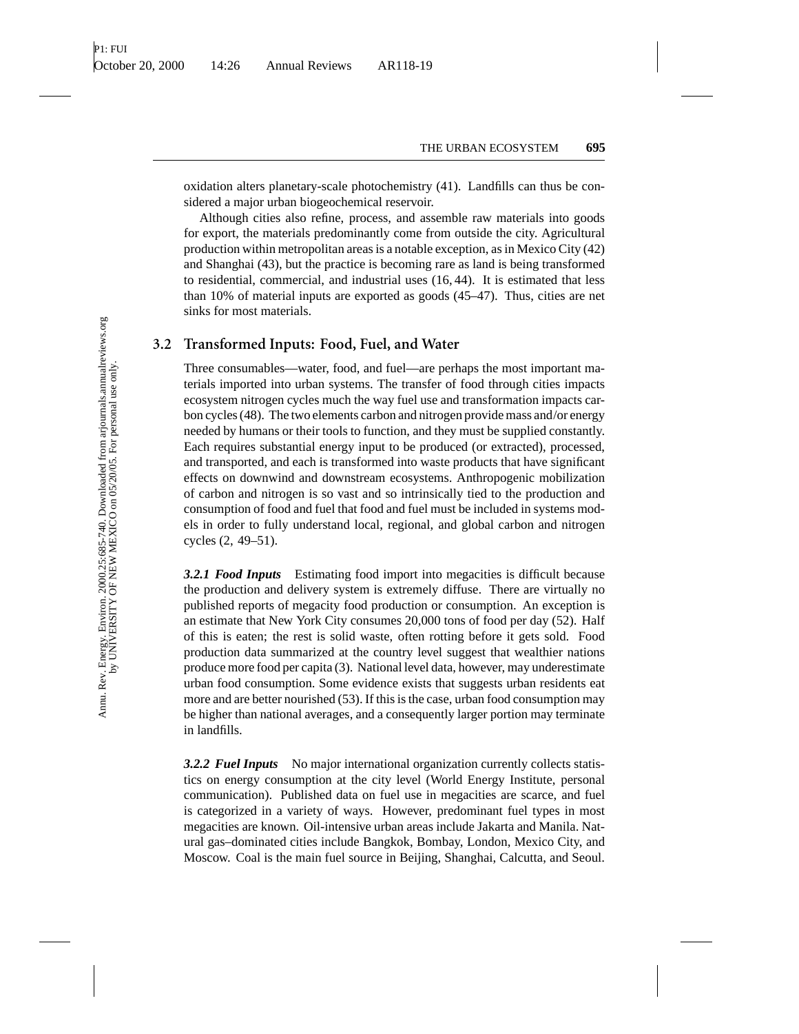oxidation alters planetary-scale photochemistry (41). Landfills can thus be considered a major urban biogeochemical reservoir.

Although cities also refine, process, and assemble raw materials into goods for export, the materials predominantly come from outside the city. Agricultural production within metropolitan areas is a notable exception, as in Mexico City (42) and Shanghai (43), but the practice is becoming rare as land is being transformed to residential, commercial, and industrial uses (16, 44). It is estimated that less than 10% of material inputs are exported as goods (45–47). Thus, cities are net sinks for most materials.

## 3.2 Transformed Inputs: Food, Fuel, and Water

Three consumables—water, food, and fuel—are perhaps the most important materials imported into urban systems. The transfer of food through cities impacts ecosystem nitrogen cycles much the way fuel use and transformation impacts carbon cycles (48). The two elements carbon and nitrogen provide mass and/or energy needed by humans or their tools to function, and they must be supplied constantly. Each requires substantial energy input to be produced (or extracted), processed, and transported, and each is transformed into waste products that have significant effects on downwind and downstream ecosystems. Anthropogenic mobilization of carbon and nitrogen is so vast and so intrinsically tied to the production and consumption of food and fuel that food and fuel must be included in systems models in order to fully understand local, regional, and global carbon and nitrogen cycles (2, 49–51).

***3.2.1 Food Inputs*** Estimating food import into megacities is difficult because the production and delivery system is extremely diffuse. There are virtually no published reports of megacity food production or consumption. An exception is an estimate that New York City consumes 20,000 tons of food per day (52). Half of this is eaten; the rest is solid waste, often rotting before it gets sold. Food production data summarized at the country level suggest that wealthier nations produce more food per capita (3). National level data, however, may underestimate urban food consumption. Some evidence exists that suggests urban residents eat more and are better nourished (53). If this is the case, urban food consumption may be higher than national averages, and a consequently larger portion may terminate in landfills.

***3.2.2 Fuel Inputs*** No major international organization currently collects statistics on energy consumption at the city level (World Energy Institute, personal communication). Published data on fuel use in megacities are scarce, and fuel is categorized in a variety of ways. However, predominant fuel types in most megacities are known. Oil-intensive urban areas include Jakarta and Manila. Natural gas–dominated cities include Bangkok, Bombay, London, Mexico City, and Moscow. Coal is the main fuel source in Beijing, Shanghai, Calcutta, and Seoul.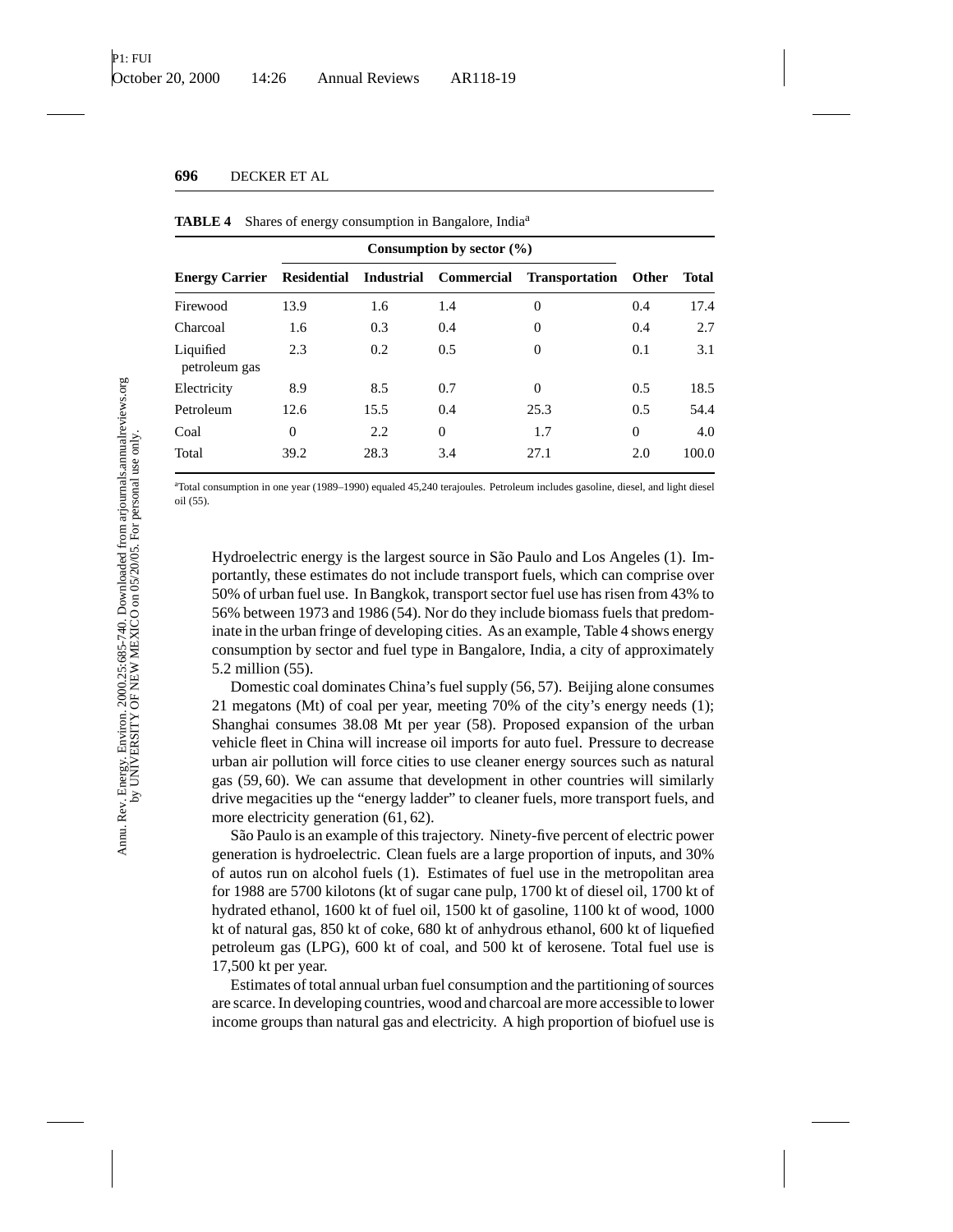**TABLE 4** Shares of energy consumption in Bangalore, India[a]

| | Consumption by sector (%) | | | | | |
|---|---|---|---|---|---|---|
| **Energy Carrier** | **Residential** | **Industrial** | **Commercial** | **Transportation** | **Other** | **Total** |
| Firewood | 13.9 | 1.6 | 1.4 | 0 | 0.4 | 17.4 |
| Charcoal | 1.6 | 0.3 | 0.4 | 0 | 0.4 | 2.7 |
| Liquified petroleum gas | 2.3 | 0.2 | 0.5 | 0 | 0.1 | 3.1 |
| Electricity | 8.9 | 8.5 | 0.7 | 0 | 0.5 | 18.5 |
| Petroleum | 12.6 | 15.5 | 0.4 | 25.3 | 0.5 | 54.4 |
| Coal | 0 | 2.2 | 0 | 1.7 | 0 | 4.0 |
| Total | 39.2 | 28.3 | 3.4 | 27.1 | 2.0 | 100.0 |

[a]Total consumption in one year (1989–1990) equaled 45,240 terajoules. Petroleum includes gasoline, diesel, and light diesel oil (55).

Hydroelectric energy is the largest source in São Paulo and Los Angeles (1). Importantly, these estimates do not include transport fuels, which can comprise over 50% of urban fuel use. In Bangkok, transport sector fuel use has risen from 43% to 56% between 1973 and 1986 (54). Nor do they include biomass fuels that predominate in the urban fringe of developing cities. As an example, Table 4 shows energy consumption by sector and fuel type in Bangalore, India, a city of approximately 5.2 million (55).

Domestic coal dominates China's fuel supply (56, 57). Beijing alone consumes 21 megatons (Mt) of coal per year, meeting 70% of the city's energy needs (1); Shanghai consumes 38.08 Mt per year (58). Proposed expansion of the urban vehicle fleet in China will increase oil imports for auto fuel. Pressure to decrease urban air pollution will force cities to use cleaner energy sources such as natural gas (59, 60). We can assume that development in other countries will similarly drive megacities up the "energy ladder" to cleaner fuels, more transport fuels, and more electricity generation (61, 62).

São Paulo is an example of this trajectory. Ninety-five percent of electric power generation is hydroelectric. Clean fuels are a large proportion of inputs, and 30% of autos run on alcohol fuels (1). Estimates of fuel use in the metropolitan area for 1988 are 5700 kilotons (kt of sugar cane pulp, 1700 kt of diesel oil, 1700 kt of hydrated ethanol, 1600 kt of fuel oil, 1500 kt of gasoline, 1100 kt of wood, 1000 kt of natural gas, 850 kt of coke, 680 kt of anhydrous ethanol, 600 kt of liquefied petroleum gas (LPG), 600 kt of coal, and 500 kt of kerosene. Total fuel use is 17,500 kt per year.

Estimates of total annual urban fuel consumption and the partitioning of sources are scarce. In developing countries, wood and charcoal are more accessible to lower income groups than natural gas and electricity. A high proportion of biofuel use is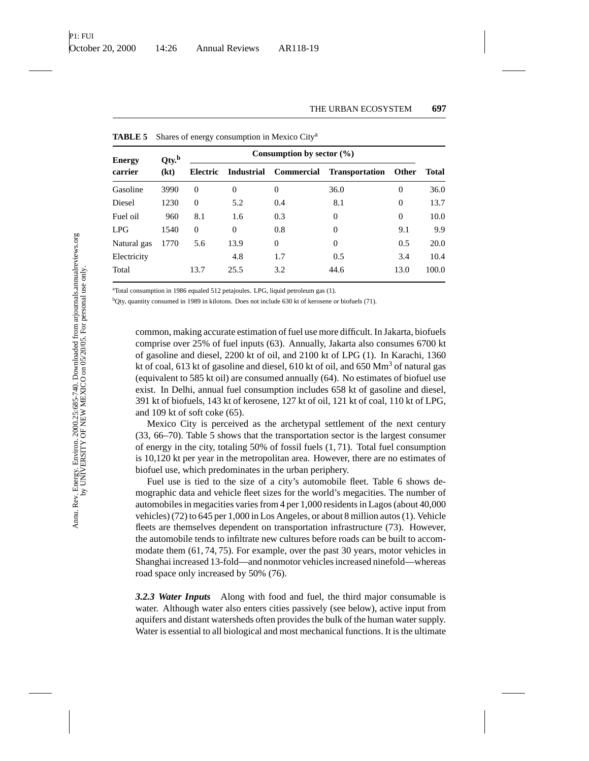**TABLE 5** Shares of energy consumption in Mexico City[a]

| Energy carrier | Qty.[b] (kt) | Consumption by sector (%) | | | | | Total |
|---|---|---|---|---|---|---|---|
| | | Electric | Industrial | Commercial | Transportation | Other | |
| Gasoline | 3990 | 0 | 0 | 0 | 36.0 | 0 | 36.0 |
| Diesel | 1230 | 0 | 5.2 | 0.4 | 8.1 | 0 | 13.7 |
| Fuel oil | 960 | 8.1 | 1.6 | 0.3 | 0 | 0 | 10.0 |
| LPG | 1540 | 0 | 0 | 0.8 | 0 | 9.1 | 9.9 |
| Natural gas | 1770 | 5.6 | 13.9 | 0 | 0 | 0.5 | 20.0 |
| Electricity | | | 4.8 | 1.7 | 0.5 | 3.4 | 10.4 |
| Total | | 13.7 | 25.5 | 3.2 | 44.6 | 13.0 | 100.0 |

[a]Total consumption in 1986 equaled 512 petajoules. LPG, liquid petroleum gas (1).

[b]Qty, quantity consumed in 1989 in kilotons. Does not include 630 kt of kerosene or biofuels (71).

common, making accurate estimation of fuel use more difficult. In Jakarta, biofuels comprise over 25% of fuel inputs (63). Annually, Jakarta also consumes 6700 kt of gasoline and diesel, 2200 kt of oil, and 2100 kt of LPG (1). In Karachi, 1360 kt of coal, 613 kt of gasoline and diesel, 610 kt of oil, and 650 $Mm^3$ of natural gas (equivalent to 585 kt oil) are consumed annually (64). No estimates of biofuel use exist. In Delhi, annual fuel consumption includes 658 kt of gasoline and diesel, 391 kt of biofuels, 143 kt of kerosene, 127 kt of oil, 121 kt of coal, 110 kt of LPG, and 109 kt of soft coke (65).

Mexico City is perceived as the archetypal settlement of the next century (33, 66–70). Table 5 shows that the transportation sector is the largest consumer of energy in the city, totaling 50% of fossil fuels (1, 71). Total fuel consumption is 10,120 kt per year in the metropolitan area. However, there are no estimates of biofuel use, which predominates in the urban periphery.

Fuel use is tied to the size of a city's automobile fleet. Table 6 shows demographic data and vehicle fleet sizes for the world's megacities. The number of automobiles in megacities varies from 4 per 1,000 residents in Lagos (about 40,000 vehicles) (72) to 645 per 1,000 in Los Angeles, or about 8 million autos (1). Vehicle fleets are themselves dependent on transportation infrastructure (73). However, the automobile tends to infiltrate new cultures before roads can be built to accommodate them (61, 74, 75). For example, over the past 30 years, motor vehicles in Shanghai increased 13-fold—and nonmotor vehicles increased ninefold—whereas road space only increased by 50% (76).

***3.2.3 Water Inputs*** Along with food and fuel, the third major consumable is water. Although water also enters cities passively (see below), active input from aquifers and distant watersheds often provides the bulk of the human water supply. Water is essential to all biological and most mechanical functions. It is the ultimate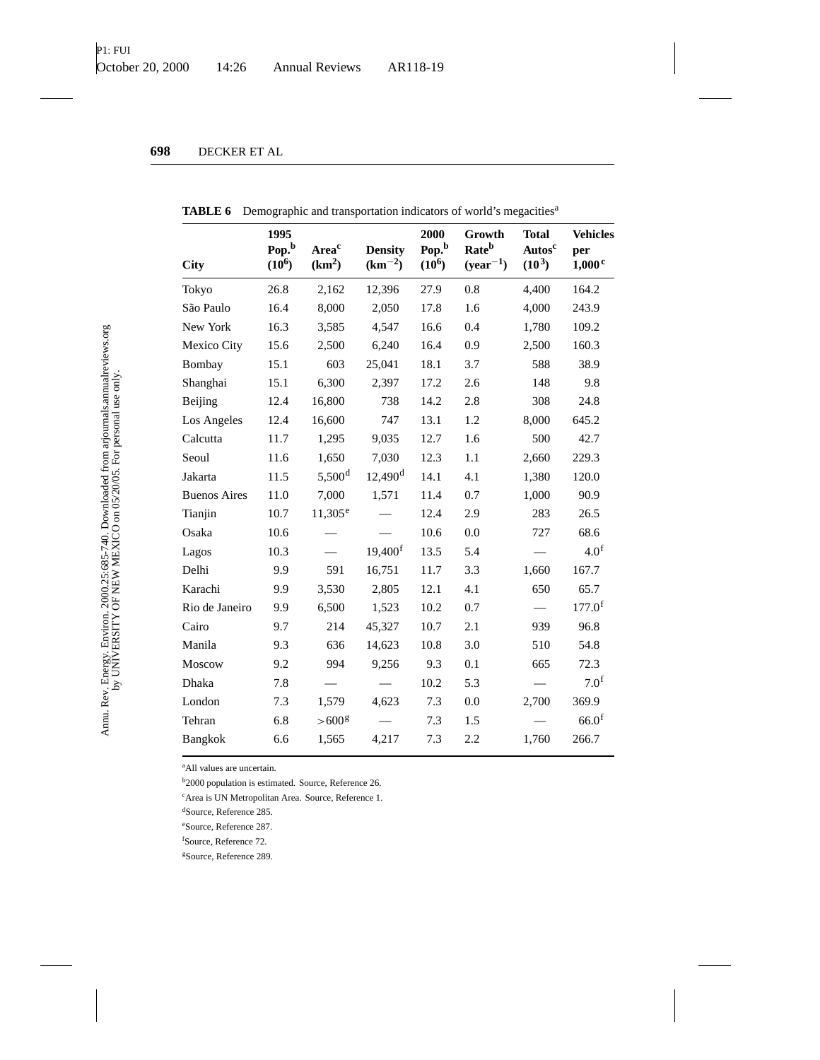**TABLE 6** Demographic and transportation indicators of world's megacities[a]

| City | 1995 Pop.[b] ($10^6$) | Area[c] ($km^2$) | Density ($km^{-2}$) | 2000 Pop.[b] ($10^6$) | Growth Rate[b] ($year^{-1}$) | Total Autos[c] ($10^3$) | Vehicles per 1,000[c] |
|---|---|---|---|---|---|---|---|
| Tokyo | 26.8 | 2,162 | 12,396 | 27.9 | 0.8 | 4,400 | 164.2 |
| São Paulo | 16.4 | 8,000 | 2,050 | 17.8 | 1.6 | 4,000 | 243.9 |
| New York | 16.3 | 3,585 | 4,547 | 16.6 | 0.4 | 1,780 | 109.2 |
| Mexico City | 15.6 | 2,500 | 6,240 | 16.4 | 0.9 | 2,500 | 160.3 |
| Bombay | 15.1 | 603 | 25,041 | 18.1 | 3.7 | 588 | 38.9 |
| Shanghai | 15.1 | 6,300 | 2,397 | 17.2 | 2.6 | 148 | 9.8 |
| Beijing | 12.4 | 16,800 | 738 | 14.2 | 2.8 | 308 | 24.8 |
| Los Angeles | 12.4 | 16,600 | 747 | 13.1 | 1.2 | 8,000 | 645.2 |
| Calcutta | 11.7 | 1,295 | 9,035 | 12.7 | 1.6 | 500 | 42.7 |
| Seoul | 11.6 | 1,650 | 7,030 | 12.3 | 1.1 | 2,660 | 229.3 |
| Jakarta | 11.5 | 5,500[d] | 12,490[d] | 14.1 | 4.1 | 1,380 | 120.0 |
| Buenos Aires | 11.0 | 7,000 | 1,571 | 11.4 | 0.7 | 1,000 | 90.9 |
| Tianjin | 10.7 | 11,305[e] | — | 12.4 | 2.9 | 283 | 26.5 |
| Osaka | 10.6 | — | — | 10.6 | 0.0 | 727 | 68.6 |
| Lagos | 10.3 | — | 19,400[f] | 13.5 | 5.4 | — | 4.0[f] |
| Delhi | 9.9 | 591 | 16,751 | 11.7 | 3.3 | 1,660 | 167.7 |
| Karachi | 9.9 | 3,530 | 2,805 | 12.1 | 4.1 | 650 | 65.7 |
| Rio de Janeiro | 9.9 | 6,500 | 1,523 | 10.2 | 0.7 | — | 177.0[f] |
| Cairo | 9.7 | 214 | 45,327 | 10.7 | 2.1 | 939 | 96.8 |
| Manila | 9.3 | 636 | 14,623 | 10.8 | 3.0 | 510 | 54.8 |
| Moscow | 9.2 | 994 | 9,256 | 9.3 | 0.1 | 665 | 72.3 |
| Dhaka | 7.8 | — | — | 10.2 | 5.3 | — | 7.0[f] |
| London | 7.3 | 1,579 | 4,623 | 7.3 | 0.0 | 2,700 | 369.9 |
| Tehran | 6.8 | >600[g] | — | 7.3 | 1.5 | — | 66.0[f] |
| Bangkok | 6.6 | 1,565 | 4,217 | 7.3 | 2.2 | 1,760 | 266.7 |

[a]All values are uncertain.

[b]2000 population is estimated. Source, Reference 26.

[c]Area is UN Metropolitan Area. Source, Reference 1.

[d]Source, Reference 285.

[e]Source, Reference 287.

[f]Source, Reference 72.

[g]Source, Reference 289.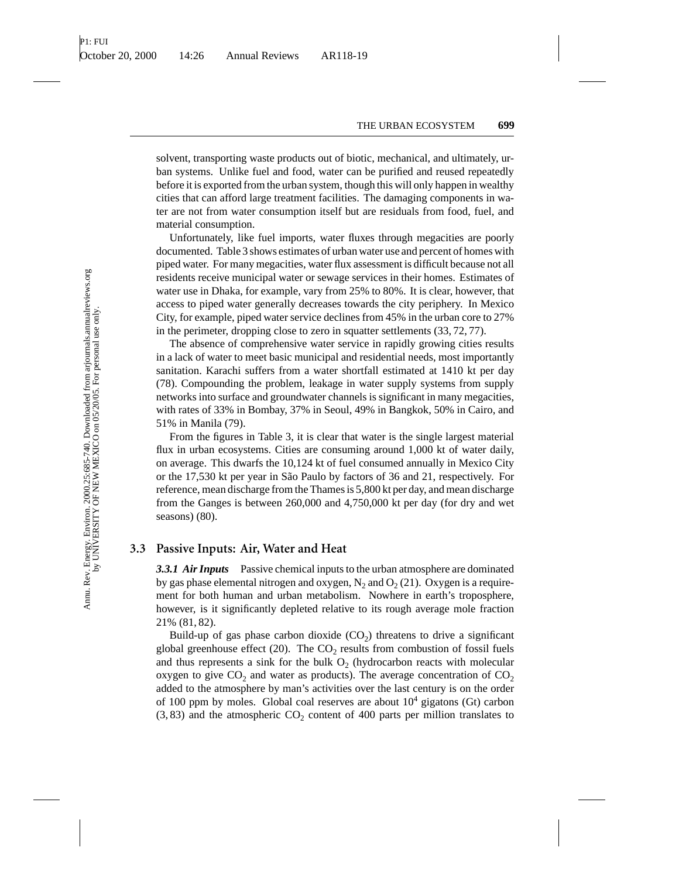solvent, transporting waste products out of biotic, mechanical, and ultimately, urban systems. Unlike fuel and food, water can be purified and reused repeatedly before it is exported from the urban system, though this will only happen in wealthy cities that can afford large treatment facilities. The damaging components in water are not from water consumption itself but are residuals from food, fuel, and material consumption.

Unfortunately, like fuel imports, water fluxes through megacities are poorly documented. Table 3 shows estimates of urban water use and percent of homes with piped water. For many megacities, water flux assessment is difficult because not all residents receive municipal water or sewage services in their homes. Estimates of water use in Dhaka, for example, vary from 25% to 80%. It is clear, however, that access to piped water generally decreases towards the city periphery. In Mexico City, for example, piped water service declines from 45% in the urban core to 27% in the perimeter, dropping close to zero in squatter settlements (33, 72, 77).

The absence of comprehensive water service in rapidly growing cities results in a lack of water to meet basic municipal and residential needs, most importantly sanitation. Karachi suffers from a water shortfall estimated at 1410 kt per day (78). Compounding the problem, leakage in water supply systems from supply networks into surface and groundwater channels is significant in many megacities, with rates of 33% in Bombay, 37% in Seoul, 49% in Bangkok, 50% in Cairo, and 51% in Manila (79).

From the figures in Table 3, it is clear that water is the single largest material flux in urban ecosystems. Cities are consuming around 1,000 kt of water daily, on average. This dwarfs the 10,124 kt of fuel consumed annually in Mexico City or the 17,530 kt per year in São Paulo by factors of 36 and 21, respectively. For reference, mean discharge from the Thames is 5,800 kt per day, and mean discharge from the Ganges is between 260,000 and 4,750,000 kt per day (for dry and wet seasons) (80).

## 3.3 Passive Inputs: Air, Water and Heat

***3.3.1 Air Inputs*** Passive chemical inputs to the urban atmosphere are dominated by gas phase elemental nitrogen and oxygen, $N_2$ and $O_2$ (21). Oxygen is a requirement for both human and urban metabolism. Nowhere in earth's troposphere, however, is it significantly depleted relative to its rough average mole fraction 21% (81, 82).

Build-up of gas phase carbon dioxide ($CO_2$) threatens to drive a significant global greenhouse effect (20). The $CO_2$ results from combustion of fossil fuels and thus represents a sink for the bulk $O_2$ (hydrocarbon reacts with molecular oxygen to give $CO_2$ and water as products). The average concentration of $CO_2$ added to the atmosphere by man's activities over the last century is on the order of 100 ppm by moles. Global coal reserves are about $10^4$ gigatons (Gt) carbon (3, 83) and the atmospheric $CO_2$ content of 400 parts per million translates to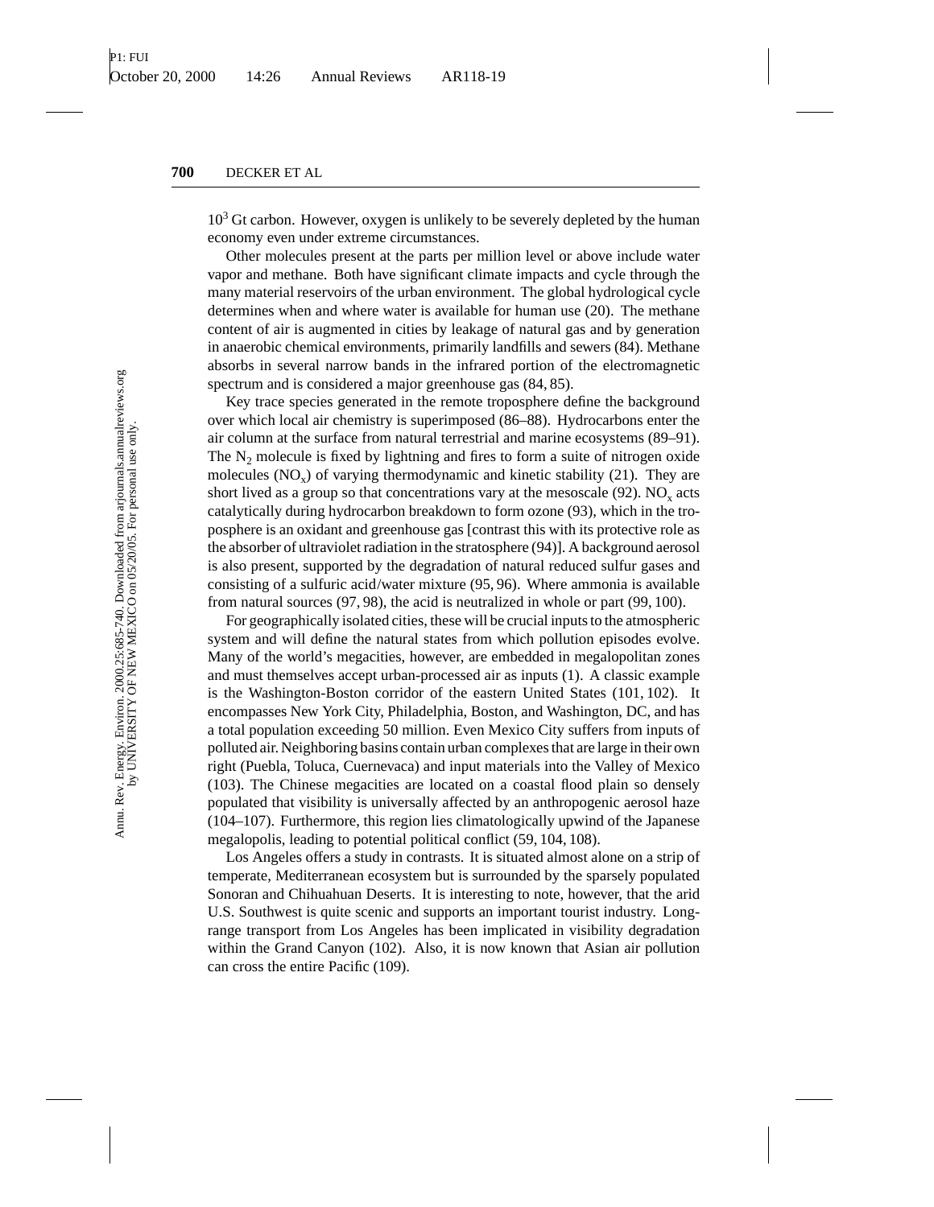$10^3$ Gt carbon. However, oxygen is unlikely to be severely depleted by the human economy even under extreme circumstances.

Other molecules present at the parts per million level or above include water vapor and methane. Both have significant climate impacts and cycle through the many material reservoirs of the urban environment. The global hydrological cycle determines when and where water is available for human use (20). The methane content of air is augmented in cities by leakage of natural gas and by generation in anaerobic chemical environments, primarily landfills and sewers (84). Methane absorbs in several narrow bands in the infrared portion of the electromagnetic spectrum and is considered a major greenhouse gas (84, 85).

Key trace species generated in the remote troposphere define the background over which local air chemistry is superimposed (86–88). Hydrocarbons enter the air column at the surface from natural terrestrial and marine ecosystems (89–91). The $N_2$ molecule is fixed by lightning and fires to form a suite of nitrogen oxide molecules ($NO_x$) of varying thermodynamic and kinetic stability (21). They are short lived as a group so that concentrations vary at the mesoscale (92). $NO_x$ acts catalytically during hydrocarbon breakdown to form ozone (93), which in the troposphere is an oxidant and greenhouse gas [contrast this with its protective role as the absorber of ultraviolet radiation in the stratosphere (94)]. A background aerosol is also present, supported by the degradation of natural reduced sulfur gases and consisting of a sulfuric acid/water mixture (95, 96). Where ammonia is available from natural sources (97, 98), the acid is neutralized in whole or part (99, 100).

For geographically isolated cities, these will be crucial inputs to the atmospheric system and will define the natural states from which pollution episodes evolve. Many of the world's megacities, however, are embedded in megalopolitan zones and must themselves accept urban-processed air as inputs (1). A classic example is the Washington-Boston corridor of the eastern United States (101, 102). It encompasses New York City, Philadelphia, Boston, and Washington, DC, and has a total population exceeding 50 million. Even Mexico City suffers from inputs of polluted air. Neighboring basins contain urban complexes that are large in their own right (Puebla, Toluca, Cuernevaca) and input materials into the Valley of Mexico (103). The Chinese megacities are located on a coastal flood plain so densely populated that visibility is universally affected by an anthropogenic aerosol haze (104–107). Furthermore, this region lies climatologically upwind of the Japanese megalopolis, leading to potential political conflict (59, 104, 108).

Los Angeles offers a study in contrasts. It is situated almost alone on a strip of temperate, Mediterranean ecosystem but is surrounded by the sparsely populated Sonoran and Chihuahuan Deserts. It is interesting to note, however, that the arid U.S. Southwest is quite scenic and supports an important tourist industry. Long-range transport from Los Angeles has been implicated in visibility degradation within the Grand Canyon (102). Also, it is now known that Asian air pollution can cross the entire Pacific (109).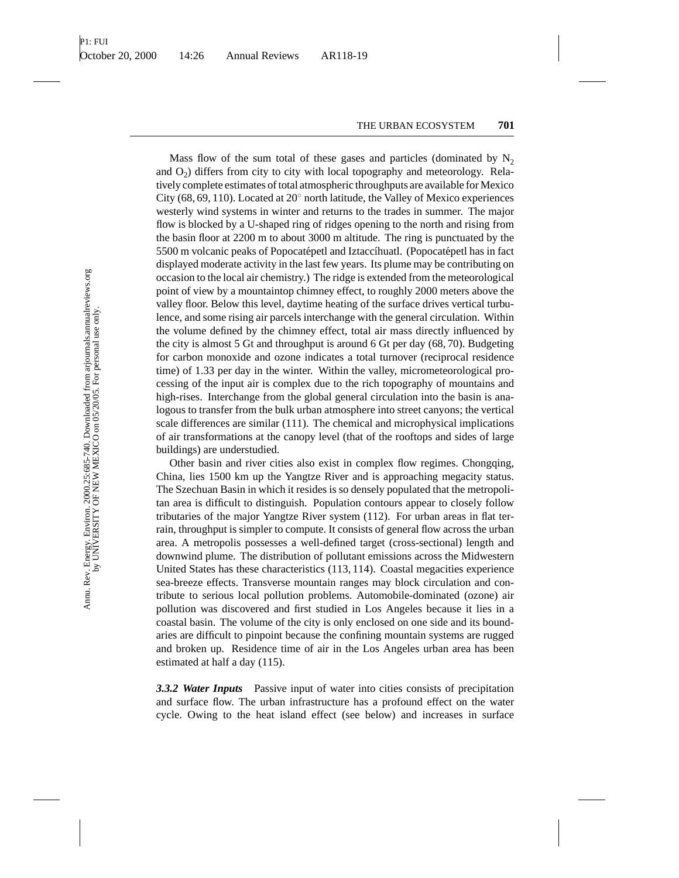Mass flow of the sum total of these gases and particles (dominated by $N_2$ and $O_2$) differs from city to city with local topography and meteorology. Relatively complete estimates of total atmospheric throughputs are available for Mexico City (68, 69, 110). Located at 20° north latitude, the Valley of Mexico experiences westerly wind systems in winter and returns to the trades in summer. The major flow is blocked by a U-shaped ring of ridges opening to the north and rising from the basin floor at 2200 m to about 3000 m altitude. The ring is punctuated by the 5500 m volcanic peaks of Popocatépetl and Iztaccíhuatl. (Popocatépetl has in fact displayed moderate activity in the last few years. Its plume may be contributing on occasion to the local air chemistry.) The ridge is extended from the meteorological point of view by a mountaintop chimney effect, to roughly 2000 meters above the valley floor. Below this level, daytime heating of the surface drives vertical turbulence, and some rising air parcels interchange with the general circulation. Within the volume defined by the chimney effect, total air mass directly influenced by the city is almost 5 Gt and throughput is around 6 Gt per day (68, 70). Budgeting for carbon monoxide and ozone indicates a total turnover (reciprocal residence time) of 1.33 per day in the winter. Within the valley, micrometeorological processing of the input air is complex due to the rich topography of mountains and high-rises. Interchange from the global general circulation into the basin is analogous to transfer from the bulk urban atmosphere into street canyons; the vertical scale differences are similar (111). The chemical and microphysical implications of air transformations at the canopy level (that of the rooftops and sides of large buildings) are understudied.

Other basin and river cities also exist in complex flow regimes. Chongqing, China, lies 1500 km up the Yangtze River and is approaching megacity status. The Szechuan Basin in which it resides is so densely populated that the metropolitan area is difficult to distinguish. Population contours appear to closely follow tributaries of the major Yangtze River system (112). For urban areas in flat terrain, throughput is simpler to compute. It consists of general flow across the urban area. A metropolis possesses a well-defined target (cross-sectional) length and downwind plume. The distribution of pollutant emissions across the Midwestern United States has these characteristics (113, 114). Coastal megacities experience sea-breeze effects. Transverse mountain ranges may block circulation and contribute to serious local pollution problems. Automobile-dominated (ozone) air pollution was discovered and first studied in Los Angeles because it lies in a coastal basin. The volume of the city is only enclosed on one side and its boundaries are difficult to pinpoint because the confining mountain systems are rugged and broken up. Residence time of air in the Los Angeles urban area has been estimated at half a day (115).

***3.3.2 Water Inputs*** Passive input of water into cities consists of precipitation and surface flow. The urban infrastructure has a profound effect on the water cycle. Owing to the heat island effect (see below) and increases in surface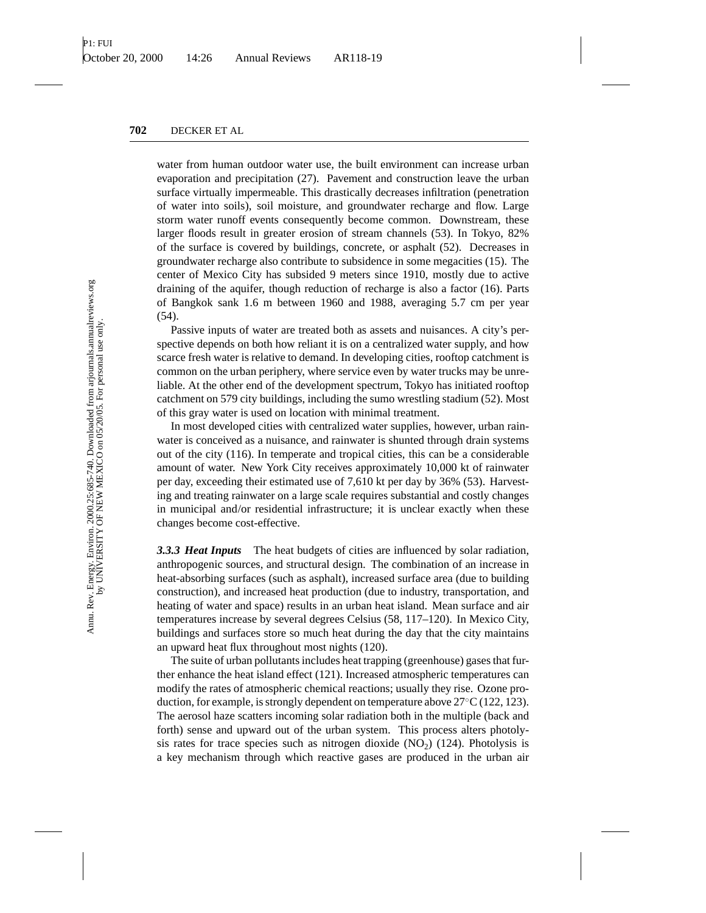water from human outdoor water use, the built environment can increase urban evaporation and precipitation (27). Pavement and construction leave the urban surface virtually impermeable. This drastically decreases infiltration (penetration of water into soils), soil moisture, and groundwater recharge and flow. Large storm water runoff events consequently become common. Downstream, these larger floods result in greater erosion of stream channels (53). In Tokyo, 82% of the surface is covered by buildings, concrete, or asphalt (52). Decreases in groundwater recharge also contribute to subsidence in some megacities (15). The center of Mexico City has subsided 9 meters since 1910, mostly due to active draining of the aquifer, though reduction of recharge is also a factor (16). Parts of Bangkok sank 1.6 m between 1960 and 1988, averaging 5.7 cm per year (54).

Passive inputs of water are treated both as assets and nuisances. A city's perspective depends on both how reliant it is on a centralized water supply, and how scarce fresh water is relative to demand. In developing cities, rooftop catchment is common on the urban periphery, where service even by water trucks may be unreliable. At the other end of the development spectrum, Tokyo has initiated rooftop catchment on 579 city buildings, including the sumo wrestling stadium (52). Most of this gray water is used on location with minimal treatment.

In most developed cities with centralized water supplies, however, urban rainwater is conceived as a nuisance, and rainwater is shunted through drain systems out of the city (116). In temperate and tropical cities, this can be a considerable amount of water. New York City receives approximately 10,000 kt of rainwater per day, exceeding their estimated use of 7,610 kt per day by 36% (53). Harvesting and treating rainwater on a large scale requires substantial and costly changes in municipal and/or residential infrastructure; it is unclear exactly when these changes become cost-effective.

***3.3.3 Heat Inputs*** The heat budgets of cities are influenced by solar radiation, anthropogenic sources, and structural design. The combination of an increase in heat-absorbing surfaces (such as asphalt), increased surface area (due to building construction), and increased heat production (due to industry, transportation, and heating of water and space) results in an urban heat island. Mean surface and air temperatures increase by several degrees Celsius (58, 117–120). In Mexico City, buildings and surfaces store so much heat during the day that the city maintains an upward heat flux throughout most nights (120).

The suite of urban pollutants includes heat trapping (greenhouse) gases that further enhance the heat island effect (121). Increased atmospheric temperatures can modify the rates of atmospheric chemical reactions; usually they rise. Ozone production, for example, is strongly dependent on temperature above 27°C (122, 123). The aerosol haze scatters incoming solar radiation both in the multiple (back and forth) sense and upward out of the urban system. This process alters photolysis rates for trace species such as nitrogen dioxide ($NO_2$) (124). Photolysis is a key mechanism through which reactive gases are produced in the urban air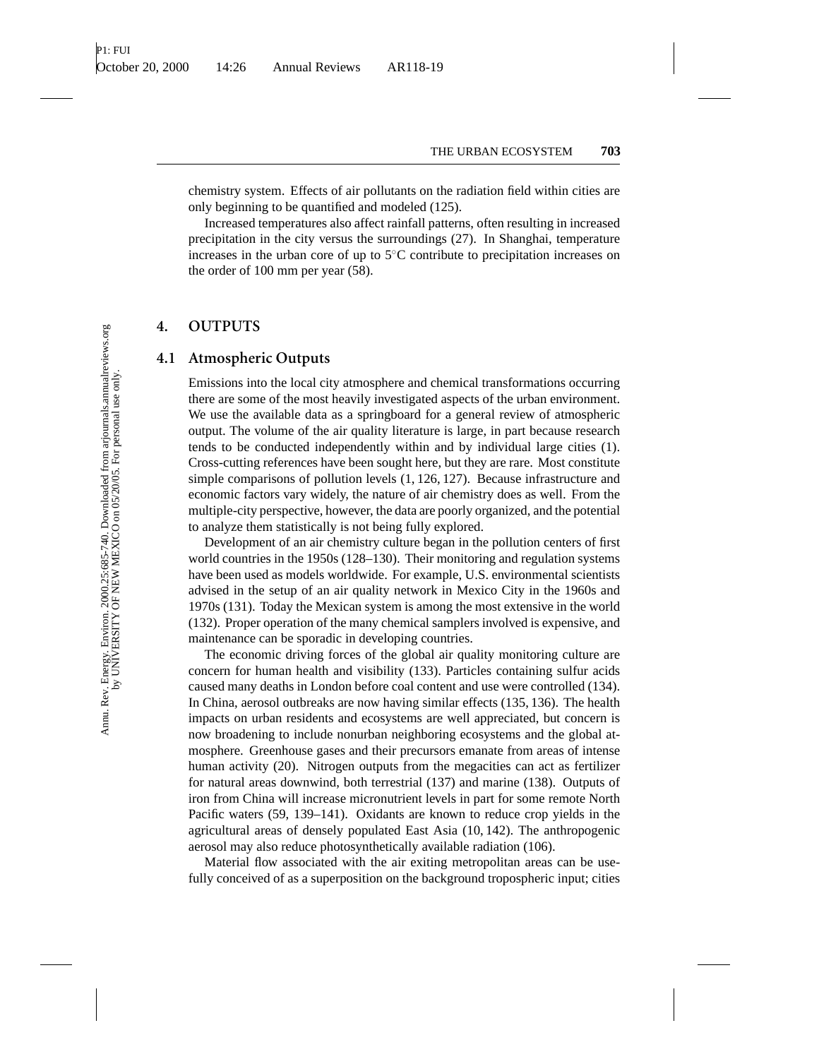chemistry system. Effects of air pollutants on the radiation field within cities are only beginning to be quantified and modeled (125).

Increased temperatures also affect rainfall patterns, often resulting in increased precipitation in the city versus the surroundings (27). In Shanghai, temperature increases in the urban core of up to 5°C contribute to precipitation increases on the order of 100 mm per year (58).

# 4. OUTPUTS

## 4.1 Atmospheric Outputs

Emissions into the local city atmosphere and chemical transformations occurring there are some of the most heavily investigated aspects of the urban environment. We use the available data as a springboard for a general review of atmospheric output. The volume of the air quality literature is large, in part because research tends to be conducted independently within and by individual large cities (1). Cross-cutting references have been sought here, but they are rare. Most constitute simple comparisons of pollution levels (1, 126, 127). Because infrastructure and economic factors vary widely, the nature of air chemistry does as well. From the multiple-city perspective, however, the data are poorly organized, and the potential to analyze them statistically is not being fully explored.

Development of an air chemistry culture began in the pollution centers of first world countries in the 1950s (128–130). Their monitoring and regulation systems have been used as models worldwide. For example, U.S. environmental scientists advised in the setup of an air quality network in Mexico City in the 1960s and 1970s (131). Today the Mexican system is among the most extensive in the world (132). Proper operation of the many chemical samplers involved is expensive, and maintenance can be sporadic in developing countries.

The economic driving forces of the global air quality monitoring culture are concern for human health and visibility (133). Particles containing sulfur acids caused many deaths in London before coal content and use were controlled (134). In China, aerosol outbreaks are now having similar effects (135, 136). The health impacts on urban residents and ecosystems are well appreciated, but concern is now broadening to include nonurban neighboring ecosystems and the global atmosphere. Greenhouse gases and their precursors emanate from areas of intense human activity (20). Nitrogen outputs from the megacities can act as fertilizer for natural areas downwind, both terrestrial (137) and marine (138). Outputs of iron from China will increase micronutrient levels in part for some remote North Pacific waters (59, 139–141). Oxidants are known to reduce crop yields in the agricultural areas of densely populated East Asia (10, 142). The anthropogenic aerosol may also reduce photosynthetically available radiation (106).

Material flow associated with the air exiting metropolitan areas can be usefully conceived of as a superposition on the background tropospheric input; cities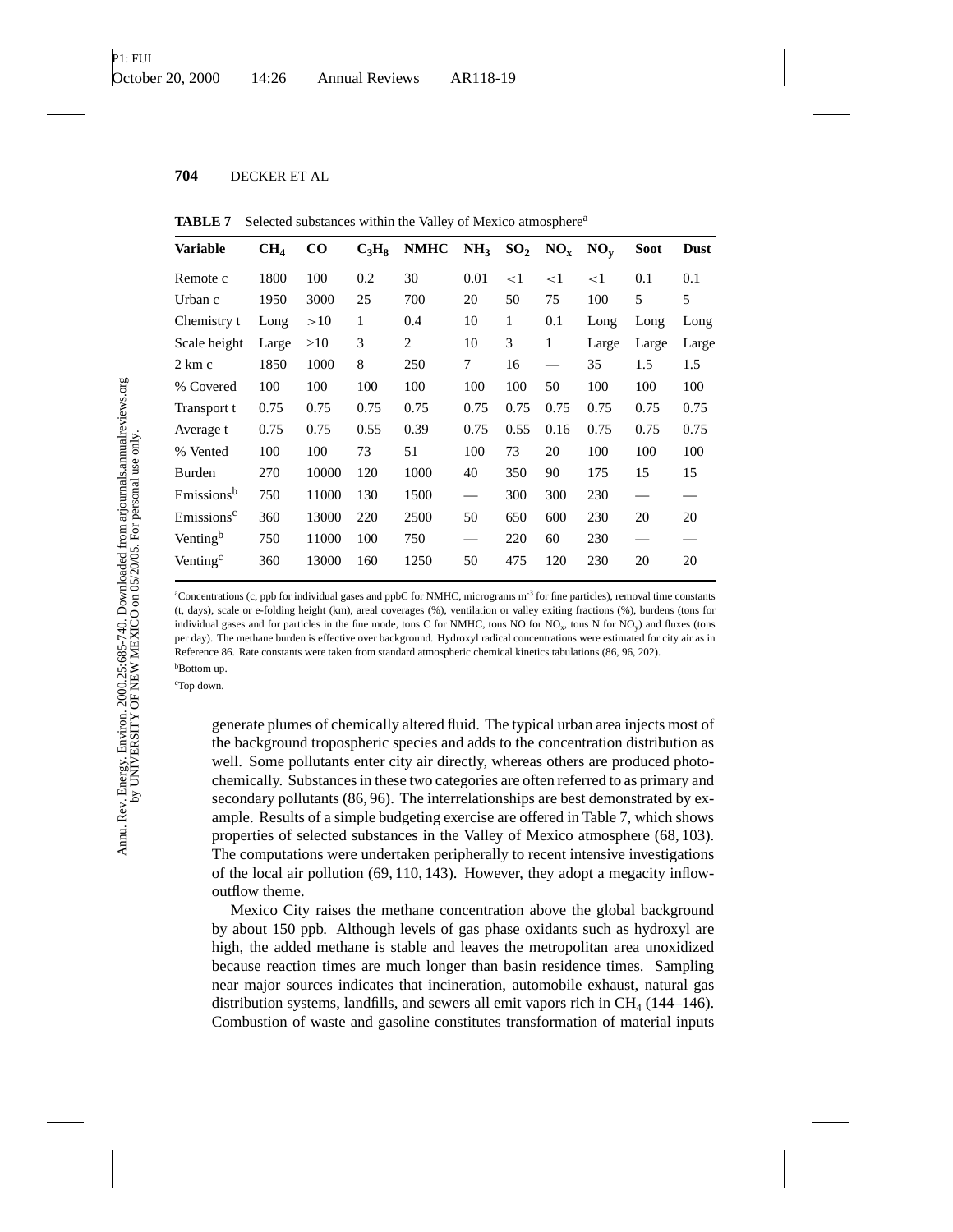**TABLE 7** Selected substances within the Valley of Mexico atmosphere[a]

| Variable | $CH_4$ | CO | $C_3H_8$ | NMHC | $NH_3$ | $SO_2$ | $NO_x$ | $NO_y$ | Soot | Dust |
|---|---|---|---|---|---|---|---|---|---|---|
| Remote c | 1800 | 100 | 0.2 | 30 | 0.01 | <1 | <1 | <1 | 0.1 | 0.1 |
| Urban c | 1950 | 3000 | 25 | 700 | 20 | 50 | 75 | 100 | 5 | 5 |
| Chemistry t | Long | >10 | 1 | 0.4 | 10 | 1 | 0.1 | Long | Long | Long |
| Scale height | Large | >10 | 3 | 2 | 10 | 3 | 1 | Large | Large | Large |
| 2 km c | 1850 | 1000 | 8 | 250 | 7 | 16 | — | 35 | 1.5 | 1.5 |
| % Covered | 100 | 100 | 100 | 100 | 100 | 100 | 50 | 100 | 100 | 100 |
| Transport t | 0.75 | 0.75 | 0.75 | 0.75 | 0.75 | 0.75 | 0.75 | 0.75 | 0.75 | 0.75 |
| Average t | 0.75 | 0.75 | 0.55 | 0.39 | 0.75 | 0.55 | 0.16 | 0.75 | 0.75 | 0.75 |
| % Vented | 100 | 100 | 73 | 51 | 100 | 73 | 20 | 100 | 100 | 100 |
| Burden | 270 | 10000 | 120 | 1000 | 40 | 350 | 90 | 175 | 15 | 15 |
| Emissions[b] | 750 | 11000 | 130 | 1500 | — | 300 | 300 | 230 | — | — |
| Emissions[c] | 360 | 13000 | 220 | 2500 | 50 | 650 | 600 | 230 | 20 | 20 |
| Venting[b] | 750 | 11000 | 100 | 750 | — | 220 | 60 | 230 | — | — |
| Venting[c] | 360 | 13000 | 160 | 1250 | 50 | 475 | 120 | 230 | 20 | 20 |

[a]Concentrations (c, ppb for individual gases and ppbC for NMHC, micrograms $m^{-3}$ for fine particles), removal time constants (t, days), scale or e-folding height (km), areal coverages (%), ventilation or valley exiting fractions (%), burdens (tons for individual gases and for particles in the fine mode, tons C for NMHC, tons NO for $NO_x$, tons N for $NO_y$) and fluxes (tons per day). The methane burden is effective over background. Hydroxyl radical concentrations were estimated for city air as in Reference 86. Rate constants were taken from standard atmospheric chemical kinetics tabulations (86, 96, 202).

[b]Bottom up.

[c]Top down.

generate plumes of chemically altered fluid. The typical urban area injects most of the background tropospheric species and adds to the concentration distribution as well. Some pollutants enter city air directly, whereas others are produced photochemically. Substances in these two categories are often referred to as primary and secondary pollutants (86, 96). The interrelationships are best demonstrated by example. Results of a simple budgeting exercise are offered in Table 7, which shows properties of selected substances in the Valley of Mexico atmosphere (68, 103). The computations were undertaken peripherally to recent intensive investigations of the local air pollution (69, 110, 143). However, they adopt a megacity inflow-outflow theme.

Mexico City raises the methane concentration above the global background by about 150 ppb. Although levels of gas phase oxidants such as hydroxyl are high, the added methane is stable and leaves the metropolitan area unoxidized because reaction times are much longer than basin residence times. Sampling near major sources indicates that incineration, automobile exhaust, natural gas distribution systems, landfills, and sewers all emit vapors rich in $CH_4$ (144–146). Combustion of waste and gasoline constitutes transformation of material inputs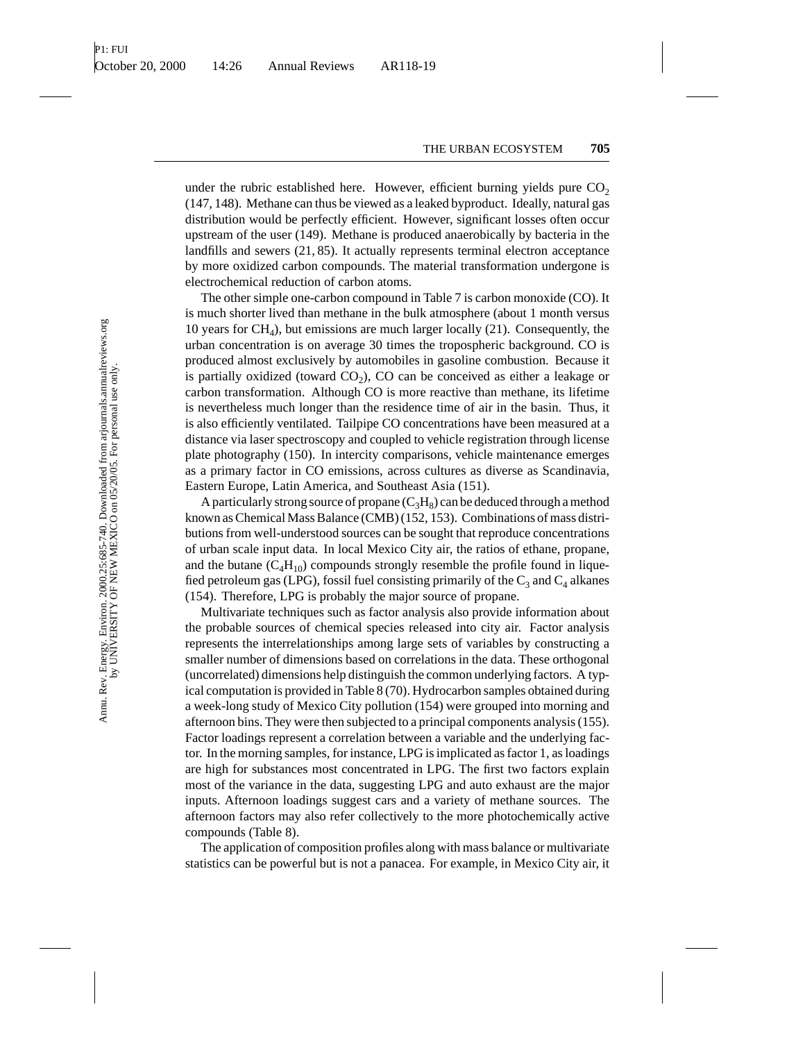under the rubric established here. However, efficient burning yields pure $CO_2$ (147, 148). Methane can thus be viewed as a leaked byproduct. Ideally, natural gas distribution would be perfectly efficient. However, significant losses often occur upstream of the user (149). Methane is produced anaerobically by bacteria in the landfills and sewers (21, 85). It actually represents terminal electron acceptance by more oxidized carbon compounds. The material transformation undergone is electrochemical reduction of carbon atoms.

The other simple one-carbon compound in Table 7 is carbon monoxide (CO). It is much shorter lived than methane in the bulk atmosphere (about 1 month versus 10 years for $CH_4$), but emissions are much larger locally (21). Consequently, the urban concentration is on average 30 times the tropospheric background. CO is produced almost exclusively by automobiles in gasoline combustion. Because it is partially oxidized (toward $CO_2$), CO can be conceived as either a leakage or carbon transformation. Although CO is more reactive than methane, its lifetime is nevertheless much longer than the residence time of air in the basin. Thus, it is also efficiently ventilated. Tailpipe CO concentrations have been measured at a distance via laser spectroscopy and coupled to vehicle registration through license plate photography (150). In intercity comparisons, vehicle maintenance emerges as a primary factor in CO emissions, across cultures as diverse as Scandinavia, Eastern Europe, Latin America, and Southeast Asia (151).

A particularly strong source of propane ($C_3H_8$) can be deduced through a method known as Chemical Mass Balance (CMB) (152, 153). Combinations of mass distributions from well-understood sources can be sought that reproduce concentrations of urban scale input data. In local Mexico City air, the ratios of ethane, propane, and the butane ($C_4H_{10}$) compounds strongly resemble the profile found in liquefied petroleum gas (LPG), fossil fuel consisting primarily of the $C_3$ and $C_4$ alkanes (154). Therefore, LPG is probably the major source of propane.

Multivariate techniques such as factor analysis also provide information about the probable sources of chemical species released into city air. Factor analysis represents the interrelationships among large sets of variables by constructing a smaller number of dimensions based on correlations in the data. These orthogonal (uncorrelated) dimensions help distinguish the common underlying factors. A typical computation is provided in Table 8 (70). Hydrocarbon samples obtained during a week-long study of Mexico City pollution (154) were grouped into morning and afternoon bins. They were then subjected to a principal components analysis (155). Factor loadings represent a correlation between a variable and the underlying factor. In the morning samples, for instance, LPG is implicated as factor 1, as loadings are high for substances most concentrated in LPG. The first two factors explain most of the variance in the data, suggesting LPG and auto exhaust are the major inputs. Afternoon loadings suggest cars and a variety of methane sources. The afternoon factors may also refer collectively to the more photochemically active compounds (Table 8).

The application of composition profiles along with mass balance or multivariate statistics can be powerful but is not a panacea. For example, in Mexico City air, it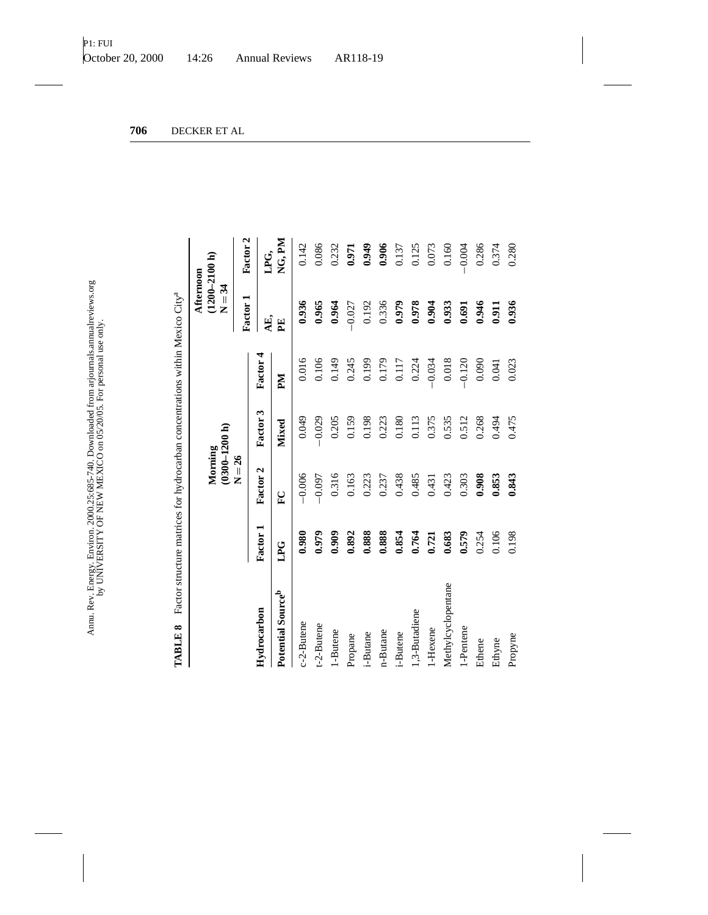**TABLE 8** Factor structure matrices for hydrocarban concentrations within Mexico City[a]

| Hydrocarbon | Morning (0300–1200 h) N = 26 | | | | Afternoon (1200–2100 h) N = 34 | |
|---|---|---|---|---|---|---|
| | Factor 1 | Factor 2 | Factor 3 | Factor 4 | Factor 1 | Factor 2 |
| Potential Source[b] | LPG | FC | Mixed | PM | AE, PE | LPG, NG, PM |
| c-2-Butene | **0.980** | −0.006 | 0.049 | 0.016 | **0.936** | 0.142 |
| t-2-Butene | **0.979** | −0.097 | −0.029 | 0.106 | **0.965** | 0.086 |
| 1-Butene | **0.909** | 0.316 | 0.205 | 0.149 | **0.964** | 0.232 |
| Propane | **0.892** | 0.163 | 0.159 | 0.245 | −0.027 | **0.971** |
| i-Butane | **0.888** | 0.223 | 0.198 | 0.199 | 0.192 | **0.949** |
| n-Butane | **0.888** | 0.237 | 0.223 | 0.179 | 0.336 | **0.906** |
| i-Butene | **0.854** | 0.438 | 0.180 | 0.117 | **0.979** | 0.137 |
| 1,3-Butadiene | **0.764** | 0.485 | 0.113 | 0.224 | **0.978** | 0.125 |
| 1-Hexene | **0.721** | 0.431 | 0.375 | −0.034 | **0.904** | 0.073 |
| Methylcyclopentane | **0.683** | 0.423 | 0.535 | 0.018 | **0.933** | 0.160 |
| 1-Pentene | **0.579** | 0.303 | 0.512 | −0.120 | **0.691** | −0.004 |
| Ethene | 0.254 | **0.908** | 0.268 | 0.090 | **0.946** | 0.286 |
| Ethyne | 0.106 | **0.853** | 0.494 | 0.041 | **0.911** | 0.374 |
| Propyne | 0.198 | **0.843** | 0.475 | 0.023 | **0.936** | 0.280 |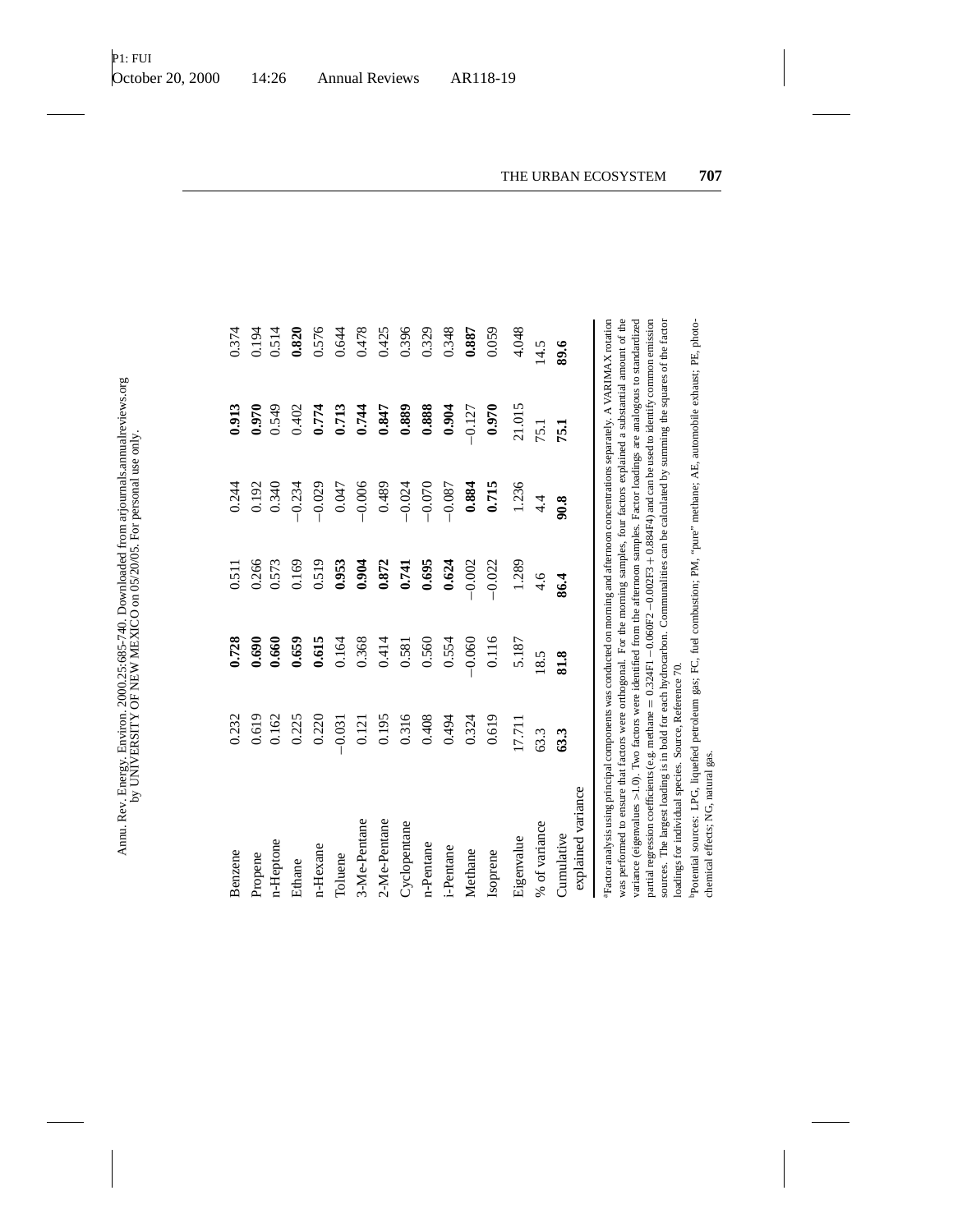| | | | | | | |
|---|---|---|---|---|---|---|
| Benzene | 0.232 | **0.728** | 0.511 | 0.244 | **0.913** | 0.374 |
| Propene | 0.619 | **0.690** | 0.266 | 0.192 | **0.970** | 0.194 |
| n-Heptone | 0.162 | **0.660** | 0.573 | 0.340 | 0.549 | 0.514 |
| Ethane | 0.225 | **0.659** | 0.169 | −0.234 | 0.402 | **0.820** |
| n-Hexane | 0.220 | **0.615** | 0.519 | −0.029 | **0.774** | 0.576 |
| Toluene | −0.031 | 0.164 | **0.953** | 0.047 | **0.713** | 0.644 |
| 3-Me-Pentane | 0.121 | 0.368 | **0.904** | −0.006 | **0.744** | 0.478 |
| 2-Me-Pentane | 0.195 | 0.414 | **0.872** | 0.489 | **0.847** | 0.425 |
| Cyclopentane | 0.316 | 0.581 | **0.741** | −0.024 | **0.889** | 0.396 |
| n-Pentane | 0.408 | 0.560 | **0.695** | −0.070 | **0.888** | 0.329 |
| i-Pentane | 0.494 | 0.554 | **0.624** | −0.087 | **0.904** | 0.348 |
| Methane | 0.324 | −0.060 | −0.002 | **0.884** | −0.127 | **0.887** |
| Isoprene | 0.619 | 0.116 | −0.022 | **0.715** | **0.970** | 0.059 |
| Eigenvalue | 17.711 | 5.187 | 1.289 | 1.236 | 21.015 | 4.048 |
| % of variance | 63.3 | 18.5 | 4.6 | 4.4 | 75.1 | 14.5 |
| Cumulative explained variance | **63.3** | **81.8** | **86.4** | **90.8** | **75.1** | **89.6** |

[a]Factor analysis using principal components was conducted on morning and afternoon concentrations separately. A VARIMAX rotation was performed to ensure that factors were orthogonal. For the morning samples, four factors explained a substantial amount of the variance (eigenvalues >1.0). Two factors were identified from the afternoon samples. Factor loadings are analogous to standardized partial regression coefficients (e.g. methane = 0.324F1 −0.060F2 −0.002F3 + 0.884F4) and can be used to identify common emission sources. The largest loading is in bold for each hydrocarbon. Communalities can be calculated by summing the squares of the factor loadings for individual species. Source, Reference 70.

[b]Potential sources: LPG, liquefied petroleum gas; FC, fuel combustion; PM, "pure" methane; AE, automobile exhaust; PE, photochemical effects; NG, natural gas.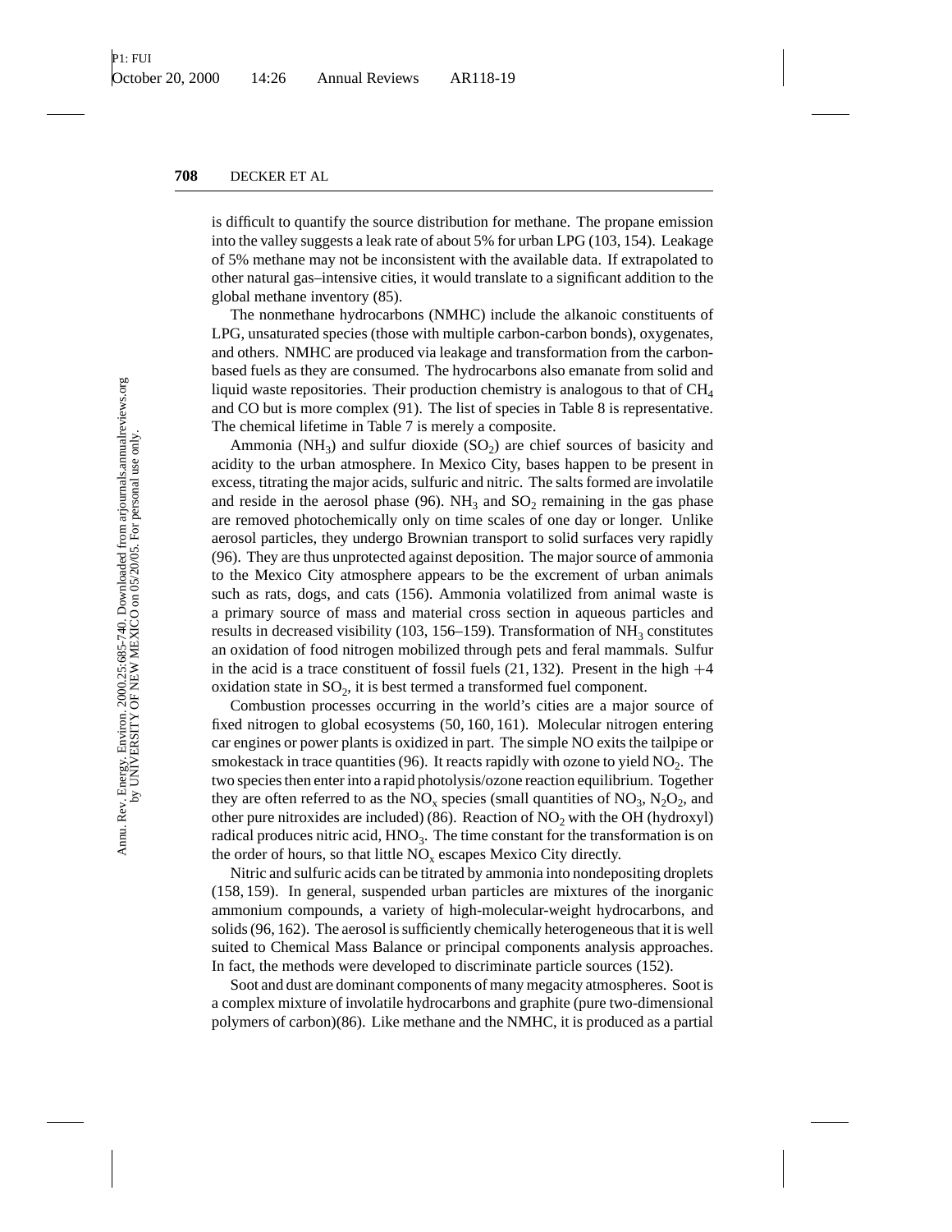is difficult to quantify the source distribution for methane. The propane emission into the valley suggests a leak rate of about 5% for urban LPG (103, 154). Leakage of 5% methane may not be inconsistent with the available data. If extrapolated to other natural gas–intensive cities, it would translate to a significant addition to the global methane inventory (85).

The nonmethane hydrocarbons (NMHC) include the alkanoic constituents of LPG, unsaturated species (those with multiple carbon-carbon bonds), oxygenates, and others. NMHC are produced via leakage and transformation from the carbon-based fuels as they are consumed. The hydrocarbons also emanate from solid and liquid waste repositories. Their production chemistry is analogous to that of $CH_4$ and CO but is more complex (91). The list of species in Table 8 is representative. The chemical lifetime in Table 7 is merely a composite.

Ammonia ($NH_3$) and sulfur dioxide ($SO_2$) are chief sources of basicity and acidity to the urban atmosphere. In Mexico City, bases happen to be present in excess, titrating the major acids, sulfuric and nitric. The salts formed are involatile and reside in the aerosol phase (96). $NH_3$ and $SO_2$ remaining in the gas phase are removed photochemically only on time scales of one day or longer. Unlike aerosol particles, they undergo Brownian transport to solid surfaces very rapidly (96). They are thus unprotected against deposition. The major source of ammonia to the Mexico City atmosphere appears to be the excrement of urban animals such as rats, dogs, and cats (156). Ammonia volatilized from animal waste is a primary source of mass and material cross section in aqueous particles and results in decreased visibility (103, 156–159). Transformation of $NH_3$ constitutes an oxidation of food nitrogen mobilized through pets and feral mammals. Sulfur in the acid is a trace constituent of fossil fuels (21, 132). Present in the high $+4$ oxidation state in $SO_2$, it is best termed a transformed fuel component.

Combustion processes occurring in the world's cities are a major source of fixed nitrogen to global ecosystems (50, 160, 161). Molecular nitrogen entering car engines or power plants is oxidized in part. The simple NO exits the tailpipe or smokestack in trace quantities (96). It reacts rapidly with ozone to yield $NO_2$. The two species then enter into a rapid photolysis/ozone reaction equilibrium. Together they are often referred to as the $NO_x$ species (small quantities of $NO_3$, $N_2O_2$, and other pure nitroxides are included) (86). Reaction of $NO_2$ with the OH (hydroxyl) radical produces nitric acid, $HNO_3$. The time constant for the transformation is on the order of hours, so that little $NO_x$ escapes Mexico City directly.

Nitric and sulfuric acids can be titrated by ammonia into nondepositing droplets (158, 159). In general, suspended urban particles are mixtures of the inorganic ammonium compounds, a variety of high-molecular-weight hydrocarbons, and solids (96, 162). The aerosol is sufficiently chemically heterogeneous that it is well suited to Chemical Mass Balance or principal components analysis approaches. In fact, the methods were developed to discriminate particle sources (152).

Soot and dust are dominant components of many megacity atmospheres. Soot is a complex mixture of involatile hydrocarbons and graphite (pure two-dimensional polymers of carbon)(86). Like methane and the NMHC, it is produced as a partial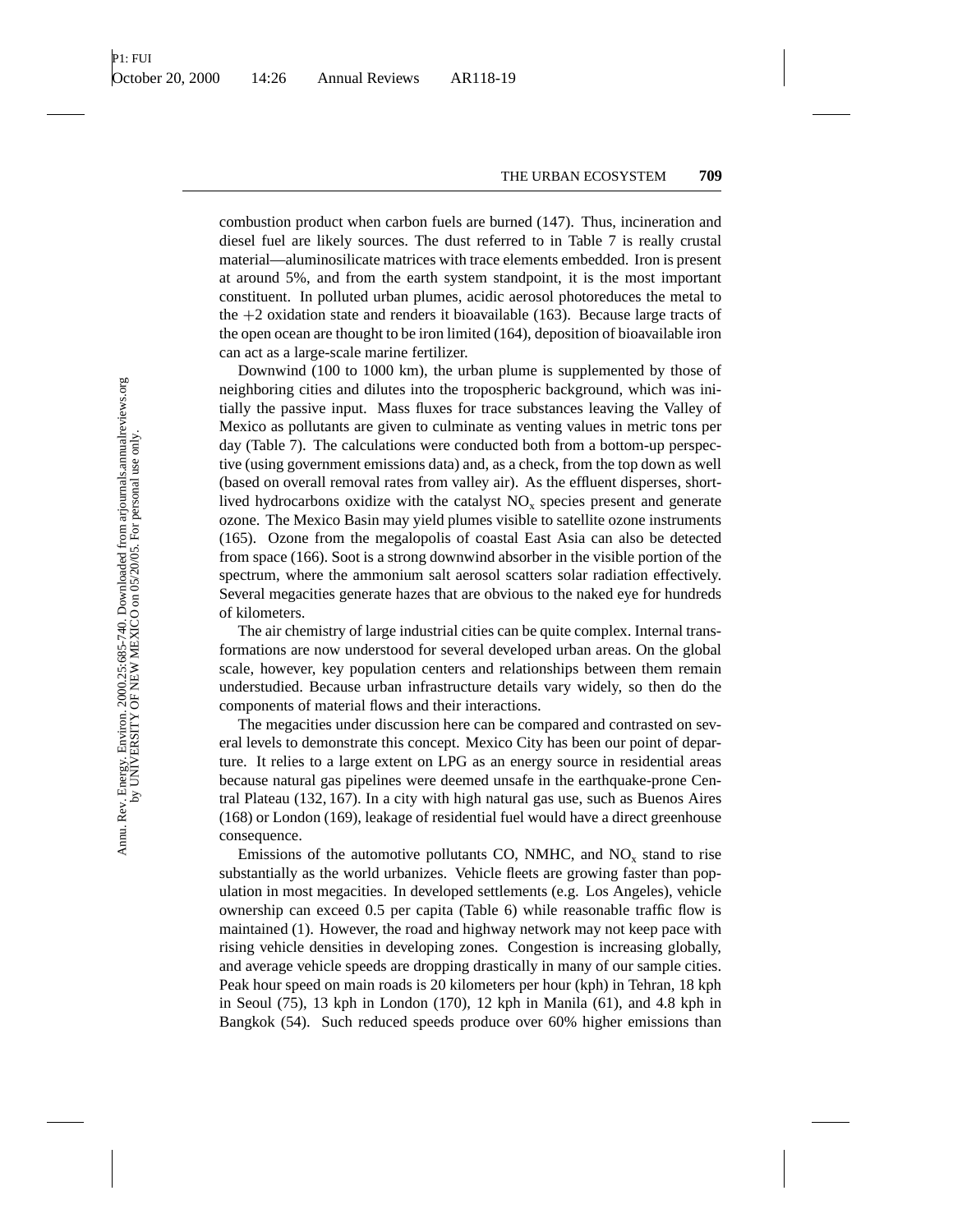combustion product when carbon fuels are burned (147). Thus, incineration and diesel fuel are likely sources. The dust referred to in Table 7 is really crustal material—aluminosilicate matrices with trace elements embedded. Iron is present at around 5%, and from the earth system standpoint, it is the most important constituent. In polluted urban plumes, acidic aerosol photoreduces the metal to the +2 oxidation state and renders it bioavailable (163). Because large tracts of the open ocean are thought to be iron limited (164), deposition of bioavailable iron can act as a large-scale marine fertilizer.

Downwind (100 to 1000 km), the urban plume is supplemented by those of neighboring cities and dilutes into the tropospheric background, which was initially the passive input. Mass fluxes for trace substances leaving the Valley of Mexico as pollutants are given to culminate as venting values in metric tons per day (Table 7). The calculations were conducted both from a bottom-up perspective (using government emissions data) and, as a check, from the top down as well (based on overall removal rates from valley air). As the effluent disperses, short-lived hydrocarbons oxidize with the catalyst $NO_x$ species present and generate ozone. The Mexico Basin may yield plumes visible to satellite ozone instruments (165). Ozone from the megalopolis of coastal East Asia can also be detected from space (166). Soot is a strong downwind absorber in the visible portion of the spectrum, where the ammonium salt aerosol scatters solar radiation effectively. Several megacities generate hazes that are obvious to the naked eye for hundreds of kilometers.

The air chemistry of large industrial cities can be quite complex. Internal transformations are now understood for several developed urban areas. On the global scale, however, key population centers and relationships between them remain understudied. Because urban infrastructure details vary widely, so then do the components of material flows and their interactions.

The megacities under discussion here can be compared and contrasted on several levels to demonstrate this concept. Mexico City has been our point of departure. It relies to a large extent on LPG as an energy source in residential areas because natural gas pipelines were deemed unsafe in the earthquake-prone Central Plateau (132, 167). In a city with high natural gas use, such as Buenos Aires (168) or London (169), leakage of residential fuel would have a direct greenhouse consequence.

Emissions of the automotive pollutants CO, NMHC, and $NO_x$ stand to rise substantially as the world urbanizes. Vehicle fleets are growing faster than population in most megacities. In developed settlements (e.g. Los Angeles), vehicle ownership can exceed 0.5 per capita (Table 6) while reasonable traffic flow is maintained (1). However, the road and highway network may not keep pace with rising vehicle densities in developing zones. Congestion is increasing globally, and average vehicle speeds are dropping drastically in many of our sample cities. Peak hour speed on main roads is 20 kilometers per hour (kph) in Tehran, 18 kph in Seoul (75), 13 kph in London (170), 12 kph in Manila (61), and 4.8 kph in Bangkok (54). Such reduced speeds produce over 60% higher emissions than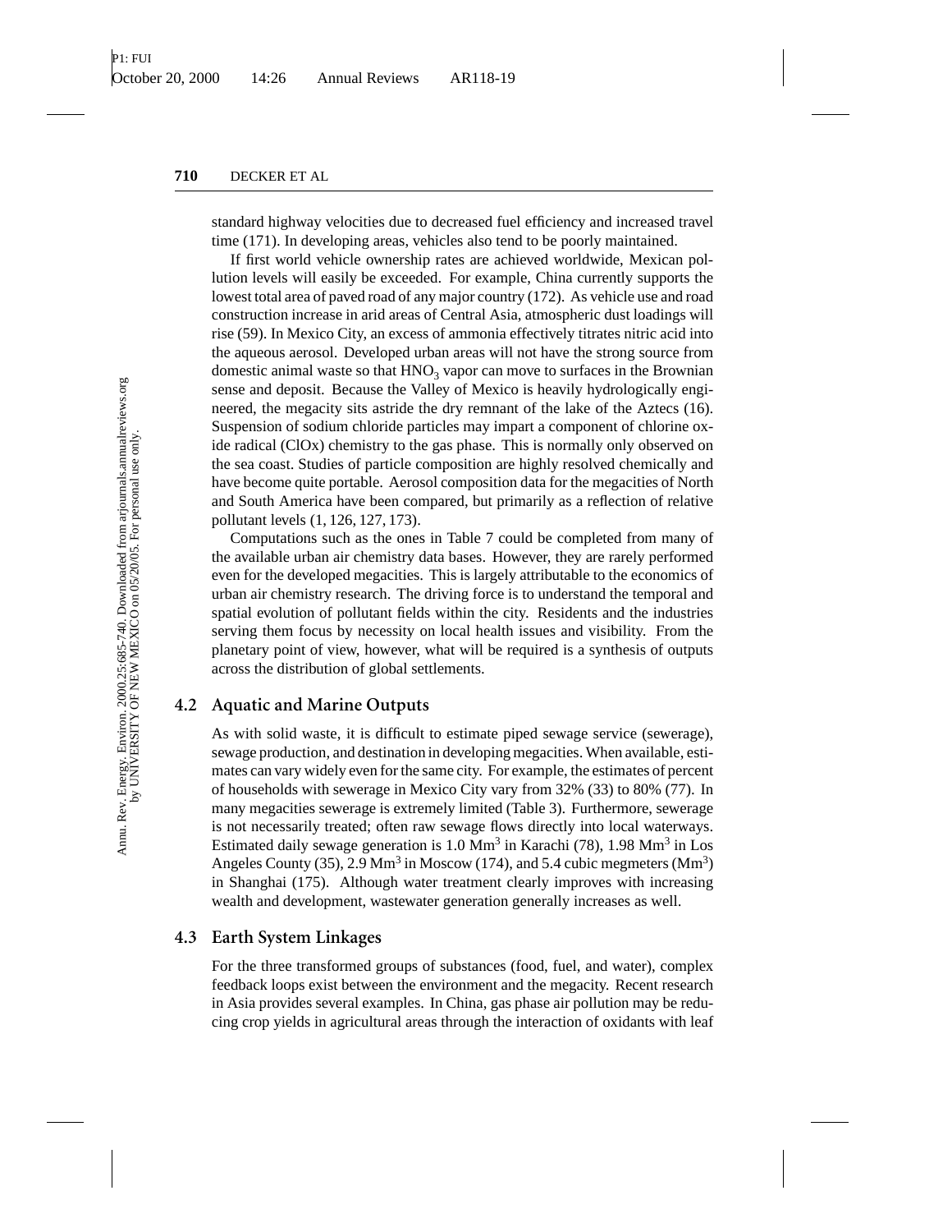standard highway velocities due to decreased fuel efficiency and increased travel time (171). In developing areas, vehicles also tend to be poorly maintained.

If first world vehicle ownership rates are achieved worldwide, Mexican pollution levels will easily be exceeded. For example, China currently supports the lowest total area of paved road of any major country (172). As vehicle use and road construction increase in arid areas of Central Asia, atmospheric dust loadings will rise (59). In Mexico City, an excess of ammonia effectively titrates nitric acid into the aqueous aerosol. Developed urban areas will not have the strong source from domestic animal waste so that $HNO_3$ vapor can move to surfaces in the Brownian sense and deposit. Because the Valley of Mexico is heavily hydrologically engineered, the megacity sits astride the dry remnant of the lake of the Aztecs (16). Suspension of sodium chloride particles may impart a component of chlorine oxide radical (ClOx) chemistry to the gas phase. This is normally only observed on the sea coast. Studies of particle composition are highly resolved chemically and have become quite portable. Aerosol composition data for the megacities of North and South America have been compared, but primarily as a reflection of relative pollutant levels (1, 126, 127, 173).

Computations such as the ones in Table 7 could be completed from many of the available urban air chemistry data bases. However, they are rarely performed even for the developed megacities. This is largely attributable to the economics of urban air chemistry research. The driving force is to understand the temporal and spatial evolution of pollutant fields within the city. Residents and the industries serving them focus by necessity on local health issues and visibility. From the planetary point of view, however, what will be required is a synthesis of outputs across the distribution of global settlements.

## 4.2 Aquatic and Marine Outputs

As with solid waste, it is difficult to estimate piped sewage service (sewerage), sewage production, and destination in developing megacities. When available, estimates can vary widely even for the same city. For example, the estimates of percent of households with sewerage in Mexico City vary from 32% (33) to 80% (77). In many megacities sewerage is extremely limited (Table 3). Furthermore, sewerage is not necessarily treated; often raw sewage flows directly into local waterways. Estimated daily sewage generation is 1.0 $Mm^3$ in Karachi (78), 1.98 $Mm^3$ in Los Angeles County (35), 2.9 $Mm^3$ in Moscow (174), and 5.4 cubic megmeters ($Mm^3$) in Shanghai (175). Although water treatment clearly improves with increasing wealth and development, wastewater generation generally increases as well.

## 4.3 Earth System Linkages

For the three transformed groups of substances (food, fuel, and water), complex feedback loops exist between the environment and the megacity. Recent research in Asia provides several examples. In China, gas phase air pollution may be reducing crop yields in agricultural areas through the interaction of oxidants with leaf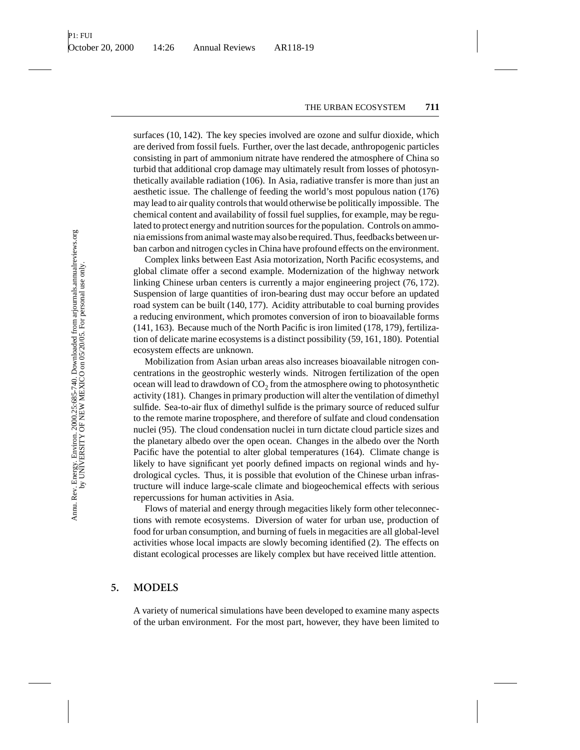surfaces (10, 142). The key species involved are ozone and sulfur dioxide, which are derived from fossil fuels. Further, over the last decade, anthropogenic particles consisting in part of ammonium nitrate have rendered the atmosphere of China so turbid that additional crop damage may ultimately result from losses of photosynthetically available radiation (106). In Asia, radiative transfer is more than just an aesthetic issue. The challenge of feeding the world's most populous nation (176) may lead to air quality controls that would otherwise be politically impossible. The chemical content and availability of fossil fuel supplies, for example, may be regulated to protect energy and nutrition sources for the population. Controls on ammonia emissions from animal waste may also be required. Thus, feedbacks between urban carbon and nitrogen cycles in China have profound effects on the environment.

Complex links between East Asia motorization, North Pacific ecosystems, and global climate offer a second example. Modernization of the highway network linking Chinese urban centers is currently a major engineering project (76, 172). Suspension of large quantities of iron-bearing dust may occur before an updated road system can be built (140, 177). Acidity attributable to coal burning provides a reducing environment, which promotes conversion of iron to bioavailable forms (141, 163). Because much of the North Pacific is iron limited (178, 179), fertilization of delicate marine ecosystems is a distinct possibility (59, 161, 180). Potential ecosystem effects are unknown.

Mobilization from Asian urban areas also increases bioavailable nitrogen concentrations in the geostrophic westerly winds. Nitrogen fertilization of the open ocean will lead to drawdown of $CO_2$ from the atmosphere owing to photosynthetic activity (181). Changes in primary production will alter the ventilation of dimethyl sulfide. Sea-to-air flux of dimethyl sulfide is the primary source of reduced sulfur to the remote marine troposphere, and therefore of sulfate and cloud condensation nuclei (95). The cloud condensation nuclei in turn dictate cloud particle sizes and the planetary albedo over the open ocean. Changes in the albedo over the North Pacific have the potential to alter global temperatures (164). Climate change is likely to have significant yet poorly defined impacts on regional winds and hydrological cycles. Thus, it is possible that evolution of the Chinese urban infrastructure will induce large-scale climate and biogeochemical effects with serious repercussions for human activities in Asia.

Flows of material and energy through megacities likely form other teleconnections with remote ecosystems. Diversion of water for urban use, production of food for urban consumption, and burning of fuels in megacities are all global-level activities whose local impacts are slowly becoming identified (2). The effects on distant ecological processes are likely complex but have received little attention.

## 5. MODELS

A variety of numerical simulations have been developed to examine many aspects of the urban environment. For the most part, however, they have been limited to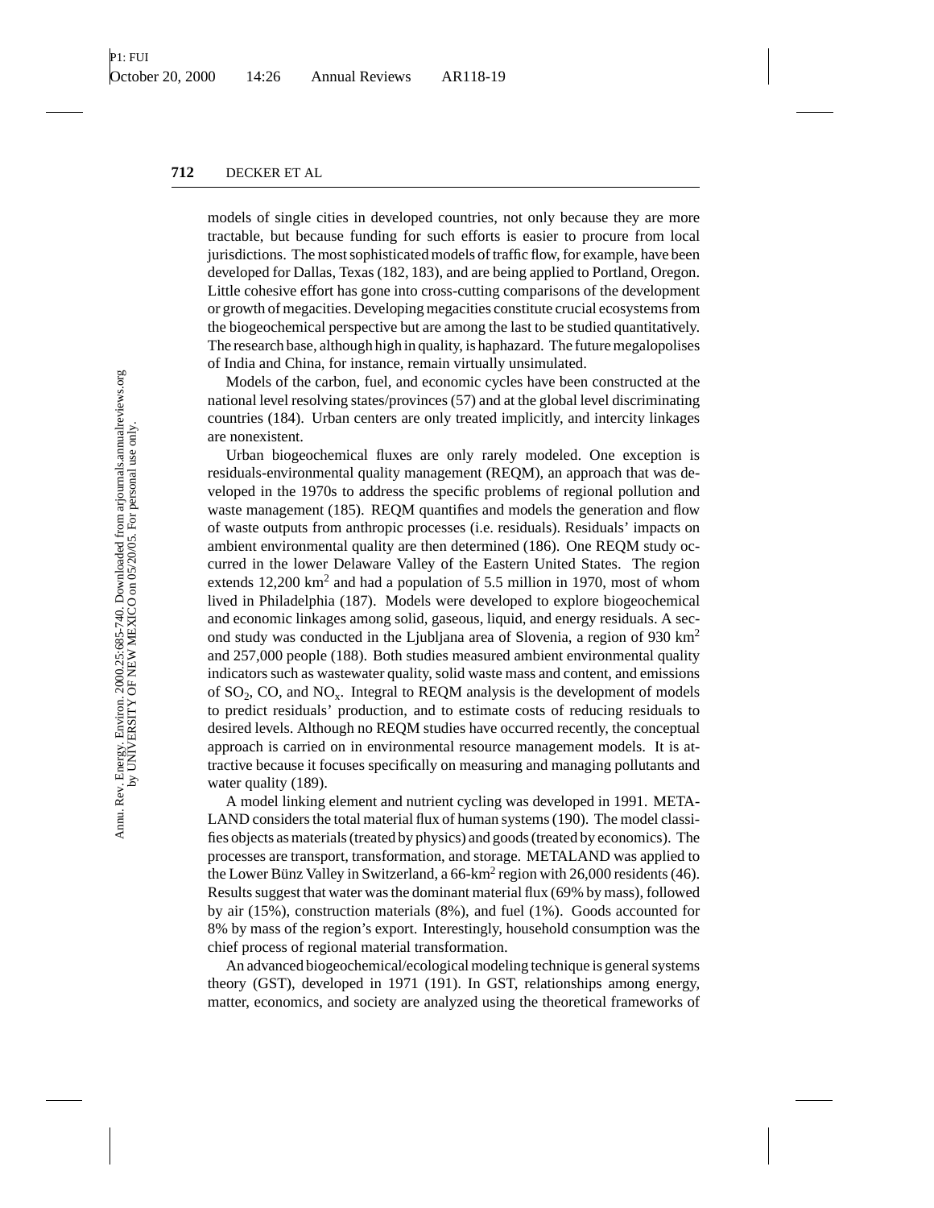models of single cities in developed countries, not only because they are more tractable, but because funding for such efforts is easier to procure from local jurisdictions. The most sophisticated models of traffic flow, for example, have been developed for Dallas, Texas (182, 183), and are being applied to Portland, Oregon. Little cohesive effort has gone into cross-cutting comparisons of the development or growth of megacities. Developing megacities constitute crucial ecosystems from the biogeochemical perspective but are among the last to be studied quantitatively. The research base, although high in quality, is haphazard. The future megalopolises of India and China, for instance, remain virtually unsimulated.

Models of the carbon, fuel, and economic cycles have been constructed at the national level resolving states/provinces (57) and at the global level discriminating countries (184). Urban centers are only treated implicitly, and intercity linkages are nonexistent.

Urban biogeochemical fluxes are only rarely modeled. One exception is residuals-environmental quality management (REQM), an approach that was developed in the 1970s to address the specific problems of regional pollution and waste management (185). REQM quantifies and models the generation and flow of waste outputs from anthropic processes (i.e. residuals). Residuals' impacts on ambient environmental quality are then determined (186). One REQM study occurred in the lower Delaware Valley of the Eastern United States. The region extends 12,200 $km^2$ and had a population of 5.5 million in 1970, most of whom lived in Philadelphia (187). Models were developed to explore biogeochemical and economic linkages among solid, gaseous, liquid, and energy residuals. A second study was conducted in the Ljubljana area of Slovenia, a region of 930 $km^2$ and 257,000 people (188). Both studies measured ambient environmental quality indicators such as wastewater quality, solid waste mass and content, and emissions of $SO_2$, CO, and $NO_x$. Integral to REQM analysis is the development of models to predict residuals' production, and to estimate costs of reducing residuals to desired levels. Although no REQM studies have occurred recently, the conceptual approach is carried on in environmental resource management models. It is attractive because it focuses specifically on measuring and managing pollutants and water quality (189).

A model linking element and nutrient cycling was developed in 1991. METALAND considers the total material flux of human systems (190). The model classifies objects as materials (treated by physics) and goods (treated by economics). The processes are transport, transformation, and storage. METALAND was applied to the Lower Bünz Valley in Switzerland, a 66-$km^2$ region with 26,000 residents (46). Results suggest that water was the dominant material flux (69% by mass), followed by air (15%), construction materials (8%), and fuel (1%). Goods accounted for 8% by mass of the region's export. Interestingly, household consumption was the chief process of regional material transformation.

An advanced biogeochemical/ecological modeling technique is general systems theory (GST), developed in 1971 (191). In GST, relationships among energy, matter, economics, and society are analyzed using the theoretical frameworks of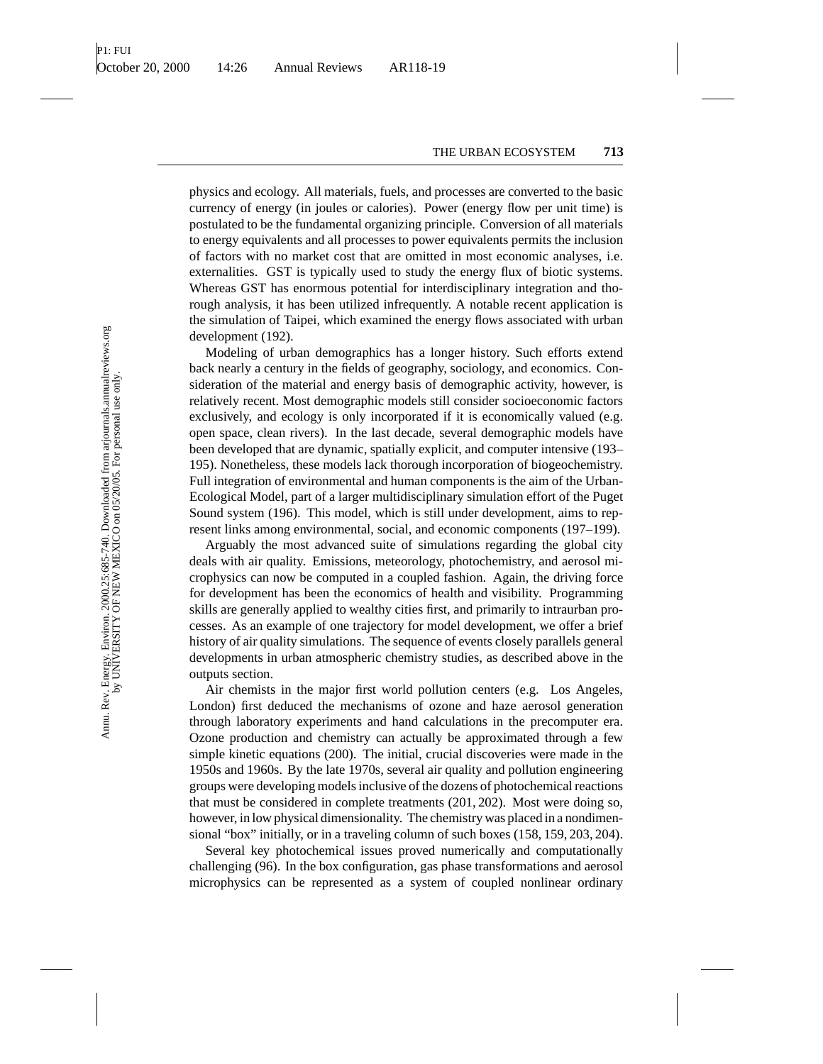physics and ecology. All materials, fuels, and processes are converted to the basic currency of energy (in joules or calories). Power (energy flow per unit time) is postulated to be the fundamental organizing principle. Conversion of all materials to energy equivalents and all processes to power equivalents permits the inclusion of factors with no market cost that are omitted in most economic analyses, i.e. externalities. GST is typically used to study the energy flux of biotic systems. Whereas GST has enormous potential for interdisciplinary integration and thorough analysis, it has been utilized infrequently. A notable recent application is the simulation of Taipei, which examined the energy flows associated with urban development (192).

Modeling of urban demographics has a longer history. Such efforts extend back nearly a century in the fields of geography, sociology, and economics. Consideration of the material and energy basis of demographic activity, however, is relatively recent. Most demographic models still consider socioeconomic factors exclusively, and ecology is only incorporated if it is economically valued (e.g. open space, clean rivers). In the last decade, several demographic models have been developed that are dynamic, spatially explicit, and computer intensive (193–195). Nonetheless, these models lack thorough incorporation of biogeochemistry. Full integration of environmental and human components is the aim of the Urban-Ecological Model, part of a larger multidisciplinary simulation effort of the Puget Sound system (196). This model, which is still under development, aims to represent links among environmental, social, and economic components (197–199).

Arguably the most advanced suite of simulations regarding the global city deals with air quality. Emissions, meteorology, photochemistry, and aerosol microphysics can now be computed in a coupled fashion. Again, the driving force for development has been the economics of health and visibility. Programming skills are generally applied to wealthy cities first, and primarily to intraurban processes. As an example of one trajectory for model development, we offer a brief history of air quality simulations. The sequence of events closely parallels general developments in urban atmospheric chemistry studies, as described above in the outputs section.

Air chemists in the major first world pollution centers (e.g. Los Angeles, London) first deduced the mechanisms of ozone and haze aerosol generation through laboratory experiments and hand calculations in the precomputer era. Ozone production and chemistry can actually be approximated through a few simple kinetic equations (200). The initial, crucial discoveries were made in the 1950s and 1960s. By the late 1970s, several air quality and pollution engineering groups were developing models inclusive of the dozens of photochemical reactions that must be considered in complete treatments (201, 202). Most were doing so, however, in low physical dimensionality. The chemistry was placed in a nondimensional "box" initially, or in a traveling column of such boxes (158, 159, 203, 204).

Several key photochemical issues proved numerically and computationally challenging (96). In the box configuration, gas phase transformations and aerosol microphysics can be represented as a system of coupled nonlinear ordinary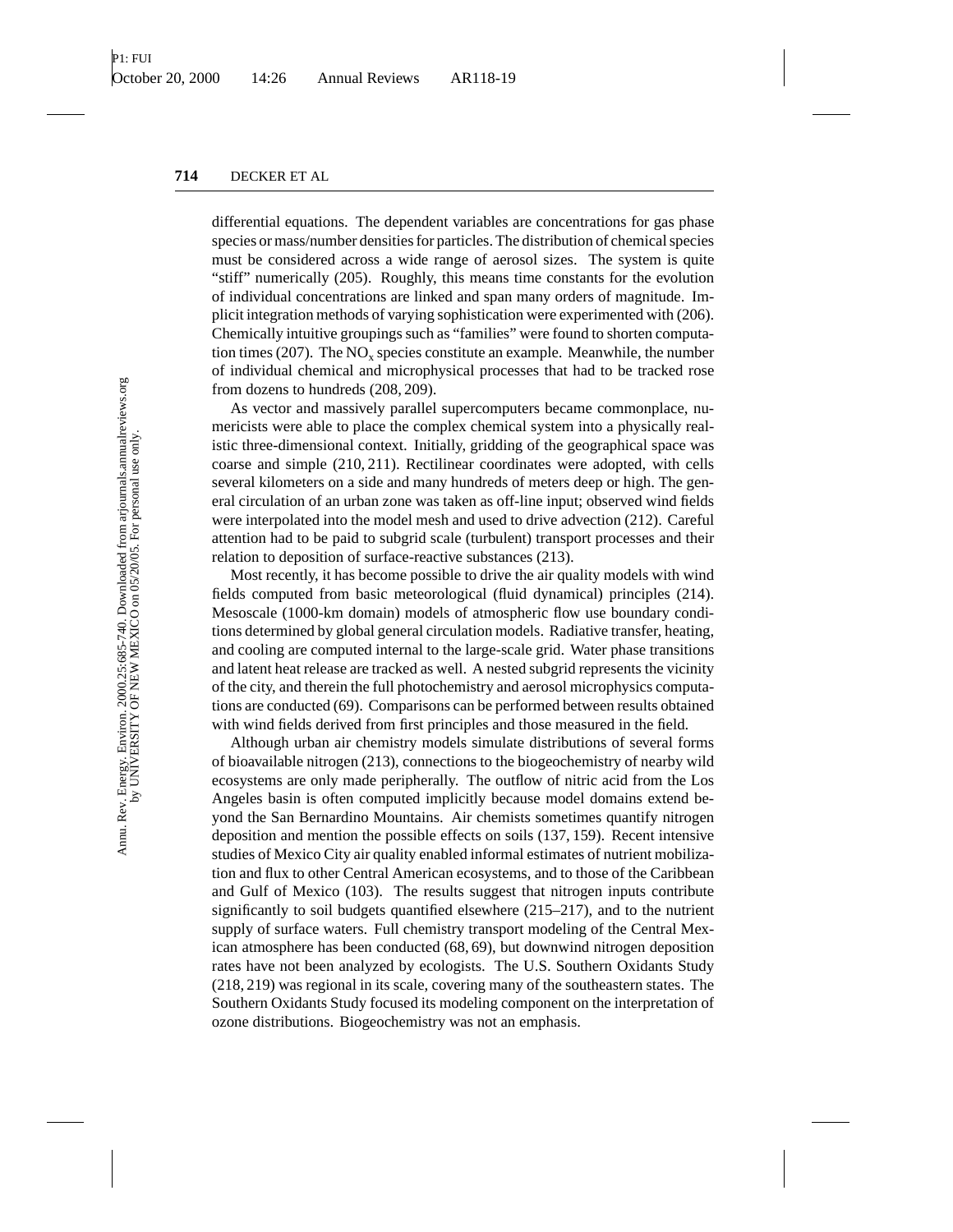differential equations. The dependent variables are concentrations for gas phase species or mass/number densities for particles. The distribution of chemical species must be considered across a wide range of aerosol sizes. The system is quite "stiff" numerically (205). Roughly, this means time constants for the evolution of individual concentrations are linked and span many orders of magnitude. Implicit integration methods of varying sophistication were experimented with (206). Chemically intuitive groupings such as "families" were found to shorten computation times (207). The $NO_x$ species constitute an example. Meanwhile, the number of individual chemical and microphysical processes that had to be tracked rose from dozens to hundreds (208, 209).

As vector and massively parallel supercomputers became commonplace, numericists were able to place the complex chemical system into a physically realistic three-dimensional context. Initially, gridding of the geographical space was coarse and simple (210, 211). Rectilinear coordinates were adopted, with cells several kilometers on a side and many hundreds of meters deep or high. The general circulation of an urban zone was taken as off-line input; observed wind fields were interpolated into the model mesh and used to drive advection (212). Careful attention had to be paid to subgrid scale (turbulent) transport processes and their relation to deposition of surface-reactive substances (213).

Most recently, it has become possible to drive the air quality models with wind fields computed from basic meteorological (fluid dynamical) principles (214). Mesoscale (1000-km domain) models of atmospheric flow use boundary conditions determined by global general circulation models. Radiative transfer, heating, and cooling are computed internal to the large-scale grid. Water phase transitions and latent heat release are tracked as well. A nested subgrid represents the vicinity of the city, and therein the full photochemistry and aerosol microphysics computations are conducted (69). Comparisons can be performed between results obtained with wind fields derived from first principles and those measured in the field.

Although urban air chemistry models simulate distributions of several forms of bioavailable nitrogen (213), connections to the biogeochemistry of nearby wild ecosystems are only made peripherally. The outflow of nitric acid from the Los Angeles basin is often computed implicitly because model domains extend beyond the San Bernardino Mountains. Air chemists sometimes quantify nitrogen deposition and mention the possible effects on soils (137, 159). Recent intensive studies of Mexico City air quality enabled informal estimates of nutrient mobilization and flux to other Central American ecosystems, and to those of the Caribbean and Gulf of Mexico (103). The results suggest that nitrogen inputs contribute significantly to soil budgets quantified elsewhere (215–217), and to the nutrient supply of surface waters. Full chemistry transport modeling of the Central Mexican atmosphere has been conducted (68, 69), but downwind nitrogen deposition rates have not been analyzed by ecologists. The U.S. Southern Oxidants Study (218, 219) was regional in its scale, covering many of the southeastern states. The Southern Oxidants Study focused its modeling component on the interpretation of ozone distributions. Biogeochemistry was not an emphasis.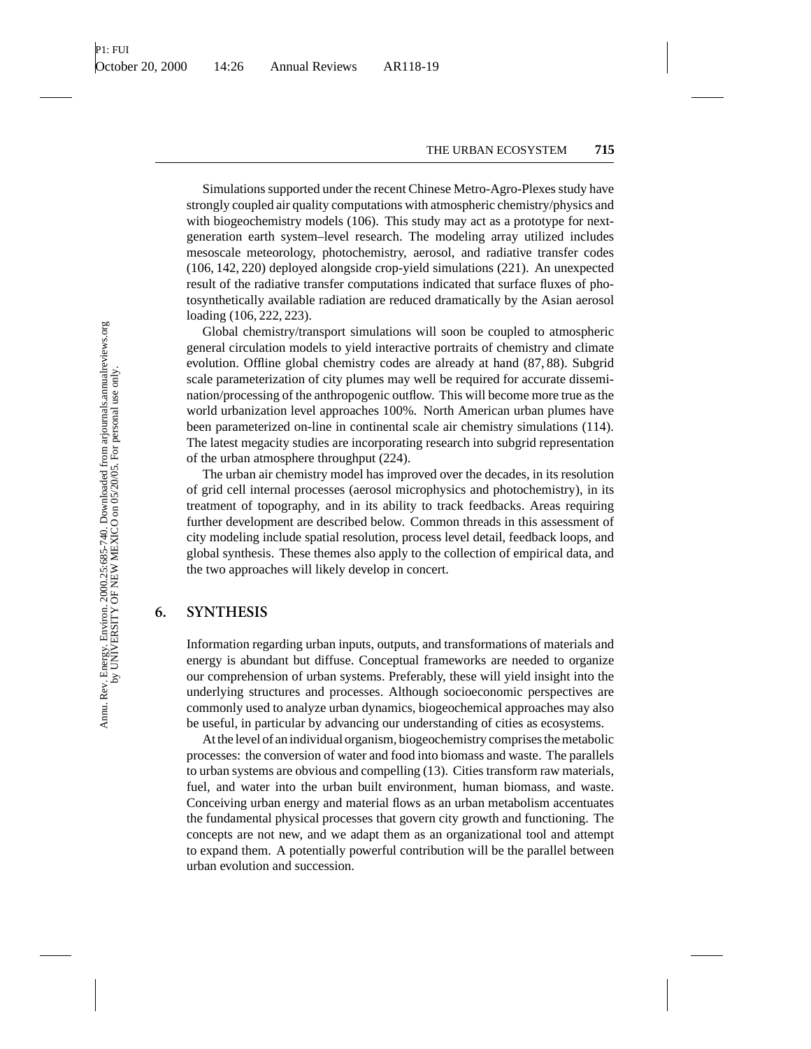Simulations supported under the recent Chinese Metro-Agro-Plexes study have strongly coupled air quality computations with atmospheric chemistry/physics and with biogeochemistry models (106). This study may act as a prototype for next-generation earth system–level research. The modeling array utilized includes mesoscale meteorology, photochemistry, aerosol, and radiative transfer codes (106, 142, 220) deployed alongside crop-yield simulations (221). An unexpected result of the radiative transfer computations indicated that surface fluxes of photosynthetically available radiation are reduced dramatically by the Asian aerosol loading (106, 222, 223).

Global chemistry/transport simulations will soon be coupled to atmospheric general circulation models to yield interactive portraits of chemistry and climate evolution. Offline global chemistry codes are already at hand (87, 88). Subgrid scale parameterization of city plumes may well be required for accurate dissemination/processing of the anthropogenic outflow. This will become more true as the world urbanization level approaches 100%. North American urban plumes have been parameterized on-line in continental scale air chemistry simulations (114). The latest megacity studies are incorporating research into subgrid representation of the urban atmosphere throughput (224).

The urban air chemistry model has improved over the decades, in its resolution of grid cell internal processes (aerosol microphysics and photochemistry), in its treatment of topography, and in its ability to track feedbacks. Areas requiring further development are described below. Common threads in this assessment of city modeling include spatial resolution, process level detail, feedback loops, and global synthesis. These themes also apply to the collection of empirical data, and the two approaches will likely develop in concert.

## 6. SYNTHESIS

Information regarding urban inputs, outputs, and transformations of materials and energy is abundant but diffuse. Conceptual frameworks are needed to organize our comprehension of urban systems. Preferably, these will yield insight into the underlying structures and processes. Although socioeconomic perspectives are commonly used to analyze urban dynamics, biogeochemical approaches may also be useful, in particular by advancing our understanding of cities as ecosystems.

At the level of an individual organism, biogeochemistry comprises the metabolic processes: the conversion of water and food into biomass and waste. The parallels to urban systems are obvious and compelling (13). Cities transform raw materials, fuel, and water into the urban built environment, human biomass, and waste. Conceiving urban energy and material flows as an urban metabolism accentuates the fundamental physical processes that govern city growth and functioning. The concepts are not new, and we adapt them as an organizational tool and attempt to expand them. A potentially powerful contribution will be the parallel between urban evolution and succession.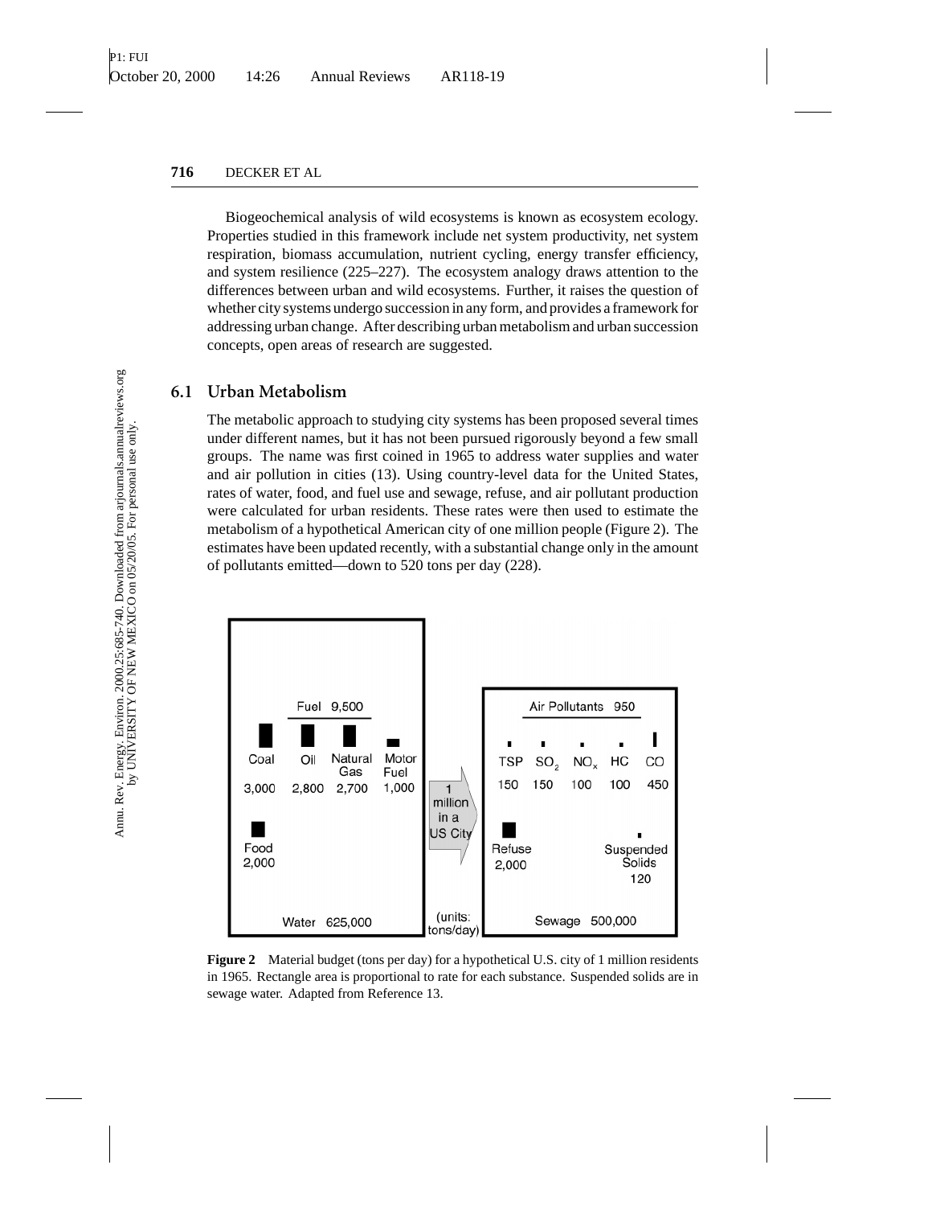Biogeochemical analysis of wild ecosystems is known as ecosystem ecology. Properties studied in this framework include net system productivity, net system respiration, biomass accumulation, nutrient cycling, energy transfer efficiency, and system resilience (225–227). The ecosystem analogy draws attention to the differences between urban and wild ecosystems. Further, it raises the question of whether city systems undergo succession in any form, and provides a framework for addressing urban change. After describing urban metabolism and urban succession concepts, open areas of research are suggested.

## 6.1 Urban Metabolism

The metabolic approach to studying city systems has been proposed several times under different names, but it has not been pursued rigorously beyond a few small groups. The name was first coined in 1965 to address water supplies and water and air pollution in cities (13). Using country-level data for the United States, rates of water, food, and fuel use and sewage, refuse, and air pollutant production were calculated for urban residents. These rates were then used to estimate the metabolism of a hypothetical American city of one million people (Figure 2). The estimates have been updated recently, with a substantial change only in the amount of pollutants emitted—down to 520 tons per day (228).

| Inputs | | | | | | Outputs | | | | |
|---|---|---|---|---|---|---|---|---|---|---|
| Fuel 9,500 | | | | | | Air Pollutants 950 | | | | |
| Coal | Oil | Natural Gas | Motor Fuel | | | TSP | $SO_2$ | $NO_x$ | HC | CO |
| 3,000 | 2,800 | 2,700 | 1,000 | | | 150 | 150 | 100 | 100 | 450 |
| Food 2,000 | | | | | 1 million in a US City | Refuse 2,000 | | | Suspended Solids 120 | |
| Water 625,000 | | | | | (units: tons/day) | Sewage 500,000 | | | | |

**Figure 2** Material budget (tons per day) for a hypothetical U.S. city of 1 million residents in 1965. Rectangle area is proportional to rate for each substance. Suspended solids are in sewage water. Adapted from Reference 13.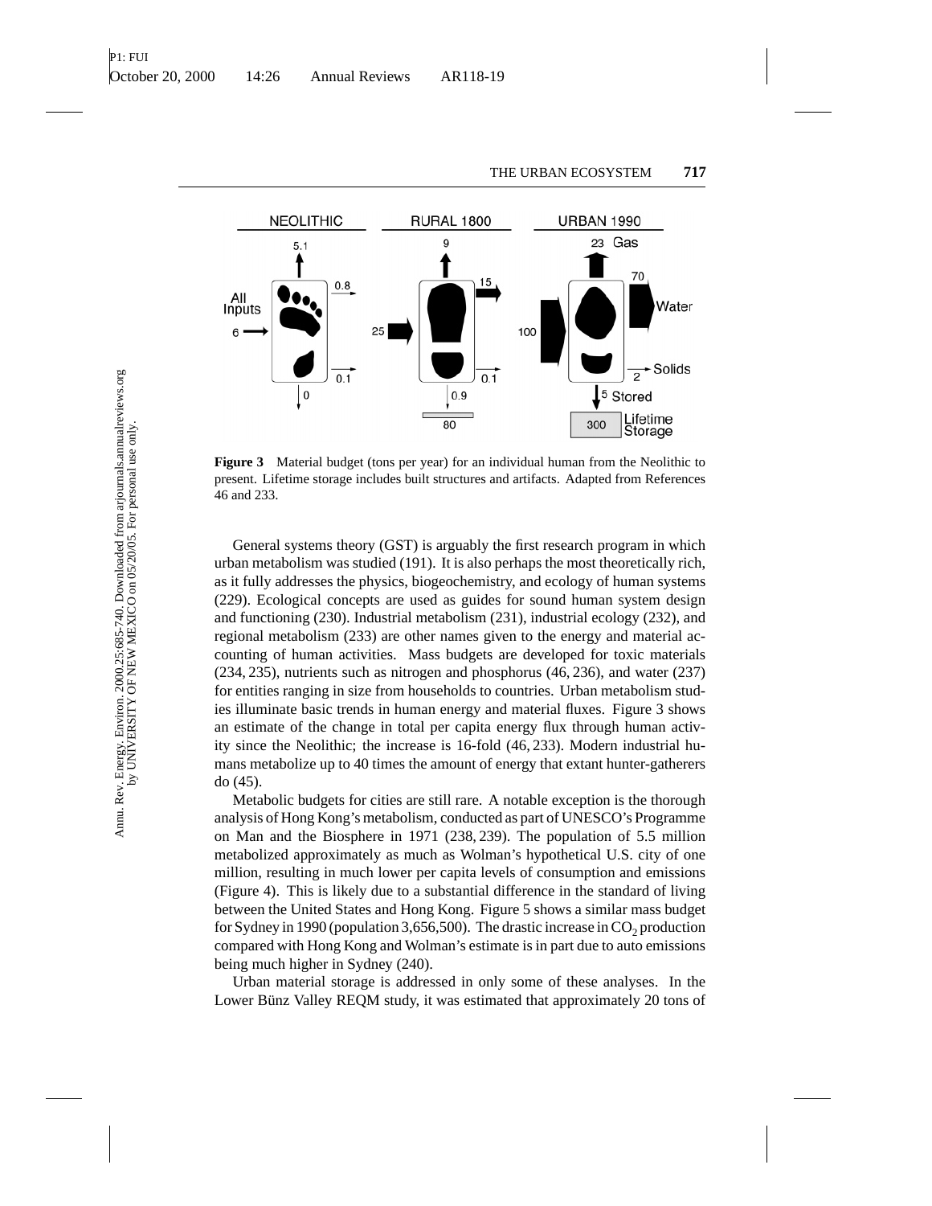**Figure 3** Material budget (tons per year) for an individual human from the Neolithic to present. Lifetime storage includes built structures and artifacts. Adapted from References 46 and 233.

General systems theory (GST) is arguably the first research program in which urban metabolism was studied (191). It is also perhaps the most theoretically rich, as it fully addresses the physics, biogeochemistry, and ecology of human systems (229). Ecological concepts are used as guides for sound human system design and functioning (230). Industrial metabolism (231), industrial ecology (232), and regional metabolism (233) are other names given to the energy and material accounting of human activities. Mass budgets are developed for toxic materials (234, 235), nutrients such as nitrogen and phosphorus (46, 236), and water (237) for entities ranging in size from households to countries. Urban metabolism studies illuminate basic trends in human energy and material fluxes. Figure 3 shows an estimate of the change in total per capita energy flux through human activity since the Neolithic; the increase is 16-fold (46, 233). Modern industrial humans metabolize up to 40 times the amount of energy that extant hunter-gatherers do (45).

Metabolic budgets for cities are still rare. A notable exception is the thorough analysis of Hong Kong's metabolism, conducted as part of UNESCO's Programme on Man and the Biosphere in 1971 (238, 239). The population of 5.5 million metabolized approximately as much as Wolman's hypothetical U.S. city of one million, resulting in much lower per capita levels of consumption and emissions (Figure 4). This is likely due to a substantial difference in the standard of living between the United States and Hong Kong. Figure 5 shows a similar mass budget for Sydney in 1990 (population 3,656,500). The drastic increase in $CO_2$ production compared with Hong Kong and Wolman's estimate is in part due to auto emissions being much higher in Sydney (240).

Urban material storage is addressed in only some of these analyses. In the Lower Bünz Valley REQM study, it was estimated that approximately 20 tons of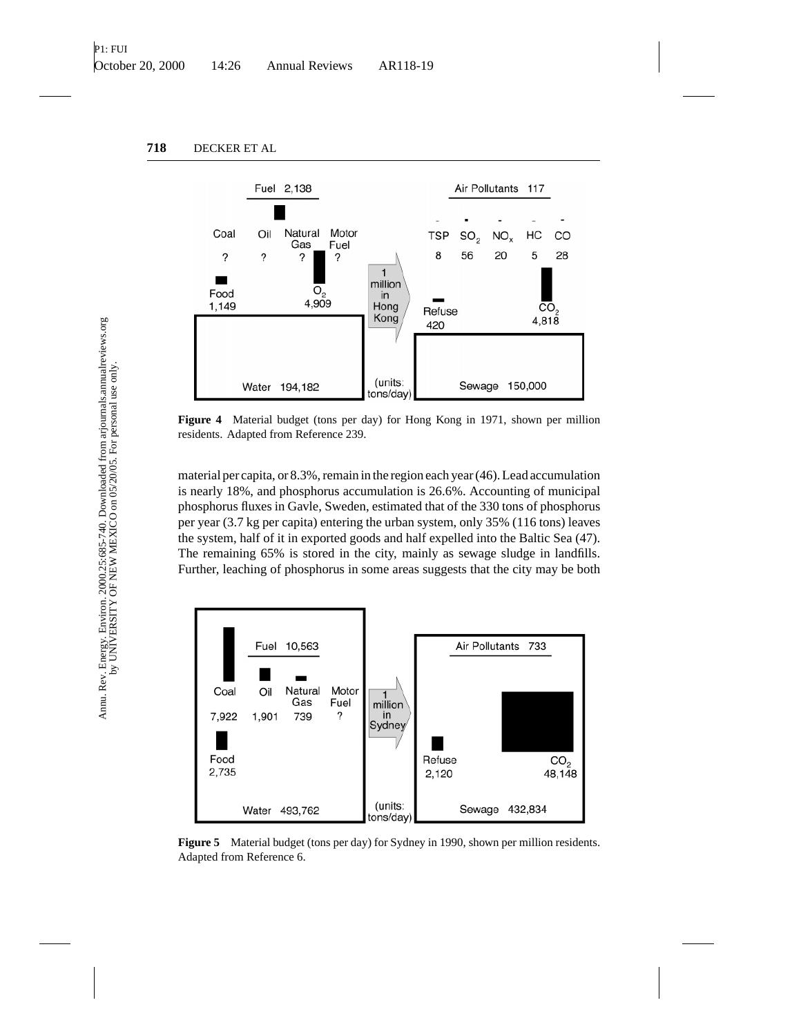**Figure 4** Material budget (tons per day) for Hong Kong in 1971, shown per million residents. Adapted from Reference 239.

material per capita, or 8.3%, remain in the region each year (46). Lead accumulation is nearly 18%, and phosphorus accumulation is 26.6%. Accounting of municipal phosphorus fluxes in Gavle, Sweden, estimated that of the 330 tons of phosphorus per year (3.7 kg per capita) entering the urban system, only 35% (116 tons) leaves the system, half of it in exported goods and half expelled into the Baltic Sea (47). The remaining 65% is stored in the city, mainly as sewage sludge in landfills. Further, leaching of phosphorus in some areas suggests that the city may be both

**Figure 5** Material budget (tons per day) for Sydney in 1990, shown per million residents. Adapted from Reference 6.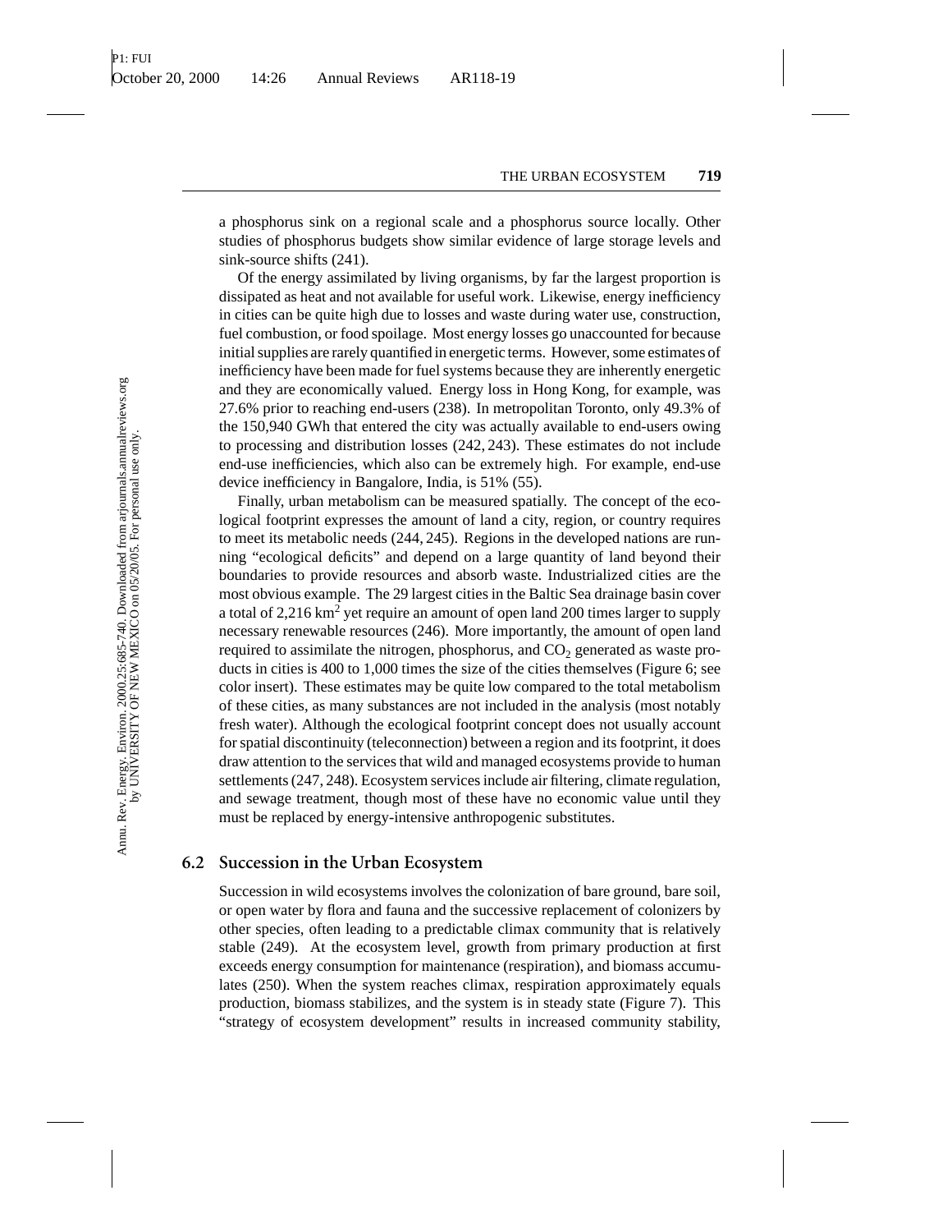a phosphorus sink on a regional scale and a phosphorus source locally. Other studies of phosphorus budgets show similar evidence of large storage levels and sink-source shifts (241).

Of the energy assimilated by living organisms, by far the largest proportion is dissipated as heat and not available for useful work. Likewise, energy inefficiency in cities can be quite high due to losses and waste during water use, construction, fuel combustion, or food spoilage. Most energy losses go unaccounted for because initial supplies are rarely quantified in energetic terms. However, some estimates of inefficiency have been made for fuel systems because they are inherently energetic and they are economically valued. Energy loss in Hong Kong, for example, was 27.6% prior to reaching end-users (238). In metropolitan Toronto, only 49.3% of the 150,940 GWh that entered the city was actually available to end-users owing to processing and distribution losses (242, 243). These estimates do not include end-use inefficiencies, which also can be extremely high. For example, end-use device inefficiency in Bangalore, India, is 51% (55).

Finally, urban metabolism can be measured spatially. The concept of the ecological footprint expresses the amount of land a city, region, or country requires to meet its metabolic needs (244, 245). Regions in the developed nations are running "ecological deficits" and depend on a large quantity of land beyond their boundaries to provide resources and absorb waste. Industrialized cities are the most obvious example. The 29 largest cities in the Baltic Sea drainage basin cover a total of 2,216 $km^2$ yet require an amount of open land 200 times larger to supply necessary renewable resources (246). More importantly, the amount of open land required to assimilate the nitrogen, phosphorus, and $CO_2$ generated as waste products in cities is 400 to 1,000 times the size of the cities themselves (Figure 6; see color insert). These estimates may be quite low compared to the total metabolism of these cities, as many substances are not included in the analysis (most notably fresh water). Although the ecological footprint concept does not usually account for spatial discontinuity (teleconnection) between a region and its footprint, it does draw attention to the services that wild and managed ecosystems provide to human settlements (247, 248). Ecosystem services include air filtering, climate regulation, and sewage treatment, though most of these have no economic value until they must be replaced by energy-intensive anthropogenic substitutes.

## 6.2 Succession in the Urban Ecosystem

Succession in wild ecosystems involves the colonization of bare ground, bare soil, or open water by flora and fauna and the successive replacement of colonizers by other species, often leading to a predictable climax community that is relatively stable (249). At the ecosystem level, growth from primary production at first exceeds energy consumption for maintenance (respiration), and biomass accumulates (250). When the system reaches climax, respiration approximately equals production, biomass stabilizes, and the system is in steady state (Figure 7). This "strategy of ecosystem development" results in increased community stability,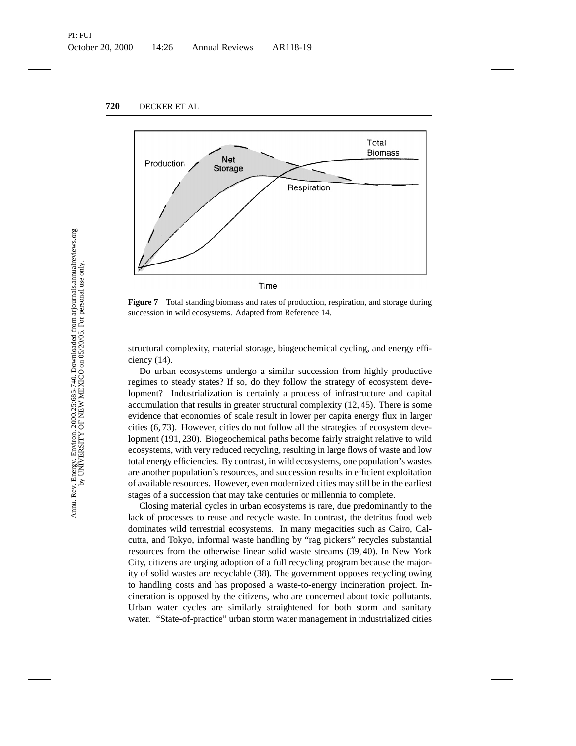**Figure 7** Total standing biomass and rates of production, respiration, and storage during succession in wild ecosystems. Adapted from Reference 14.

structural complexity, material storage, biogeochemical cycling, and energy efficiency (14).

Do urban ecosystems undergo a similar succession from highly productive regimes to steady states? If so, do they follow the strategy of ecosystem development? Industrialization is certainly a process of infrastructure and capital accumulation that results in greater structural complexity (12, 45). There is some evidence that economies of scale result in lower per capita energy flux in larger cities (6, 73). However, cities do not follow all the strategies of ecosystem development (191, 230). Biogeochemical paths become fairly straight relative to wild ecosystems, with very reduced recycling, resulting in large flows of waste and low total energy efficiencies. By contrast, in wild ecosystems, one population's wastes are another population's resources, and succession results in efficient exploitation of available resources. However, even modernized cities may still be in the earliest stages of a succession that may take centuries or millennia to complete.

Closing material cycles in urban ecosystems is rare, due predominantly to the lack of processes to reuse and recycle waste. In contrast, the detritus food web dominates wild terrestrial ecosystems. In many megacities such as Cairo, Calcutta, and Tokyo, informal waste handling by "rag pickers" recycles substantial resources from the otherwise linear solid waste streams (39, 40). In New York City, citizens are urging adoption of a full recycling program because the majority of solid wastes are recyclable (38). The government opposes recycling owing to handling costs and has proposed a waste-to-energy incineration project. Incineration is opposed by the citizens, who are concerned about toxic pollutants. Urban water cycles are similarly straightened for both storm and sanitary water. "State-of-practice" urban storm water management in industrialized cities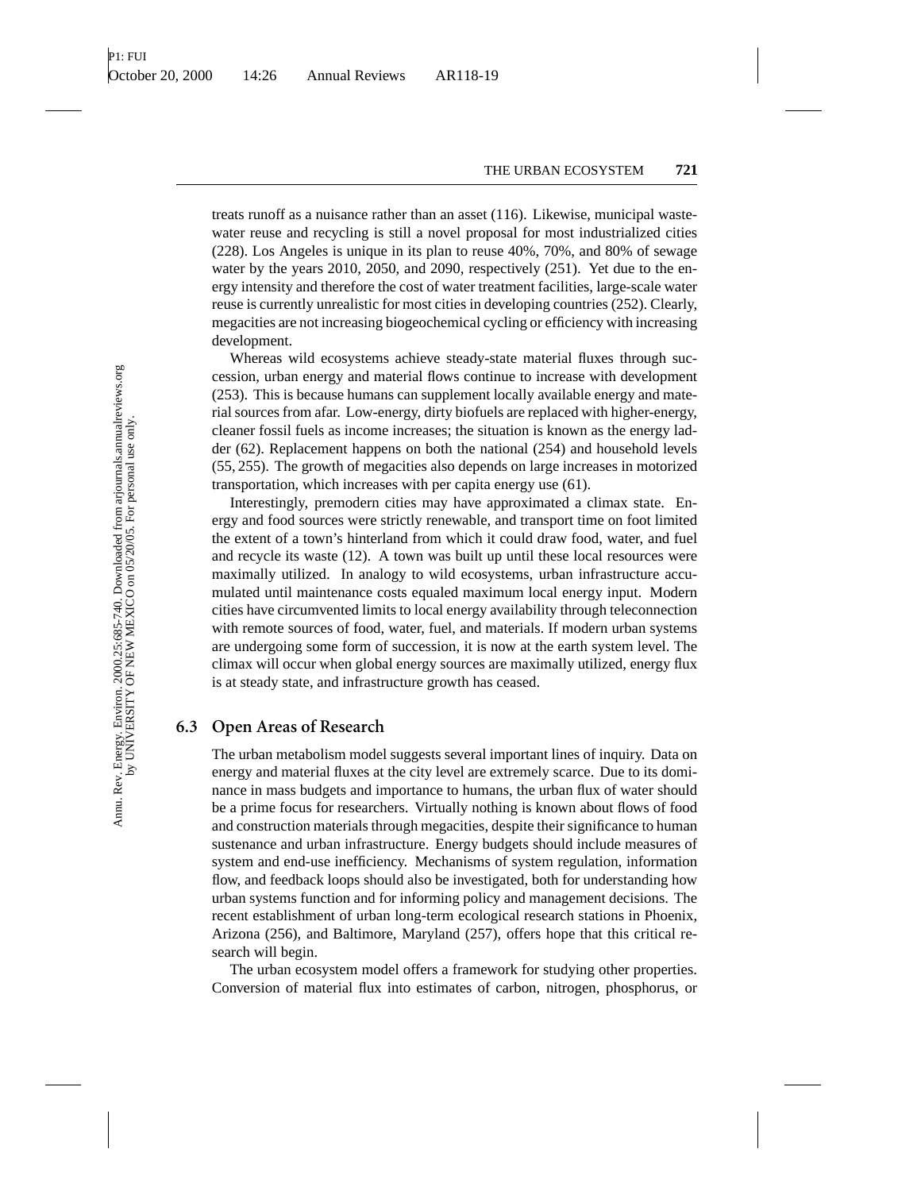treats runoff as a nuisance rather than an asset (116). Likewise, municipal wastewater reuse and recycling is still a novel proposal for most industrialized cities (228). Los Angeles is unique in its plan to reuse 40%, 70%, and 80% of sewage water by the years 2010, 2050, and 2090, respectively (251). Yet due to the energy intensity and therefore the cost of water treatment facilities, large-scale water reuse is currently unrealistic for most cities in developing countries (252). Clearly, megacities are not increasing biogeochemical cycling or efficiency with increasing development.

Whereas wild ecosystems achieve steady-state material fluxes through succession, urban energy and material flows continue to increase with development (253). This is because humans can supplement locally available energy and material sources from afar. Low-energy, dirty biofuels are replaced with higher-energy, cleaner fossil fuels as income increases; the situation is known as the energy ladder (62). Replacement happens on both the national (254) and household levels (55, 255). The growth of megacities also depends on large increases in motorized transportation, which increases with per capita energy use (61).

Interestingly, premodern cities may have approximated a climax state. Energy and food sources were strictly renewable, and transport time on foot limited the extent of a town's hinterland from which it could draw food, water, and fuel and recycle its waste (12). A town was built up until these local resources were maximally utilized. In analogy to wild ecosystems, urban infrastructure accumulated until maintenance costs equaled maximum local energy input. Modern cities have circumvented limits to local energy availability through teleconnection with remote sources of food, water, fuel, and materials. If modern urban systems are undergoing some form of succession, it is now at the earth system level. The climax will occur when global energy sources are maximally utilized, energy flux is at steady state, and infrastructure growth has ceased.

### 6.3 Open Areas of Research

The urban metabolism model suggests several important lines of inquiry. Data on energy and material fluxes at the city level are extremely scarce. Due to its dominance in mass budgets and importance to humans, the urban flux of water should be a prime focus for researchers. Virtually nothing is known about flows of food and construction materials through megacities, despite their significance to human sustenance and urban infrastructure. Energy budgets should include measures of system and end-use inefficiency. Mechanisms of system regulation, information flow, and feedback loops should also be investigated, both for understanding how urban systems function and for informing policy and management decisions. The recent establishment of urban long-term ecological research stations in Phoenix, Arizona (256), and Baltimore, Maryland (257), offers hope that this critical research will begin.

The urban ecosystem model offers a framework for studying other properties. Conversion of material flux into estimates of carbon, nitrogen, phosphorus, or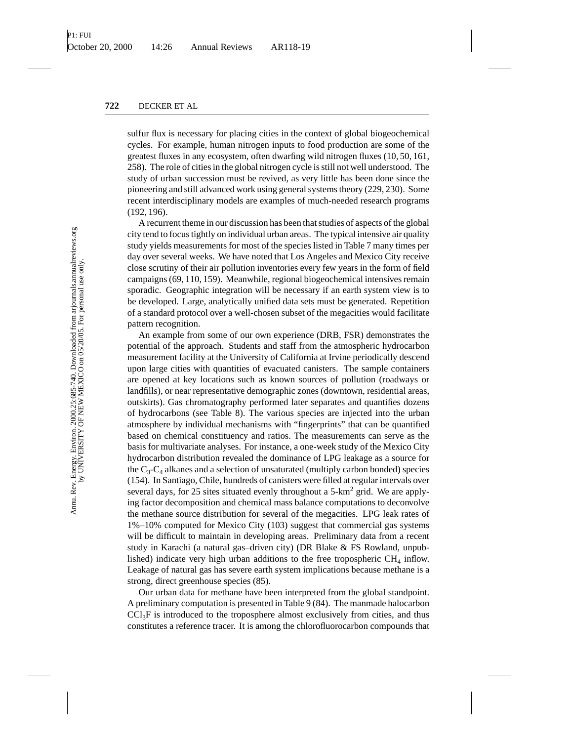sulfur flux is necessary for placing cities in the context of global biogeochemical cycles. For example, human nitrogen inputs to food production are some of the greatest fluxes in any ecosystem, often dwarfing wild nitrogen fluxes (10, 50, 161, 258). The role of cities in the global nitrogen cycle is still not well understood. The study of urban succession must be revived, as very little has been done since the pioneering and still advanced work using general systems theory (229, 230). Some recent interdisciplinary models are examples of much-needed research programs (192, 196).

A recurrent theme in our discussion has been that studies of aspects of the global city tend to focus tightly on individual urban areas. The typical intensive air quality study yields measurements for most of the species listed in Table 7 many times per day over several weeks. We have noted that Los Angeles and Mexico City receive close scrutiny of their air pollution inventories every few years in the form of field campaigns (69, 110, 159). Meanwhile, regional biogeochemical intensives remain sporadic. Geographic integration will be necessary if an earth system view is to be developed. Large, analytically unified data sets must be generated. Repetition of a standard protocol over a well-chosen subset of the megacities would facilitate pattern recognition.

An example from some of our own experience (DRB, FSR) demonstrates the potential of the approach. Students and staff from the atmospheric hydrocarbon measurement facility at the University of California at Irvine periodically descend upon large cities with quantities of evacuated canisters. The sample containers are opened at key locations such as known sources of pollution (roadways or landfills), or near representative demographic zones (downtown, residential areas, outskirts). Gas chromatography performed later separates and quantifies dozens of hydrocarbons (see Table 8). The various species are injected into the urban atmosphere by individual mechanisms with "fingerprints" that can be quantified based on chemical constituency and ratios. The measurements can serve as the basis for multivariate analyses. For instance, a one-week study of the Mexico City hydrocarbon distribution revealed the dominance of LPG leakage as a source for the $C_3$-$C_4$ alkanes and a selection of unsaturated (multiply carbon bonded) species (154). In Santiago, Chile, hundreds of canisters were filled at regular intervals over several days, for 25 sites situated evenly throughout a 5-$km^2$ grid. We are applying factor decomposition and chemical mass balance computations to deconvolve the methane source distribution for several of the megacities. LPG leak rates of 1%–10% computed for Mexico City (103) suggest that commercial gas systems will be difficult to maintain in developing areas. Preliminary data from a recent study in Karachi (a natural gas–driven city) (DR Blake & FS Rowland, unpublished) indicate very high urban additions to the free tropospheric $CH_4$ inflow. Leakage of natural gas has severe earth system implications because methane is a strong, direct greenhouse species (85).

Our urban data for methane have been interpreted from the global standpoint. A preliminary computation is presented in Table 9 (84). The manmade halocarbon $CCl_3F$ is introduced to the troposphere almost exclusively from cities, and thus constitutes a reference tracer. It is among the chlorofluorocarbon compounds that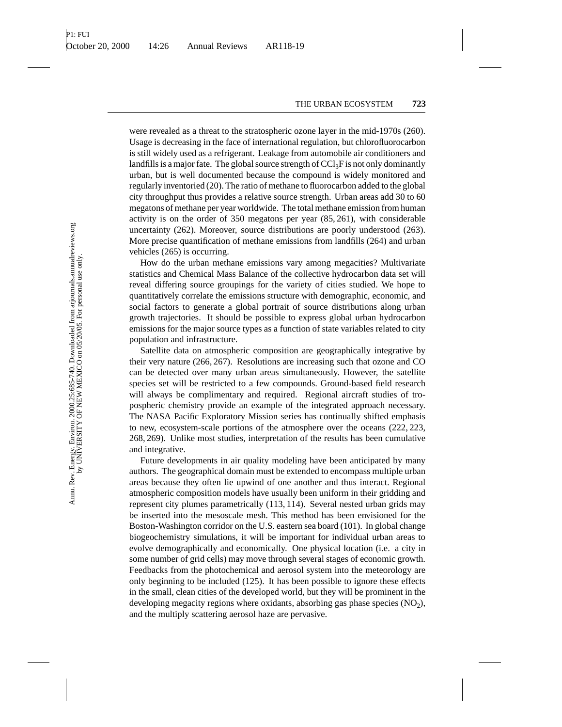were revealed as a threat to the stratospheric ozone layer in the mid-1970s (260). Usage is decreasing in the face of international regulation, but chlorofluorocarbon is still widely used as a refrigerant. Leakage from automobile air conditioners and landfills is a major fate. The global source strength of $CCl_3F$ is not only dominantly urban, but is well documented because the compound is widely monitored and regularly inventoried (20). The ratio of methane to fluorocarbon added to the global city throughput thus provides a relative source strength. Urban areas add 30 to 60 megatons of methane per year worldwide. The total methane emission from human activity is on the order of 350 megatons per year (85, 261), with considerable uncertainty (262). Moreover, source distributions are poorly understood (263). More precise quantification of methane emissions from landfills (264) and urban vehicles (265) is occurring.

How do the urban methane emissions vary among megacities? Multivariate statistics and Chemical Mass Balance of the collective hydrocarbon data set will reveal differing source groupings for the variety of cities studied. We hope to quantitatively correlate the emissions structure with demographic, economic, and social factors to generate a global portrait of source distributions along urban growth trajectories. It should be possible to express global urban hydrocarbon emissions for the major source types as a function of state variables related to city population and infrastructure.

Satellite data on atmospheric composition are geographically integrative by their very nature (266, 267). Resolutions are increasing such that ozone and CO can be detected over many urban areas simultaneously. However, the satellite species set will be restricted to a few compounds. Ground-based field research will always be complimentary and required. Regional aircraft studies of tropospheric chemistry provide an example of the integrated approach necessary. The NASA Pacific Exploratory Mission series has continually shifted emphasis to new, ecosystem-scale portions of the atmosphere over the oceans (222, 223, 268, 269). Unlike most studies, interpretation of the results has been cumulative and integrative.

Future developments in air quality modeling have been anticipated by many authors. The geographical domain must be extended to encompass multiple urban areas because they often lie upwind of one another and thus interact. Regional atmospheric composition models have usually been uniform in their gridding and represent city plumes parametrically (113, 114). Several nested urban grids may be inserted into the mesoscale mesh. This method has been envisioned for the Boston-Washington corridor on the U.S. eastern sea board (101). In global change biogeochemistry simulations, it will be important for individual urban areas to evolve demographically and economically. One physical location (i.e. a city in some number of grid cells) may move through several stages of economic growth. Feedbacks from the photochemical and aerosol system into the meteorology are only beginning to be included (125). It has been possible to ignore these effects in the small, clean cities of the developed world, but they will be prominent in the developing megacity regions where oxidants, absorbing gas phase species ($NO_2$), and the multiply scattering aerosol haze are pervasive.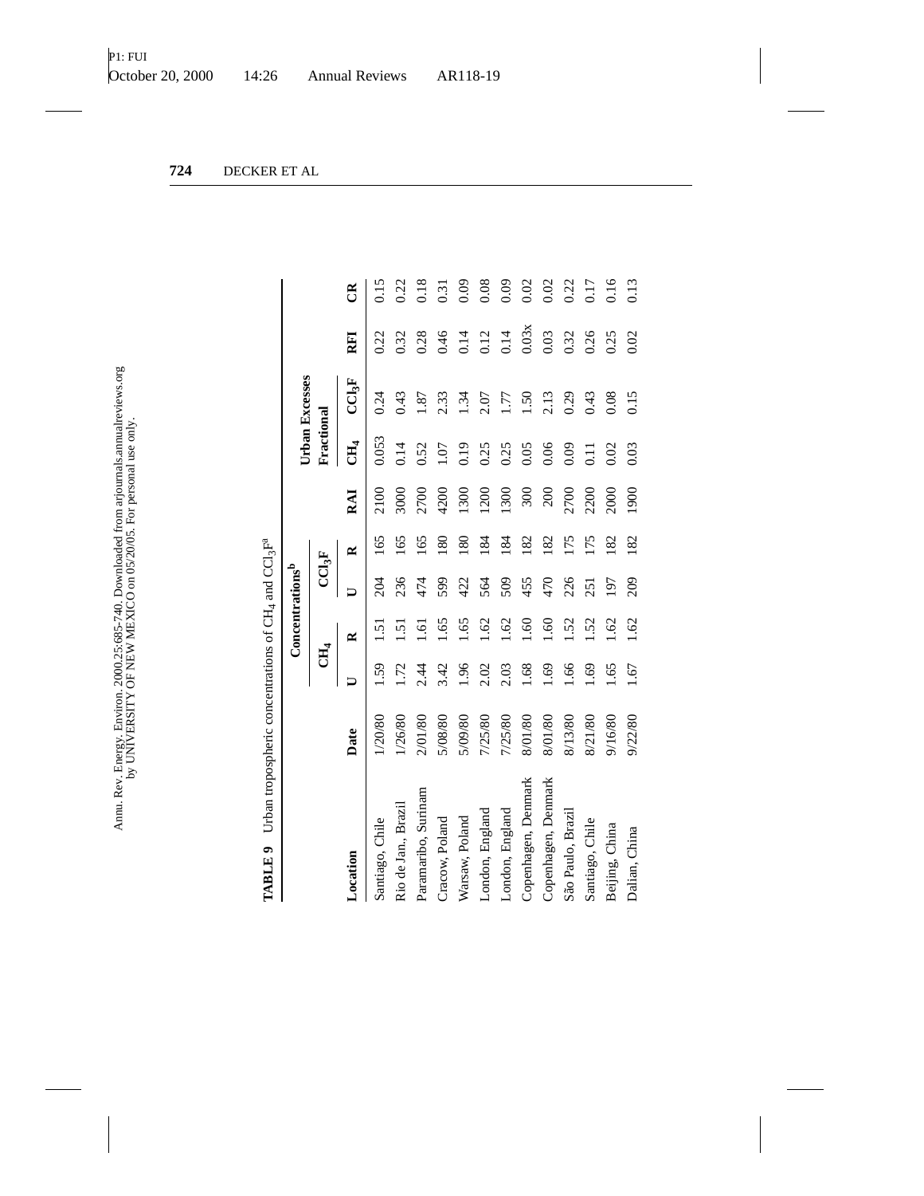**TABLE 9** Urban tropospheric concentrations of $CH_4$ and $CCl_3F$[a]

| | | Concentrations[b] | | | | | Urban Excesses | | | |
|---|---|---|---|---|---|---|---|---|---|---|
| | | $CH_4$ | | $CCl_3F$ | | | Fractional | | | |
| Location | Date | U | R | U | R | RAI | $CH_4$ | $CCl_3F$ | RFI | CR |
| Santiago, Chile | 1/20/80 | 1.59 | 1.51 | 204 | 165 | 2100 | 0.053 | 0.24 | 0.22 | 0.15 |
| Rio de Jan., Brazil | 1/26/80 | 1.72 | 1.51 | 236 | 165 | 3000 | 0.14 | 0.43 | 0.32 | 0.22 |
| Paramaribo, Surinam | 2/01/80 | 2.44 | 1.61 | 474 | 165 | 2700 | 0.52 | 1.87 | 0.28 | 0.18 |
| Cracow, Poland | 5/08/80 | 3.42 | 1.65 | 599 | 180 | 4200 | 1.07 | 2.33 | 0.46 | 0.31 |
| Warsaw, Poland | 5/09/80 | 1.96 | 1.65 | 422 | 180 | 1300 | 0.19 | 1.34 | 0.14 | 0.09 |
| London, England | 7/25/80 | 2.02 | 1.62 | 564 | 184 | 1200 | 0.25 | 2.07 | 0.12 | 0.08 |
| London, England | 7/25/80 | 2.03 | 1.62 | 509 | 184 | 1300 | 0.25 | 1.77 | 0.14 | 0.09 |
| Copenhagen, Denmark | 8/01/80 | 1.68 | 1.60 | 455 | 182 | 300 | 0.05 | 1.50 | 0.03x | 0.02 |
| Copenhagen, Denmark | 8/01/80 | 1.69 | 1.60 | 470 | 182 | 200 | 0.06 | 2.13 | 0.03 | 0.02 |
| São Paulo, Brazil | 8/13/80 | 1.66 | 1.52 | 226 | 175 | 2700 | 0.09 | 0.29 | 0.32 | 0.22 |
| Santiago, Chile | 8/21/80 | 1.69 | 1.52 | 251 | 175 | 2200 | 0.11 | 0.43 | 0.26 | 0.17 |
| Beijing, China | 9/16/80 | 1.65 | 1.62 | 197 | 182 | 2000 | 0.02 | 0.08 | 0.25 | 0.16 |
| Dalian, China | 9/22/80 | 1.67 | 1.62 | 209 | 182 | 1900 | 0.03 | 0.15 | 0.02 | 0.13 |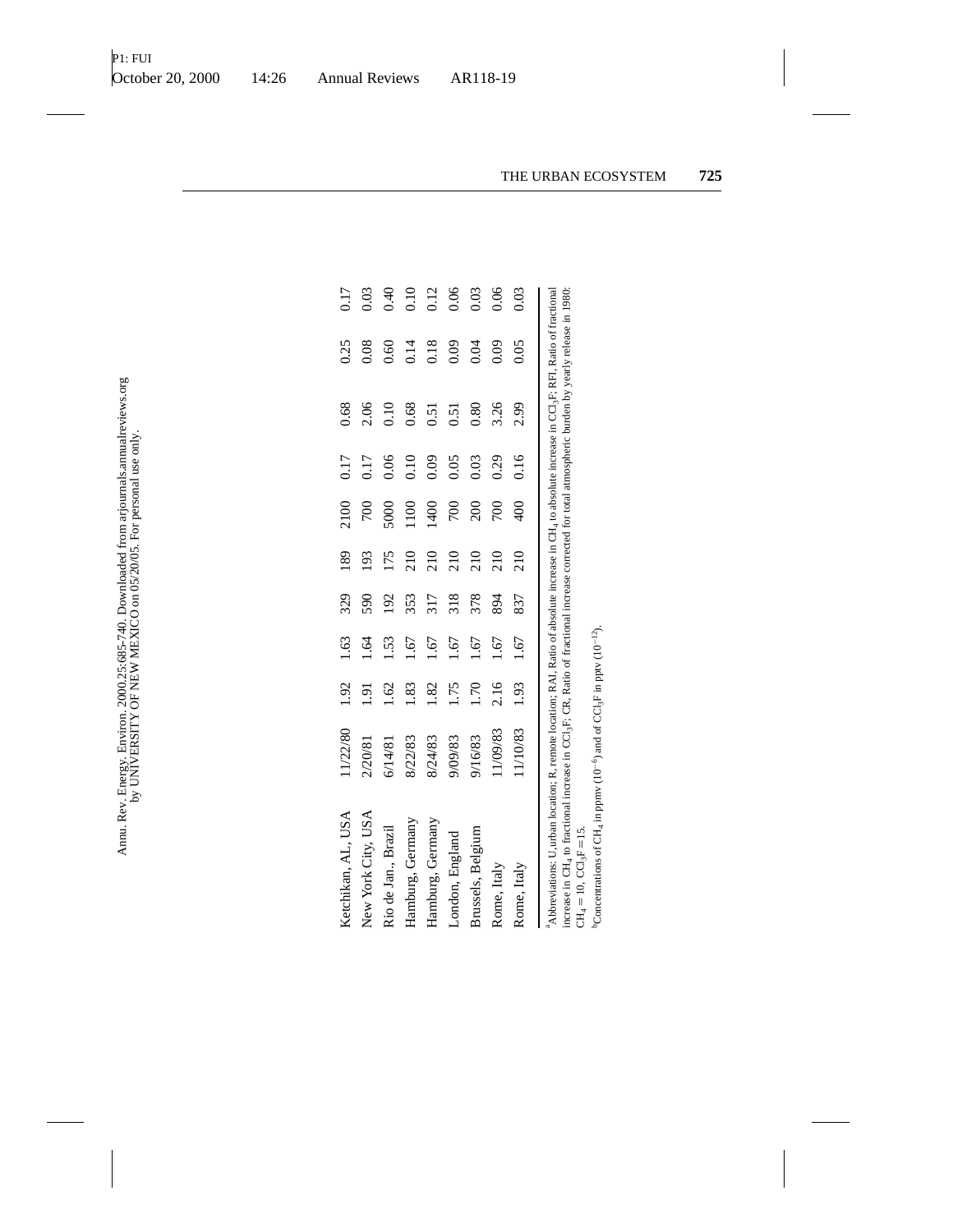| | | | | | | | | | | |
|---|---|---|---|---|---|---|---|---|---|---|
| Ketchikan, AL, USA | 11/22/80 | 1.92 | 1.63 | 329 | 189 | 2100 | 0.17 | 0.68 | 0.25 | 0.17 |
| New York City, USA | 2/20/81 | 1.91 | 1.64 | 590 | 193 | 700 | 0.17 | 2.06 | 0.08 | 0.03 |
| Rio de Jan., Brazil | 6/14/81 | 1.62 | 1.53 | 192 | 175 | 5000 | 0.06 | 0.10 | 0.60 | 0.40 |
| Hamburg, Germany | 8/22/83 | 1.83 | 1.67 | 353 | 210 | 1100 | 0.10 | 0.68 | 0.14 | 0.10 |
| Hamburg, Germany | 8/24/83 | 1.82 | 1.67 | 317 | 210 | 1400 | 0.09 | 0.51 | 0.18 | 0.12 |
| London, England | 9/09/83 | 1.75 | 1.67 | 318 | 210 | 700 | 0.05 | 0.51 | 0.09 | 0.06 |
| Brussels, Belgium | 9/16/83 | 1.70 | 1.67 | 378 | 210 | 200 | 0.03 | 0.80 | 0.04 | 0.03 |
| Rome, Italy | 11/09/83 | 2.16 | 1.67 | 894 | 210 | 700 | 0.29 | 3.26 | 0.09 | 0.06 |
| Rome, Italy | 11/10/83 | 1.93 | 1.67 | 837 | 210 | 400 | 0.16 | 2.99 | 0.05 | 0.03 |

[a]Abbreviations: U, urban location; R, remote location; RAI, Ratio of absolute increase in $CH_4$ to absolute increase in $CCl_3F$; RFI, Ratio of fractional increase in $CH_4$ to fractional increase in $CCl_3F$; CR, Ratio of fractional increase corrected for total atmospheric burden by yearly release in 1980: $CH_4 = 10$, $CCl_3F = 15$.

[b]Concentrations of $CH_4$ in ppmv ($10^{-6}$) and of $CCl_3F$ in pptv ($10^{-12}$).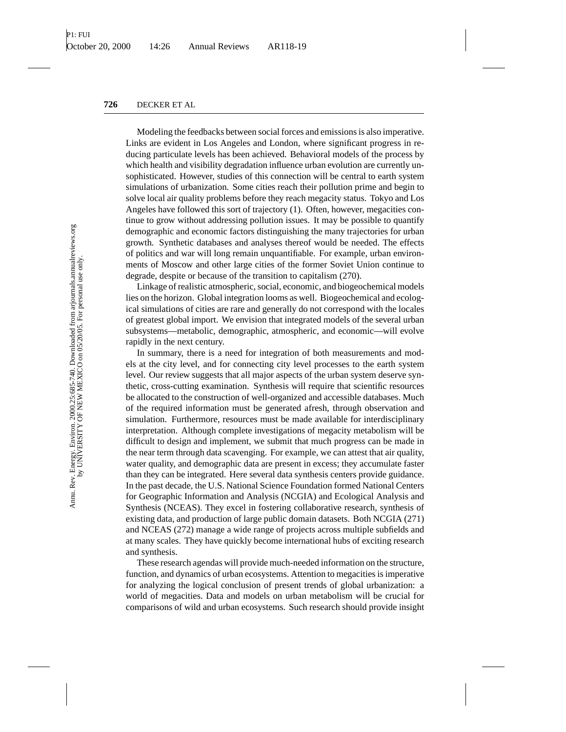Modeling the feedbacks between social forces and emissions is also imperative. Links are evident in Los Angeles and London, where significant progress in reducing particulate levels has been achieved. Behavioral models of the process by which health and visibility degradation influence urban evolution are currently unsophisticated. However, studies of this connection will be central to earth system simulations of urbanization. Some cities reach their pollution prime and begin to solve local air quality problems before they reach megacity status. Tokyo and Los Angeles have followed this sort of trajectory (1). Often, however, megacities continue to grow without addressing pollution issues. It may be possible to quantify demographic and economic factors distinguishing the many trajectories for urban growth. Synthetic databases and analyses thereof would be needed. The effects of politics and war will long remain unquantifiable. For example, urban environments of Moscow and other large cities of the former Soviet Union continue to degrade, despite or because of the transition to capitalism (270).

Linkage of realistic atmospheric, social, economic, and biogeochemical models lies on the horizon. Global integration looms as well. Biogeochemical and ecological simulations of cities are rare and generally do not correspond with the locales of greatest global import. We envision that integrated models of the several urban subsystems—metabolic, demographic, atmospheric, and economic—will evolve rapidly in the next century.

In summary, there is a need for integration of both measurements and models at the city level, and for connecting city level processes to the earth system level. Our review suggests that all major aspects of the urban system deserve synthetic, cross-cutting examination. Synthesis will require that scientific resources be allocated to the construction of well-organized and accessible databases. Much of the required information must be generated afresh, through observation and simulation. Furthermore, resources must be made available for interdisciplinary interpretation. Although complete investigations of megacity metabolism will be difficult to design and implement, we submit that much progress can be made in the near term through data scavenging. For example, we can attest that air quality, water quality, and demographic data are present in excess; they accumulate faster than they can be integrated. Here several data synthesis centers provide guidance. In the past decade, the U.S. National Science Foundation formed National Centers for Geographic Information and Analysis (NCGIA) and Ecological Analysis and Synthesis (NCEAS). They excel in fostering collaborative research, synthesis of existing data, and production of large public domain datasets. Both NCGIA (271) and NCEAS (272) manage a wide range of projects across multiple subfields and at many scales. They have quickly become international hubs of exciting research and synthesis.

These research agendas will provide much-needed information on the structure, function, and dynamics of urban ecosystems. Attention to megacities is imperative for analyzing the logical conclusion of present trends of global urbanization: a world of megacities. Data and models on urban metabolism will be crucial for comparisons of wild and urban ecosystems. Such research should provide insight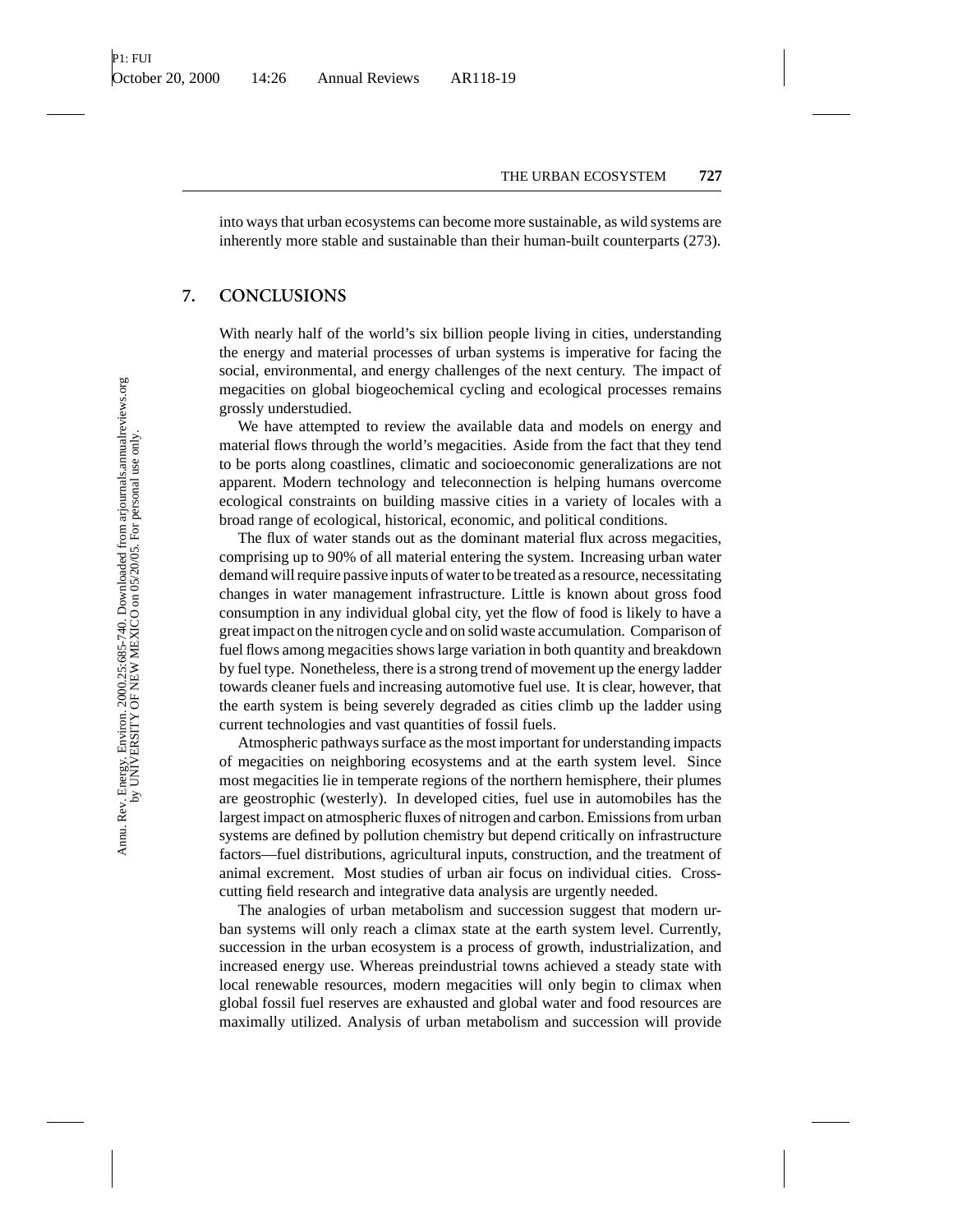into ways that urban ecosystems can become more sustainable, as wild systems are inherently more stable and sustainable than their human-built counterparts (273).

## 7. CONCLUSIONS

With nearly half of the world's six billion people living in cities, understanding the energy and material processes of urban systems is imperative for facing the social, environmental, and energy challenges of the next century. The impact of megacities on global biogeochemical cycling and ecological processes remains grossly understudied.

We have attempted to review the available data and models on energy and material flows through the world's megacities. Aside from the fact that they tend to be ports along coastlines, climatic and socioeconomic generalizations are not apparent. Modern technology and teleconnection is helping humans overcome ecological constraints on building massive cities in a variety of locales with a broad range of ecological, historical, economic, and political conditions.

The flux of water stands out as the dominant material flux across megacities, comprising up to 90% of all material entering the system. Increasing urban water demand will require passive inputs of water to be treated as a resource, necessitating changes in water management infrastructure. Little is known about gross food consumption in any individual global city, yet the flow of food is likely to have a great impact on the nitrogen cycle and on solid waste accumulation. Comparison of fuel flows among megacities shows large variation in both quantity and breakdown by fuel type. Nonetheless, there is a strong trend of movement up the energy ladder towards cleaner fuels and increasing automotive fuel use. It is clear, however, that the earth system is being severely degraded as cities climb up the ladder using current technologies and vast quantities of fossil fuels.

Atmospheric pathways surface as the most important for understanding impacts of megacities on neighboring ecosystems and at the earth system level. Since most megacities lie in temperate regions of the northern hemisphere, their plumes are geostrophic (westerly). In developed cities, fuel use in automobiles has the largest impact on atmospheric fluxes of nitrogen and carbon. Emissions from urban systems are defined by pollution chemistry but depend critically on infrastructure factors—fuel distributions, agricultural inputs, construction, and the treatment of animal excrement. Most studies of urban air focus on individual cities. Cross-cutting field research and integrative data analysis are urgently needed.

The analogies of urban metabolism and succession suggest that modern urban systems will only reach a climax state at the earth system level. Currently, succession in the urban ecosystem is a process of growth, industrialization, and increased energy use. Whereas preindustrial towns achieved a steady state with local renewable resources, modern megacities will only begin to climax when global fossil fuel reserves are exhausted and global water and food resources are maximally utilized. Analysis of urban metabolism and succession will provide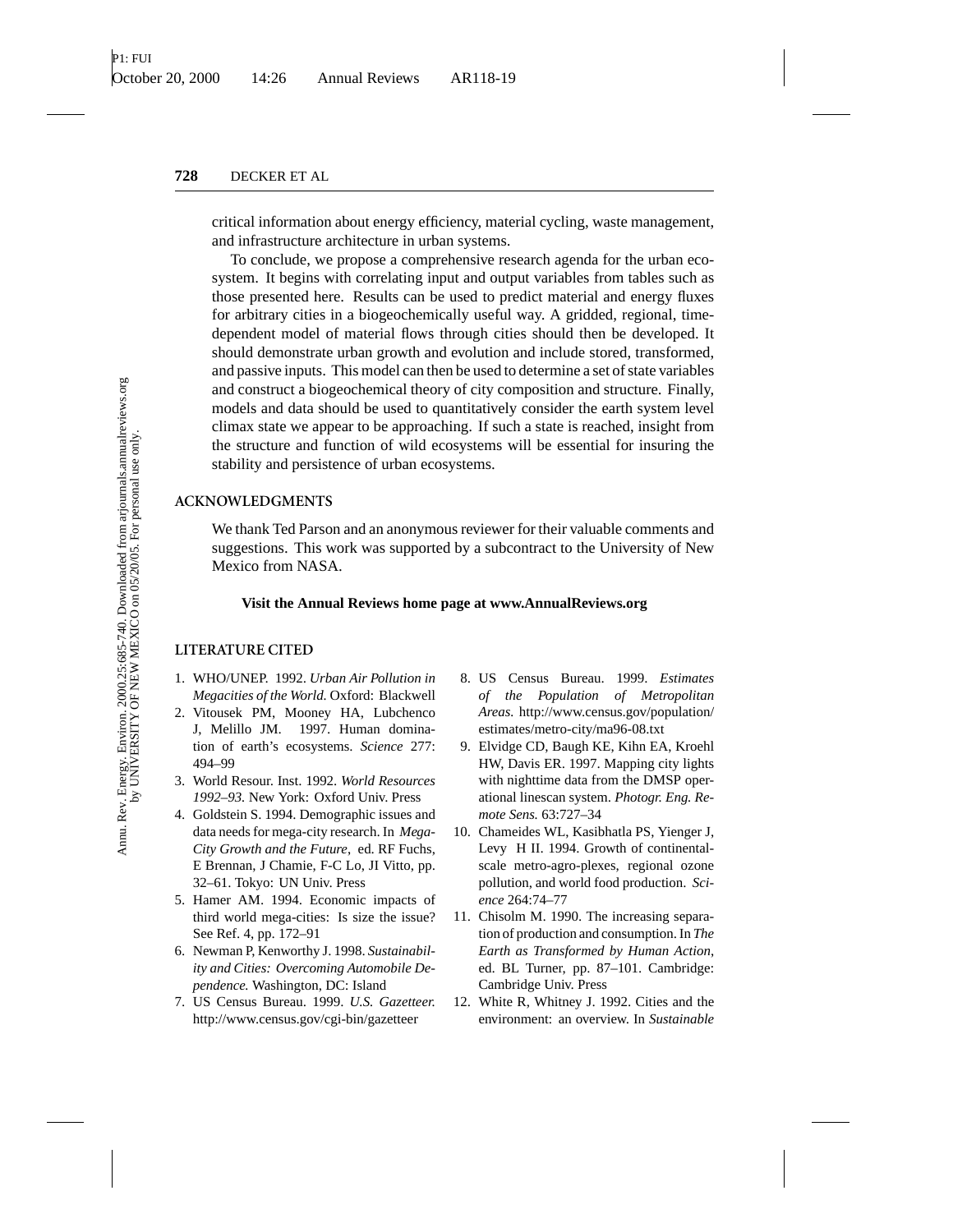critical information about energy efficiency, material cycling, waste management, and infrastructure architecture in urban systems.

To conclude, we propose a comprehensive research agenda for the urban ecosystem. It begins with correlating input and output variables from tables such as those presented here. Results can be used to predict material and energy fluxes for arbitrary cities in a biogeochemically useful way. A gridded, regional, time-dependent model of material flows through cities should then be developed. It should demonstrate urban growth and evolution and include stored, transformed, and passive inputs. This model can then be used to determine a set of state variables and construct a biogeochemical theory of city composition and structure. Finally, models and data should be used to quantitatively consider the earth system level climax state we appear to be approaching. If such a state is reached, insight from the structure and function of wild ecosystems will be essential for insuring the stability and persistence of urban ecosystems.

## ACKNOWLEDGMENTS

We thank Ted Parson and an anonymous reviewer for their valuable comments and suggestions. This work was supported by a subcontract to the University of New Mexico from NASA.

**Visit the Annual Reviews home page at www.AnnualReviews.org**

## LITERATURE CITED

1. WHO/UNEP. 1992. *Urban Air Pollution in Megacities of the World.* Oxford: Blackwell
2. Vitousek PM, Mooney HA, Lubchenco J, Melillo JM. 1997. Human domination of earth's ecosystems. *Science* 277: 494–99
3. World Resour. Inst. 1992. *World Resources 1992–93.* New York: Oxford Univ. Press
4. Goldstein S. 1994. Demographic issues and data needs for mega-city research. In *Mega-City Growth and the Future*, ed. RF Fuchs, E Brennan, J Chamie, F-C Lo, JI Vitto, pp. 32–61. Tokyo: UN Univ. Press
5. Hamer AM. 1994. Economic impacts of third world mega-cities: Is size the issue? See Ref. 4, pp. 172–91
6. Newman P, Kenworthy J. 1998. *Sustainability and Cities: Overcoming Automobile Dependence.* Washington, DC: Island
7. US Census Bureau. 1999. *U.S. Gazetteer.* http://www.census.gov/cgi-bin/gazetteer
8. US Census Bureau. 1999. *Estimates of the Population of Metropolitan Areas.* http://www.census.gov/population/estimates/metro-city/ma96-08.txt
9. Elvidge CD, Baugh KE, Kihn EA, Kroehl HW, Davis ER. 1997. Mapping city lights with nighttime data from the DMSP operational linescan system. *Photogr. Eng. Remote Sens.* 63:727–34
10. Chameides WL, Kasibhatla PS, Yienger J, Levy H II. 1994. Growth of continental-scale metro-agro-plexes, regional ozone pollution, and world food production. *Science* 264:74–77
11. Chisolm M. 1990. The increasing separation of production and consumption. In *The Earth as Transformed by Human Action*, ed. BL Turner, pp. 87–101. Cambridge: Cambridge Univ. Press
12. White R, Whitney J. 1992. Cities and the environment: an overview. In *Sustainable*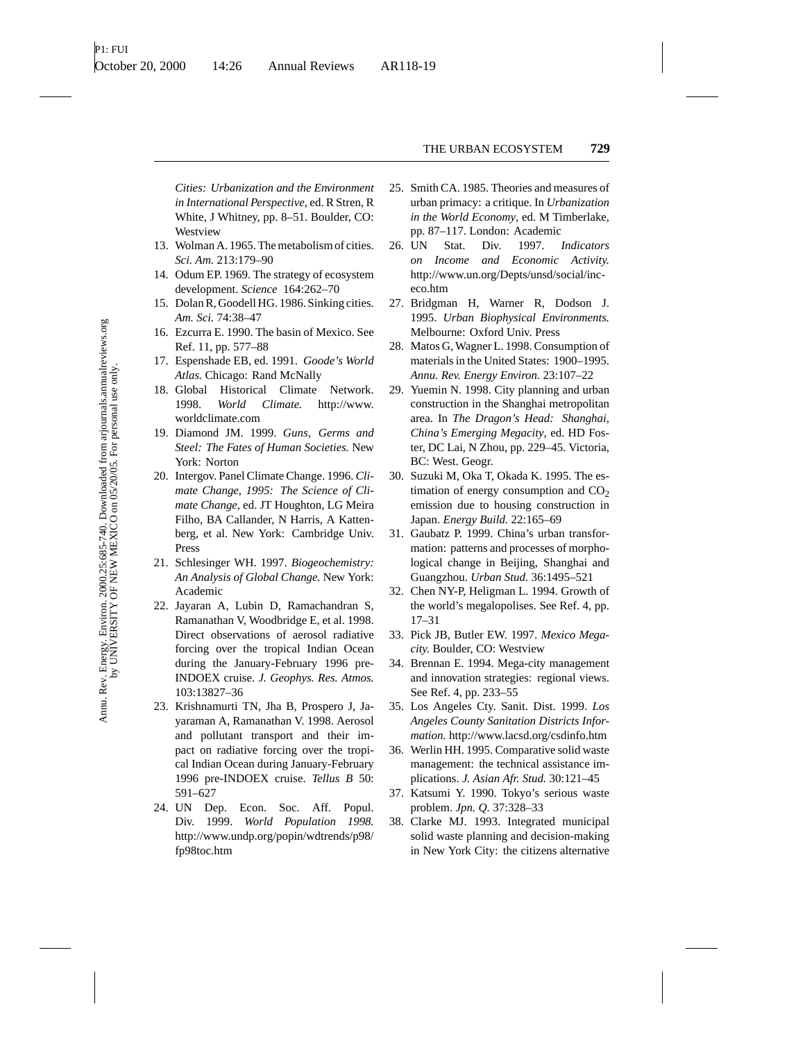*Cities: Urbanization and the Environment in International Perspective*, ed. R Stren, R White, J Whitney, pp. 8–51. Boulder, CO: Westview

13. Wolman A. 1965. The metabolism of cities. *Sci. Am.* 213:179–90
14. Odum EP. 1969. The strategy of ecosystem development. *Science* 164:262–70
15. Dolan R, Goodell HG. 1986. Sinking cities. *Am. Sci.* 74:38–47
16. Ezcurra E. 1990. The basin of Mexico. See Ref. 11, pp. 577–88
17. Espenshade EB, ed. 1991. *Goode's World Atlas.* Chicago: Rand McNally
18. Global Historical Climate Network. 1998. *World Climate.* http://www.worldclimate.com
19. Diamond JM. 1999. *Guns, Germs and Steel: The Fates of Human Societies.* New York: Norton
20. Intergov. Panel Climate Change. 1996. *Climate Change, 1995: The Science of Climate Change*, ed. JT Houghton, LG Meira Filho, BA Callander, N Harris, A Kattenberg, et al. New York: Cambridge Univ. Press
21. Schlesinger WH. 1997. *Biogeochemistry: An Analysis of Global Change.* New York: Academic
22. Jayaran A, Lubin D, Ramachandran S, Ramanathan V, Woodbridge E, et al. 1998. Direct observations of aerosol radiative forcing over the tropical Indian Ocean during the January-February 1996 pre-INDOEX cruise. *J. Geophys. Res. Atmos.* 103:13827–36
23. Krishnamurti TN, Jha B, Prospero J, Jayaraman A, Ramanathan V. 1998. Aerosol and pollutant transport and their impact on radiative forcing over the tropical Indian Ocean during January-February 1996 pre-INDOEX cruise. *Tellus B* 50: 591–627
24. UN Dep. Econ. Soc. Aff. Popul. Div. 1999. *World Population 1998.* http://www.undp.org/popin/wdtrends/p98/fp98toc.htm
25. Smith CA. 1985. Theories and measures of urban primacy: a critique. In *Urbanization in the World Economy*, ed. M Timberlake, pp. 87–117. London: Academic
26. UN Stat. Div. 1997. *Indicators on Income and Economic Activity.* http://www.un.org/Depts/unsd/social/inc-eco.htm
27. Bridgman H, Warner R, Dodson J. 1995. *Urban Biophysical Environments.* Melbourne: Oxford Univ. Press
28. Matos G, Wagner L. 1998. Consumption of materials in the United States: 1900–1995. *Annu. Rev. Energy Environ.* 23:107–22
29. Yuemin N. 1998. City planning and urban construction in the Shanghai metropolitan area. In *The Dragon's Head: Shanghai, China's Emerging Megacity*, ed. HD Foster, DC Lai, N Zhou, pp. 229–45. Victoria, BC: West. Geogr.
30. Suzuki M, Oka T, Okada K. 1995. The estimation of energy consumption and $CO_2$ emission due to housing construction in Japan. *Energy Build.* 22:165–69
31. Gaubatz P. 1999. China's urban transformation: patterns and processes of morphological change in Beijing, Shanghai and Guangzhou. *Urban Stud.* 36:1495–521
32. Chen NY-P, Heligman L. 1994. Growth of the world's megalopolises. See Ref. 4, pp. 17–31
33. Pick JB, Butler EW. 1997. *Mexico Megacity.* Boulder, CO: Westview
34. Brennan E. 1994. Mega-city management and innovation strategies: regional views. See Ref. 4, pp. 233–55
35. Los Angeles Cty. Sanit. Dist. 1999. *Los Angeles County Sanitation Districts Information.* http://www.lacsd.org/csdinfo.htm
36. Werlin HH. 1995. Comparative solid waste management: the technical assistance implications. *J. Asian Afr. Stud.* 30:121–45
37. Katsumi Y. 1990. Tokyo's serious waste problem. *Jpn. Q.* 37:328–33
38. Clarke MJ. 1993. Integrated municipal solid waste planning and decision-making in New York City: the citizens alternative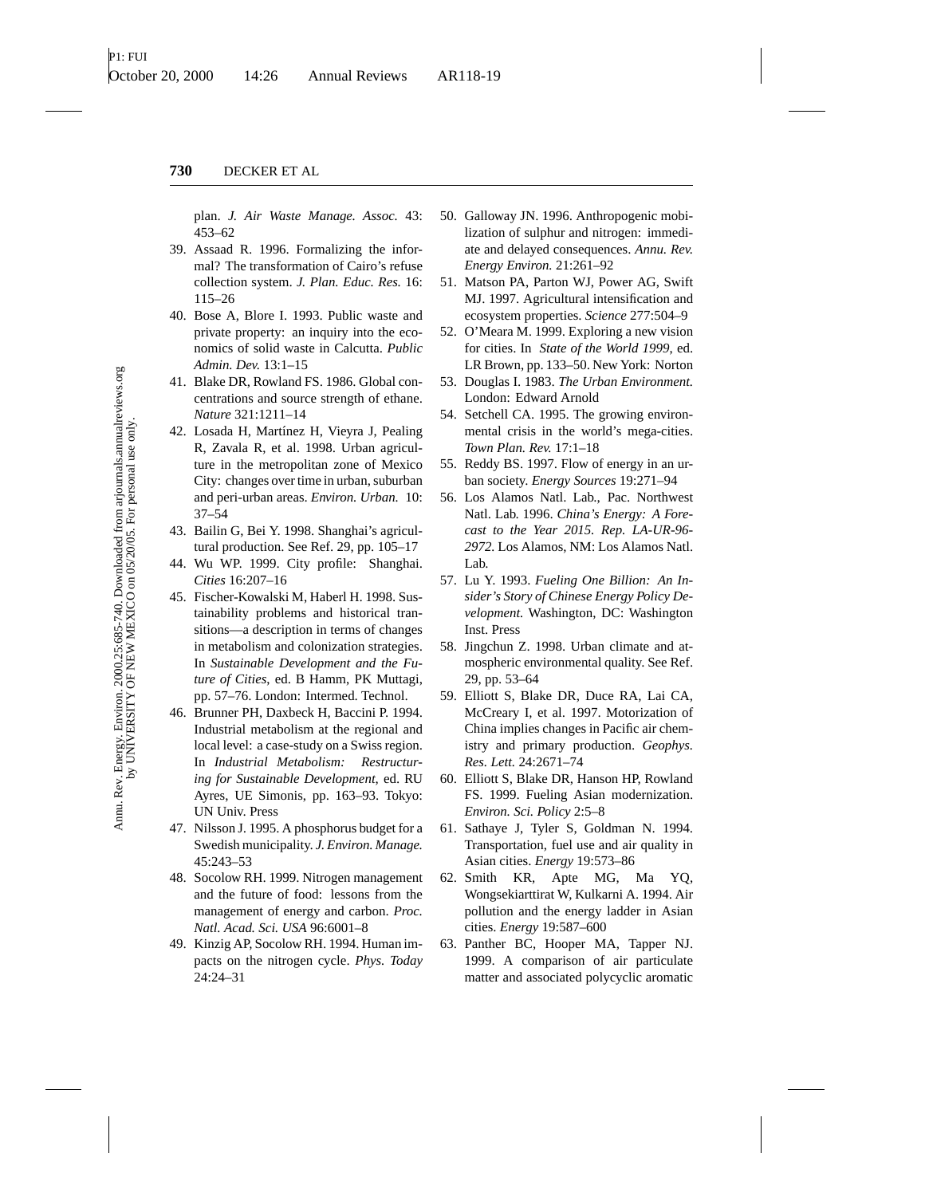plan. *J. Air Waste Manage. Assoc.* 43: 453–62

39. Assaad R. 1996. Formalizing the informal? The transformation of Cairo's refuse collection system. *J. Plan. Educ. Res.* 16: 115–26
40. Bose A, Blore I. 1993. Public waste and private property: an inquiry into the economics of solid waste in Calcutta. *Public Admin. Dev.* 13:1–15
41. Blake DR, Rowland FS. 1986. Global concentrations and source strength of ethane. *Nature* 321:1211–14
42. Losada H, Martínez H, Vieyra J, Pealing R, Zavala R, et al. 1998. Urban agriculture in the metropolitan zone of Mexico City: changes over time in urban, suburban and peri-urban areas. *Environ. Urban.* 10: 37–54
43. Bailin G, Bei Y. 1998. Shanghai's agricultural production. See Ref. 29, pp. 105–17
44. Wu WP. 1999. City profile: Shanghai. *Cities* 16:207–16
45. Fischer-Kowalski M, Haberl H. 1998. Sustainability problems and historical transitions—a description in terms of changes in metabolism and colonization strategies. In *Sustainable Development and the Future of Cities*, ed. B Hamm, PK Muttagi, pp. 57–76. London: Intermed. Technol.
46. Brunner PH, Daxbeck H, Baccini P. 1994. Industrial metabolism at the regional and local level: a case-study on a Swiss region. In *Industrial Metabolism: Restructuring for Sustainable Development*, ed. RU Ayres, UE Simonis, pp. 163–93. Tokyo: UN Univ. Press
47. Nilsson J. 1995. A phosphorus budget for a Swedish municipality. *J. Environ. Manage.* 45:243–53
48. Socolow RH. 1999. Nitrogen management and the future of food: lessons from the management of energy and carbon. *Proc. Natl. Acad. Sci. USA* 96:6001–8
49. Kinzig AP, Socolow RH. 1994. Human impacts on the nitrogen cycle. *Phys. Today* 24:24–31
50. Galloway JN. 1996. Anthropogenic mobilization of sulphur and nitrogen: immediate and delayed consequences. *Annu. Rev. Energy Environ.* 21:261–92
51. Matson PA, Parton WJ, Power AG, Swift MJ. 1997. Agricultural intensification and ecosystem properties. *Science* 277:504–9
52. O'Meara M. 1999. Exploring a new vision for cities. In *State of the World 1999*, ed. LR Brown, pp. 133–50. New York: Norton
53. Douglas I. 1983. *The Urban Environment.* London: Edward Arnold
54. Setchell CA. 1995. The growing environmental crisis in the world's mega-cities. *Town Plan. Rev.* 17:1–18
55. Reddy BS. 1997. Flow of energy in an urban society. *Energy Sources* 19:271–94
56. Los Alamos Natl. Lab., Pac. Northwest Natl. Lab. 1996. *China's Energy: A Forecast to the Year 2015. Rep. LA-UR-96-2972.* Los Alamos, NM: Los Alamos Natl. Lab.
57. Lu Y. 1993. *Fueling One Billion: An Insider's Story of Chinese Energy Policy Development.* Washington, DC: Washington Inst. Press
58. Jingchun Z. 1998. Urban climate and atmospheric environmental quality. See Ref. 29, pp. 53–64
59. Elliott S, Blake DR, Duce RA, Lai CA, McCreary I, et al. 1997. Motorization of China implies changes in Pacific air chemistry and primary production. *Geophys. Res. Lett.* 24:2671–74
60. Elliott S, Blake DR, Hanson HP, Rowland FS. 1999. Fueling Asian modernization. *Environ. Sci. Policy* 2:5–8
61. Sathaye J, Tyler S, Goldman N. 1994. Transportation, fuel use and air quality in Asian cities. *Energy* 19:573–86
62. Smith KR, Apte MG, Ma YQ, Wongsekiarttirat W, Kulkarni A. 1994. Air pollution and the energy ladder in Asian cities. *Energy* 19:587–600
63. Panther BC, Hooper MA, Tapper NJ. 1999. A comparison of air particulate matter and associated polycyclic aromatic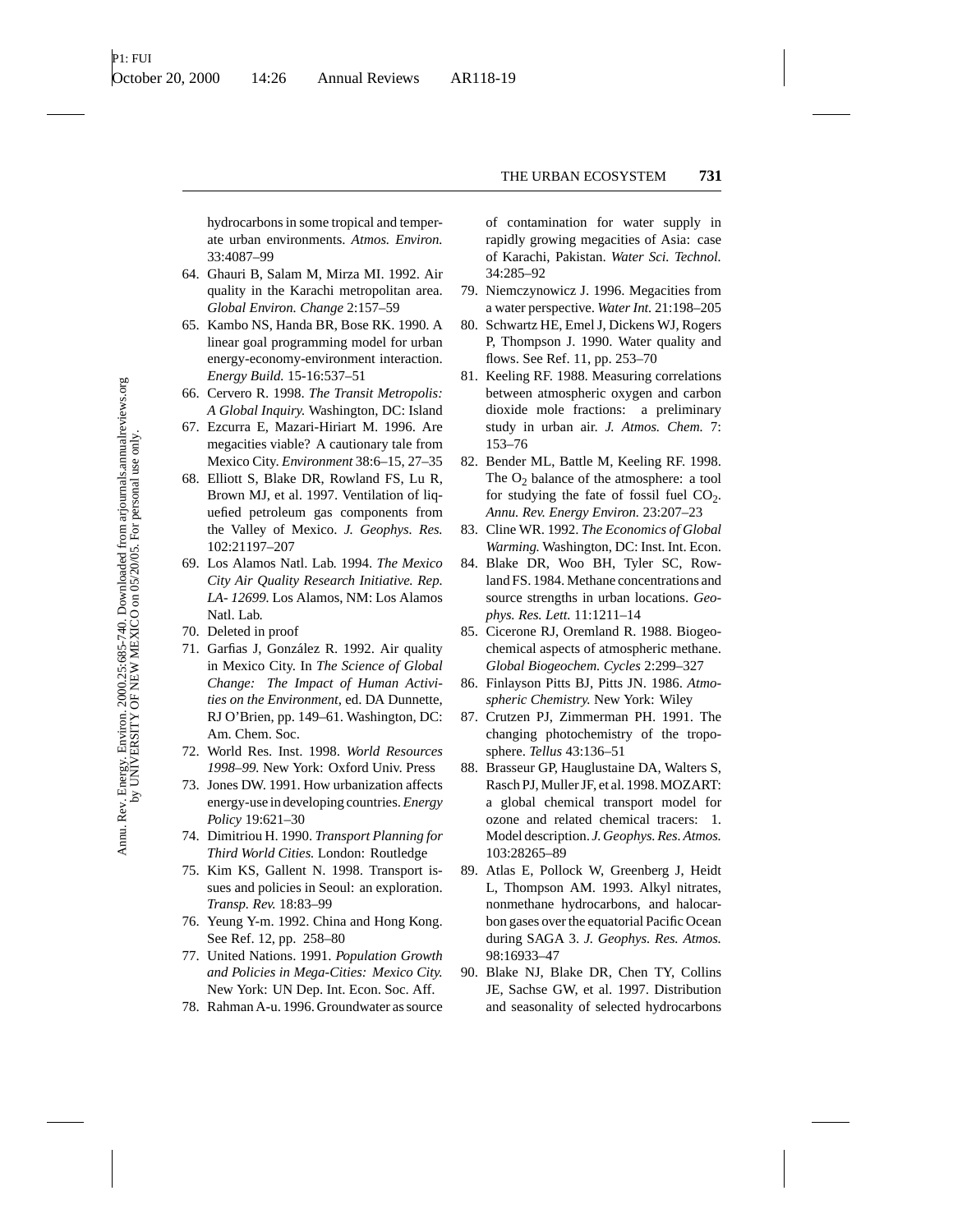hydrocarbons in some tropical and temperate urban environments. *Atmos. Environ.* 33:4087–99

64. Ghauri B, Salam M, Mirza MI. 1992. Air quality in the Karachi metropolitan area. *Global Environ. Change* 2:157–59
65. Kambo NS, Handa BR, Bose RK. 1990. A linear goal programming model for urban energy-economy-environment interaction. *Energy Build.* 15-16:537–51
66. Cervero R. 1998. *The Transit Metropolis: A Global Inquiry.* Washington, DC: Island
67. Ezcurra E, Mazari-Hiriart M. 1996. Are megacities viable? A cautionary tale from Mexico City. *Environment* 38:6–15, 27–35
68. Elliott S, Blake DR, Rowland FS, Lu R, Brown MJ, et al. 1997. Ventilation of liquefied petroleum gas components from the Valley of Mexico. *J. Geophys. Res.* 102:21197–207
69. Los Alamos Natl. Lab. 1994. *The Mexico City Air Quality Research Initiative. Rep. LA- 12699.* Los Alamos, NM: Los Alamos Natl. Lab.
70. Deleted in proof
71. Garfias J, González R. 1992. Air quality in Mexico City. In *The Science of Global Change: The Impact of Human Activities on the Environment,* ed. DA Dunnette, RJ O'Brien, pp. 149–61. Washington, DC: Am. Chem. Soc.
72. World Res. Inst. 1998. *World Resources 1998–99.* New York: Oxford Univ. Press
73. Jones DW. 1991. How urbanization affects energy-use in developing countries. *Energy Policy* 19:621–30
74. Dimitriou H. 1990. *Transport Planning for Third World Cities.* London: Routledge
75. Kim KS, Gallent N. 1998. Transport issues and policies in Seoul: an exploration. *Transp. Rev.* 18:83–99
76. Yeung Y-m. 1992. China and Hong Kong. See Ref. 12, pp. 258–80
77. United Nations. 1991. *Population Growth and Policies in Mega-Cities: Mexico City.* New York: UN Dep. Int. Econ. Soc. Aff.
78. Rahman A-u. 1996. Groundwater as source of contamination for water supply in rapidly growing megacities of Asia: case of Karachi, Pakistan. *Water Sci. Technol.* 34:285–92
79. Niemczynowicz J. 1996. Megacities from a water perspective. *Water Int.* 21:198–205
80. Schwartz HE, Emel J, Dickens WJ, Rogers P, Thompson J. 1990. Water quality and flows. See Ref. 11, pp. 253–70
81. Keeling RF. 1988. Measuring correlations between atmospheric oxygen and carbon dioxide mole fractions: a preliminary study in urban air. *J. Atmos. Chem.* 7: 153–76
82. Bender ML, Battle M, Keeling RF. 1998. The $O_2$ balance of the atmosphere: a tool for studying the fate of fossil fuel $CO_2$. *Annu. Rev. Energy Environ.* 23:207–23
83. Cline WR. 1992. *The Economics of Global Warming.* Washington, DC: Inst. Int. Econ.
84. Blake DR, Woo BH, Tyler SC, Rowland FS. 1984. Methane concentrations and source strengths in urban locations. *Geophys. Res. Lett.* 11:1211–14
85. Cicerone RJ, Oremland R. 1988. Biogeochemical aspects of atmospheric methane. *Global Biogeochem. Cycles* 2:299–327
86. Finlayson Pitts BJ, Pitts JN. 1986. *Atmospheric Chemistry.* New York: Wiley
87. Crutzen PJ, Zimmerman PH. 1991. The changing photochemistry of the troposphere. *Tellus* 43:136–51
88. Brasseur GP, Hauglustaine DA, Walters S, Rasch PJ, Muller JF, et al. 1998. MOZART: a global chemical transport model for ozone and related chemical tracers: 1. Model description. *J. Geophys. Res. Atmos.* 103:28265–89
89. Atlas E, Pollock W, Greenberg J, Heidt L, Thompson AM. 1993. Alkyl nitrates, nonmethane hydrocarbons, and halocarbon gases over the equatorial Pacific Ocean during SAGA 3. *J. Geophys. Res. Atmos.* 98:16933–47
90. Blake NJ, Blake DR, Chen TY, Collins JE, Sachse GW, et al. 1997. Distribution and seasonality of selected hydrocarbons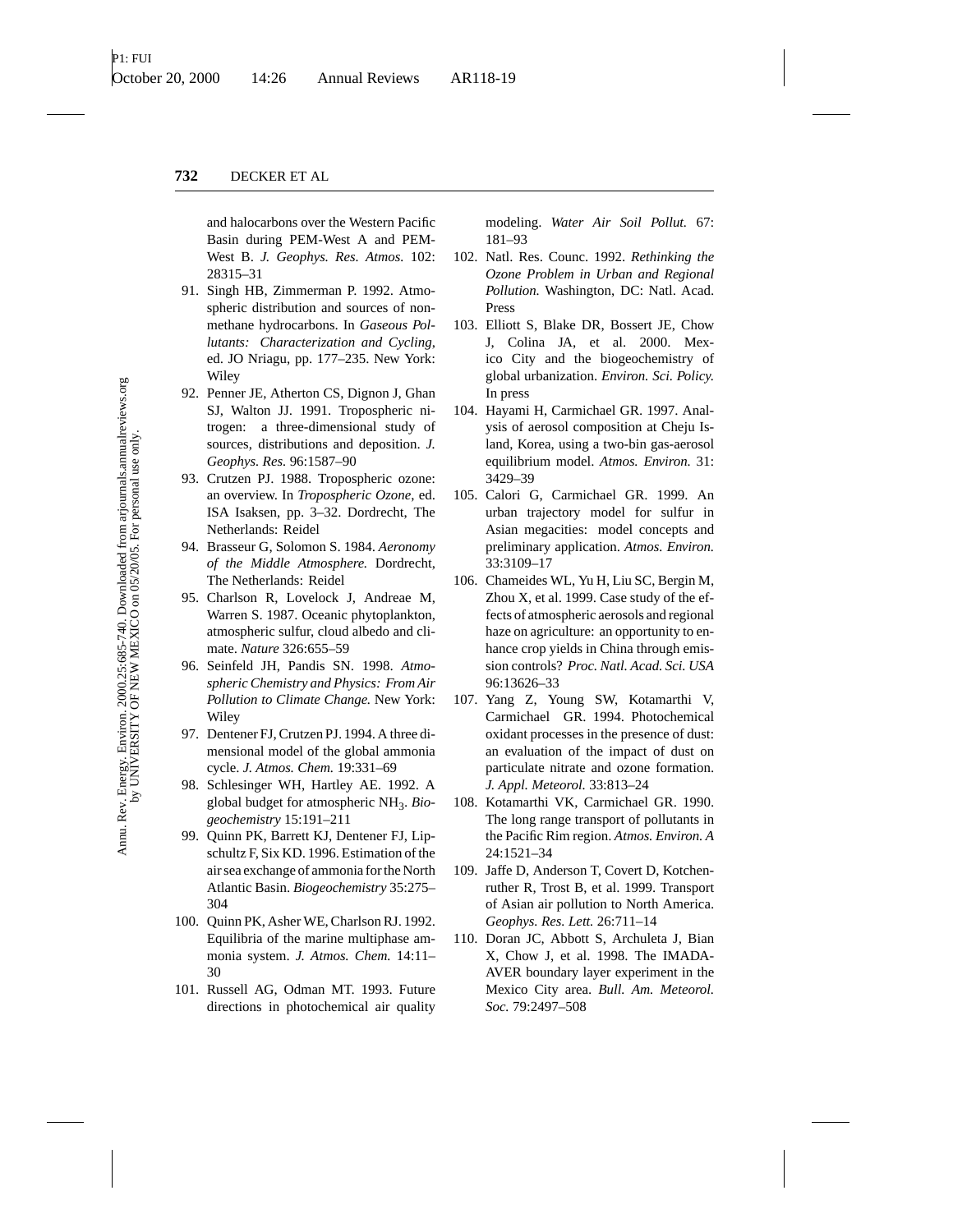and halocarbons over the Western Pacific Basin during PEM-West A and PEM-West B. *J. Geophys. Res. Atmos.* 102: 28315–31

91. Singh HB, Zimmerman P. 1992. Atmospheric distribution and sources of nonmethane hydrocarbons. In *Gaseous Pollutants: Characterization and Cycling*, ed. JO Nriagu, pp. 177–235. New York: Wiley
92. Penner JE, Atherton CS, Dignon J, Ghan SJ, Walton JJ. 1991. Tropospheric nitrogen: a three-dimensional study of sources, distributions and deposition. *J. Geophys. Res.* 96:1587–90
93. Crutzen PJ. 1988. Tropospheric ozone: an overview. In *Tropospheric Ozone*, ed. ISA Isaksen, pp. 3–32. Dordrecht, The Netherlands: Reidel
94. Brasseur G, Solomon S. 1984. *Aeronomy of the Middle Atmosphere.* Dordrecht, The Netherlands: Reidel
95. Charlson R, Lovelock J, Andreae M, Warren S. 1987. Oceanic phytoplankton, atmospheric sulfur, cloud albedo and climate. *Nature* 326:655–59
96. Seinfeld JH, Pandis SN. 1998. *Atmospheric Chemistry and Physics: From Air Pollution to Climate Change.* New York: Wiley
97. Dentener FJ, Crutzen PJ. 1994. A three dimensional model of the global ammonia cycle. *J. Atmos. Chem.* 19:331–69
98. Schlesinger WH, Hartley AE. 1992. A global budget for atmospheric $NH_3$. *Biogeochemistry* 15:191–211
99. Quinn PK, Barrett KJ, Dentener FJ, Lipschultz F, Six KD. 1996. Estimation of the air sea exchange of ammonia for the North Atlantic Basin. *Biogeochemistry* 35:275–304
100. Quinn PK, Asher WE, Charlson RJ. 1992. Equilibria of the marine multiphase ammonia system. *J. Atmos. Chem.* 14:11–30
101. Russell AG, Odman MT. 1993. Future directions in photochemical air quality modeling. *Water Air Soil Pollut.* 67: 181–93
102. Natl. Res. Counc. 1992. *Rethinking the Ozone Problem in Urban and Regional Pollution.* Washington, DC: Natl. Acad. Press
103. Elliott S, Blake DR, Bossert JE, Chow J, Colina JA, et al. 2000. Mexico City and the biogeochemistry of global urbanization. *Environ. Sci. Policy.* In press
104. Hayami H, Carmichael GR. 1997. Analysis of aerosol composition at Cheju Island, Korea, using a two-bin gas-aerosol equilibrium model. *Atmos. Environ.* 31: 3429–39
105. Calori G, Carmichael GR. 1999. An urban trajectory model for sulfur in Asian megacities: model concepts and preliminary application. *Atmos. Environ.* 33:3109–17
106. Chameides WL, Yu H, Liu SC, Bergin M, Zhou X, et al. 1999. Case study of the effects of atmospheric aerosols and regional haze on agriculture: an opportunity to enhance crop yields in China through emission controls? *Proc. Natl. Acad. Sci. USA* 96:13626–33
107. Yang Z, Young SW, Kotamarthi V, Carmichael GR. 1994. Photochemical oxidant processes in the presence of dust: an evaluation of the impact of dust on particulate nitrate and ozone formation. *J. Appl. Meteorol.* 33:813–24
108. Kotamarthi VK, Carmichael GR. 1990. The long range transport of pollutants in the Pacific Rim region. *Atmos. Environ. A* 24:1521–34
109. Jaffe D, Anderson T, Covert D, Kotchenruther R, Trost B, et al. 1999. Transport of Asian air pollution to North America. *Geophys. Res. Lett.* 26:711–14
110. Doran JC, Abbott S, Archuleta J, Bian X, Chow J, et al. 1998. The IMADA-AVER boundary layer experiment in the Mexico City area. *Bull. Am. Meteorol. Soc.* 79:2497–508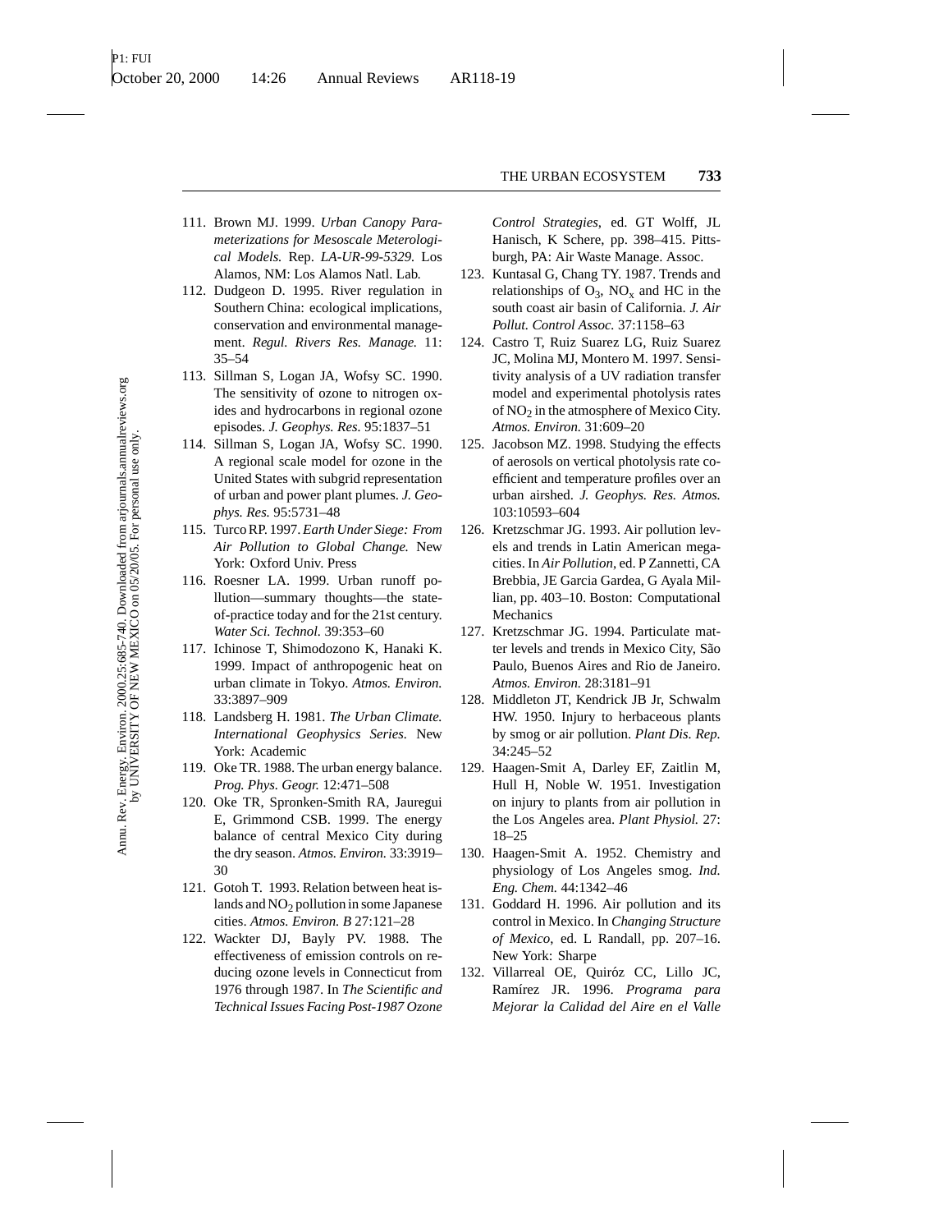111. Brown MJ. 1999. *Urban Canopy Parameterizations for Mesoscale Meterological Models.* Rep. *LA-UR-99-5329.* Los Alamos, NM: Los Alamos Natl. Lab.
112. Dudgeon D. 1995. River regulation in Southern China: ecological implications, conservation and environmental management. *Regul. Rivers Res. Manage.* 11: 35–54
113. Sillman S, Logan JA, Wofsy SC. 1990. The sensitivity of ozone to nitrogen oxides and hydrocarbons in regional ozone episodes. *J. Geophys. Res.* 95:1837–51
114. Sillman S, Logan JA, Wofsy SC. 1990. A regional scale model for ozone in the United States with subgrid representation of urban and power plant plumes. *J. Geophys. Res.* 95:5731–48
115. Turco RP. 1997. *Earth Under Siege: From Air Pollution to Global Change.* New York: Oxford Univ. Press
116. Roesner LA. 1999. Urban runoff pollution—summary thoughts—the state-of-practice today and for the 21st century. *Water Sci. Technol.* 39:353–60
117. Ichinose T, Shimodozono K, Hanaki K. 1999. Impact of anthropogenic heat on urban climate in Tokyo. *Atmos. Environ.* 33:3897–909
118. Landsberg H. 1981. *The Urban Climate. International Geophysics Series.* New York: Academic
119. Oke TR. 1988. The urban energy balance. *Prog. Phys. Geogr.* 12:471–508
120. Oke TR, Spronken-Smith RA, Jauregui E, Grimmond CSB. 1999. The energy balance of central Mexico City during the dry season. *Atmos. Environ.* 33:3919–30
121. Gotoh T. 1993. Relation between heat islands and $NO_2$ pollution in some Japanese cities. *Atmos. Environ. B* 27:121–28
122. Wackter DJ, Bayly PV. 1988. The effectiveness of emission controls on reducing ozone levels in Connecticut from 1976 through 1987. In *The Scientific and Technical Issues Facing Post-1987 Ozone Control Strategies*, ed. GT Wolff, JL Hanisch, K Schere, pp. 398–415. Pittsburgh, PA: Air Waste Manage. Assoc.
123. Kuntasal G, Chang TY. 1987. Trends and relationships of $O_3$, $NO_x$ and HC in the south coast air basin of California. *J. Air Pollut. Control Assoc.* 37:1158–63
124. Castro T, Ruiz Suarez LG, Ruiz Suarez JC, Molina MJ, Montero M. 1997. Sensitivity analysis of a UV radiation transfer model and experimental photolysis rates of $NO_2$ in the atmosphere of Mexico City. *Atmos. Environ.* 31:609–20
125. Jacobson MZ. 1998. Studying the effects of aerosols on vertical photolysis rate coefficient and temperature profiles over an urban airshed. *J. Geophys. Res. Atmos.* 103:10593–604
126. Kretzschmar JG. 1993. Air pollution levels and trends in Latin American megacities. In *Air Pollution*, ed. P Zannetti, CA Brebbia, JE Garcia Gardea, G Ayala Millian, pp. 403–10. Boston: Computational Mechanics
127. Kretzschmar JG. 1994. Particulate matter levels and trends in Mexico City, São Paulo, Buenos Aires and Rio de Janeiro. *Atmos. Environ.* 28:3181–91
128. Middleton JT, Kendrick JB Jr, Schwalm HW. 1950. Injury to herbaceous plants by smog or air pollution. *Plant Dis. Rep.* 34:245–52
129. Haagen-Smit A, Darley EF, Zaitlin M, Hull H, Noble W. 1951. Investigation on injury to plants from air pollution in the Los Angeles area. *Plant Physiol.* 27: 18–25
130. Haagen-Smit A. 1952. Chemistry and physiology of Los Angeles smog. *Ind. Eng. Chem.* 44:1342–46
131. Goddard H. 1996. Air pollution and its control in Mexico. In *Changing Structure of Mexico*, ed. L Randall, pp. 207–16. New York: Sharpe
132. Villarreal OE, Quiróz CC, Lillo JC, Ramírez JR. 1996. *Programa para Mejorar la Calidad del Aire en el Valle*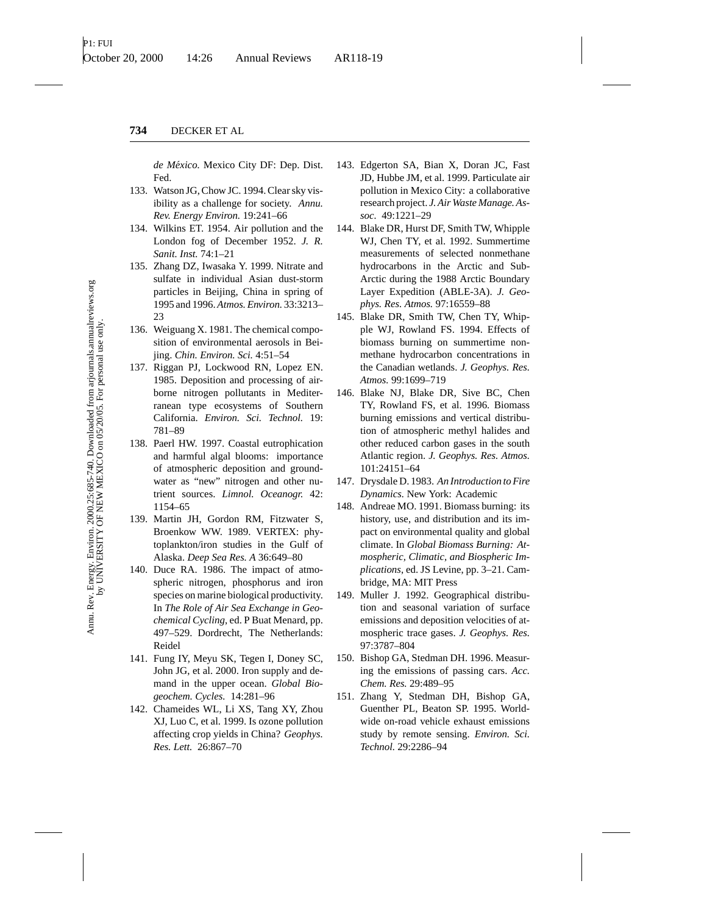*de México*. Mexico City DF: Dep. Dist. Fed.

133. Watson JG, Chow JC. 1994. Clear sky visibility as a challenge for society. *Annu. Rev. Energy Environ.* 19:241–66
134. Wilkins ET. 1954. Air pollution and the London fog of December 1952. *J. R. Sanit. Inst.* 74:1–21
135. Zhang DZ, Iwasaka Y. 1999. Nitrate and sulfate in individual Asian dust-storm particles in Beijing, China in spring of 1995 and 1996. *Atmos. Environ.* 33:3213–23
136. Weiguang X. 1981. The chemical composition of environmental aerosols in Beijing. *Chin. Environ. Sci.* 4:51–54
137. Riggan PJ, Lockwood RN, Lopez EN. 1985. Deposition and processing of airborne nitrogen pollutants in Mediterranean type ecosystems of Southern California. *Environ. Sci. Technol.* 19: 781–89
138. Paerl HW. 1997. Coastal eutrophication and harmful algal blooms: importance of atmospheric deposition and groundwater as "new" nitrogen and other nutrient sources. *Limnol. Oceanogr.* 42: 1154–65
139. Martin JH, Gordon RM, Fitzwater S, Broenkow WW. 1989. VERTEX: phytoplankton/iron studies in the Gulf of Alaska. *Deep Sea Res. A* 36:649–80
140. Duce RA. 1986. The impact of atmospheric nitrogen, phosphorus and iron species on marine biological productivity. In *The Role of Air Sea Exchange in Geochemical Cycling*, ed. P Buat Menard, pp. 497–529. Dordrecht, The Netherlands: Reidel
141. Fung IY, Meyu SK, Tegen I, Doney SC, John JG, et al. 2000. Iron supply and demand in the upper ocean. *Global Biogeochem. Cycles.* 14:281–96
142. Chameides WL, Li XS, Tang XY, Zhou XJ, Luo C, et al. 1999. Is ozone pollution affecting crop yields in China? *Geophys. Res. Lett.* 26:867–70
143. Edgerton SA, Bian X, Doran JC, Fast JD, Hubbe JM, et al. 1999. Particulate air pollution in Mexico City: a collaborative research project. *J. Air Waste Manage. Assoc.* 49:1221–29
144. Blake DR, Hurst DF, Smith TW, Whipple WJ, Chen TY, et al. 1992. Summertime measurements of selected nonmethane hydrocarbons in the Arctic and Sub-Arctic during the 1988 Arctic Boundary Layer Expedition (ABLE-3A). *J. Geophys. Res. Atmos.* 97:16559–88
145. Blake DR, Smith TW, Chen TY, Whipple WJ, Rowland FS. 1994. Effects of biomass burning on summertime nonmethane hydrocarbon concentrations in the Canadian wetlands. *J. Geophys. Res. Atmos.* 99:1699–719
146. Blake NJ, Blake DR, Sive BC, Chen TY, Rowland FS, et al. 1996. Biomass burning emissions and vertical distribution of atmospheric methyl halides and other reduced carbon gases in the south Atlantic region. *J. Geophys. Res. Atmos.* 101:24151–64
147. Drysdale D. 1983. *An Introduction to Fire Dynamics*. New York: Academic
148. Andreae MO. 1991. Biomass burning: its history, use, and distribution and its impact on environmental quality and global climate. In *Global Biomass Burning: Atmospheric, Climatic, and Biospheric Implications*, ed. JS Levine, pp. 3–21. Cambridge, MA: MIT Press
149. Muller J. 1992. Geographical distribution and seasonal variation of surface emissions and deposition velocities of atmospheric trace gases. *J. Geophys. Res.* 97:3787–804
150. Bishop GA, Stedman DH. 1996. Measuring the emissions of passing cars. *Acc. Chem. Res.* 29:489–95
151. Zhang Y, Stedman DH, Bishop GA, Guenther PL, Beaton SP. 1995. Worldwide on-road vehicle exhaust emissions study by remote sensing. *Environ. Sci. Technol.* 29:2286–94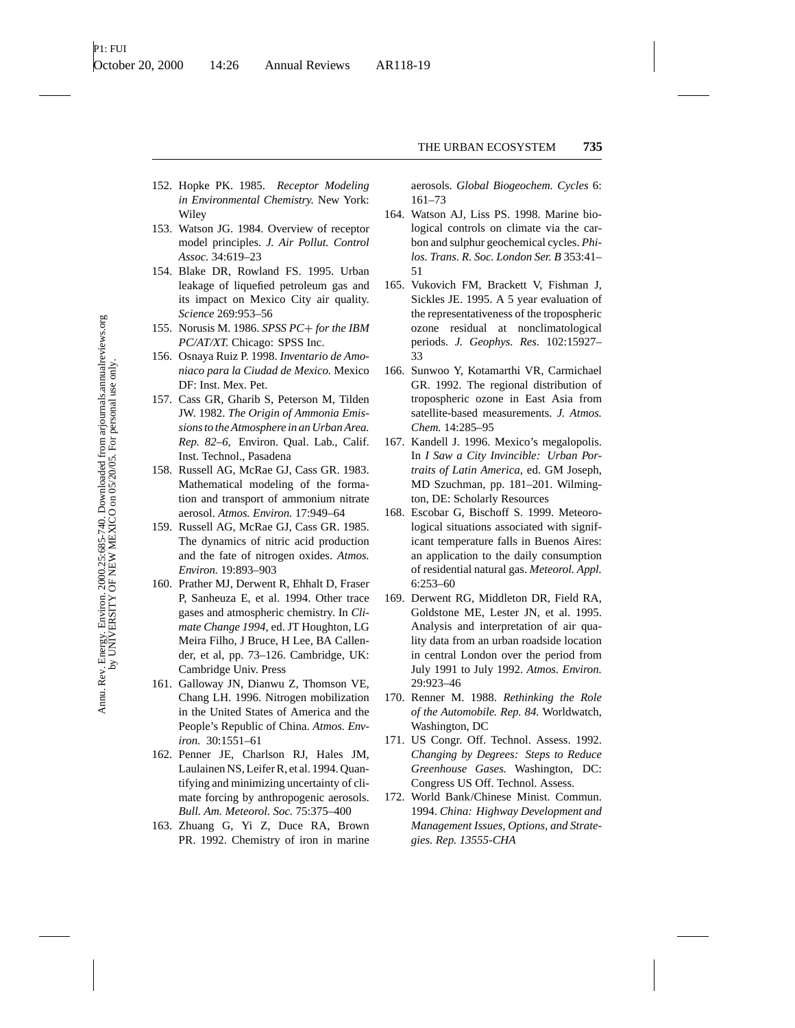152. Hopke PK. 1985. *Receptor Modeling in Environmental Chemistry.* New York: Wiley
153. Watson JG. 1984. Overview of receptor model principles. *J. Air Pollut. Control Assoc.* 34:619–23
154. Blake DR, Rowland FS. 1995. Urban leakage of liquefied petroleum gas and its impact on Mexico City air quality. *Science* 269:953–56
155. Norusis M. 1986. *SPSS PC+ for the IBM PC/AT/XT.* Chicago: SPSS Inc.
156. Osnaya Ruiz P. 1998. *Inventario de Amoniaco para la Ciudad de Mexico.* Mexico DF: Inst. Mex. Pet.
157. Cass GR, Gharib S, Peterson M, Tilden JW. 1982. *The Origin of Ammonia Emissions to the Atmosphere in an Urban Area. Rep. 82–6,* Environ. Qual. Lab., Calif. Inst. Technol., Pasadena
158. Russell AG, McRae GJ, Cass GR. 1983. Mathematical modeling of the formation and transport of ammonium nitrate aerosol. *Atmos. Environ.* 17:949–64
159. Russell AG, McRae GJ, Cass GR. 1985. The dynamics of nitric acid production and the fate of nitrogen oxides. *Atmos. Environ.* 19:893–903
160. Prather MJ, Derwent R, Ehhalt D, Fraser P, Sanheuza E, et al. 1994. Other trace gases and atmospheric chemistry. In *Climate Change 1994,* ed. JT Houghton, LG Meira Filho, J Bruce, H Lee, BA Callender, et al, pp. 73–126. Cambridge, UK: Cambridge Univ. Press
161. Galloway JN, Dianwu Z, Thomson VE, Chang LH. 1996. Nitrogen mobilization in the United States of America and the People's Republic of China. *Atmos. Environ.* 30:1551–61
162. Penner JE, Charlson RJ, Hales JM, Laulainen NS, Leifer R, et al. 1994. Quantifying and minimizing uncertainty of climate forcing by anthropogenic aerosols. *Bull. Am. Meteorol. Soc.* 75:375–400
163. Zhuang G, Yi Z, Duce RA, Brown PR. 1992. Chemistry of iron in marine aerosols. *Global Biogeochem. Cycles* 6: 161–73
164. Watson AJ, Liss PS. 1998. Marine biological controls on climate via the carbon and sulphur geochemical cycles. *Philos. Trans. R. Soc. London Ser. B* 353:41–51
165. Vukovich FM, Brackett V, Fishman J, Sickles JE. 1995. A 5 year evaluation of the representativeness of the tropospheric ozone residual at nonclimatological periods. *J. Geophys. Res.* 102:15927–33
166. Sunwoo Y, Kotamarthi VR, Carmichael GR. 1992. The regional distribution of tropospheric ozone in East Asia from satellite-based measurements. *J. Atmos. Chem.* 14:285–95
167. Kandell J. 1996. Mexico's megalopolis. In *I Saw a City Invincible: Urban Portraits of Latin America*, ed. GM Joseph, MD Szuchman, pp. 181–201. Wilmington, DE: Scholarly Resources
168. Escobar G, Bischoff S. 1999. Meteorological situations associated with significant temperature falls in Buenos Aires: an application to the daily consumption of residential natural gas. *Meteorol. Appl.* 6:253–60
169. Derwent RG, Middleton DR, Field RA, Goldstone ME, Lester JN, et al. 1995. Analysis and interpretation of air quality data from an urban roadside location in central London over the period from July 1991 to July 1992. *Atmos. Environ.* 29:923–46
170. Renner M. 1988. *Rethinking the Role of the Automobile. Rep. 84.* Worldwatch, Washington, DC
171. US Congr. Off. Technol. Assess. 1992. *Changing by Degrees: Steps to Reduce Greenhouse Gases.* Washington, DC: Congress US Off. Technol. Assess.
172. World Bank/Chinese Minist. Commun. 1994. *China: Highway Development and Management Issues, Options, and Strategies. Rep. 13555-CHA*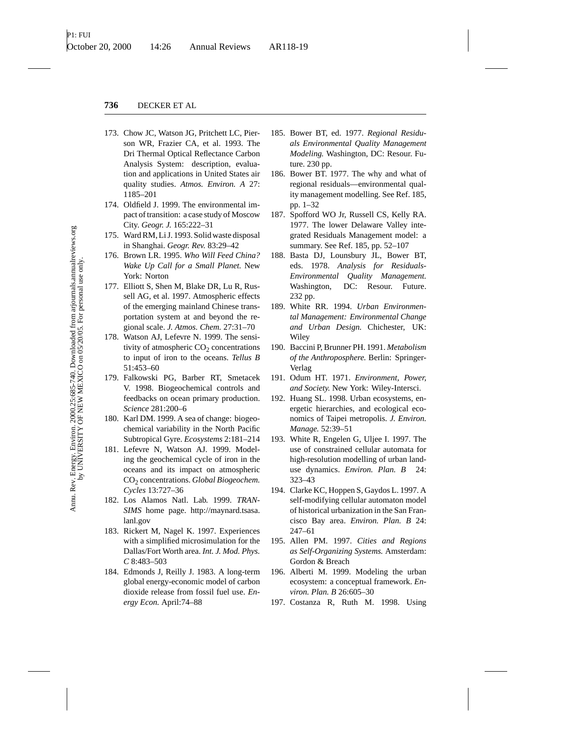173. Chow JC, Watson JG, Pritchett LC, Pierson WR, Frazier CA, et al. 1993. The Dri Thermal Optical Reflectance Carbon Analysis System: description, evaluation and applications in United States air quality studies. *Atmos. Environ. A* 27: 1185–201
174. Oldfield J. 1999. The environmental impact of transition: a case study of Moscow City. *Geogr. J.* 165:222–31
175. Ward RM, Li J. 1993. Solid waste disposal in Shanghai. *Geogr. Rev.* 83:29–42
176. Brown LR. 1995. *Who Will Feed China? Wake Up Call for a Small Planet.* New York: Norton
177. Elliott S, Shen M, Blake DR, Lu R, Russell AG, et al. 1997. Atmospheric effects of the emerging mainland Chinese transportation system at and beyond the regional scale. *J. Atmos. Chem.* 27:31–70
178. Watson AJ, Lefevre N. 1999. The sensitivity of atmospheric $CO_2$ concentrations to input of iron to the oceans. *Tellus B* 51:453–60
179. Falkowski PG, Barber RT, Smetacek V. 1998. Biogeochemical controls and feedbacks on ocean primary production. *Science* 281:200–6
180. Karl DM. 1999. A sea of change: biogeochemical variability in the North Pacific Subtropical Gyre. *Ecosystems* 2:181–214
181. Lefevre N, Watson AJ. 1999. Modeling the geochemical cycle of iron in the oceans and its impact on atmospheric $CO_2$ concentrations. *Global Biogeochem. Cycles* 13:727–36
182. Los Alamos Natl. Lab. 1999. *TRANSIMS* home page. http://maynard.tsasa.lanl.gov
183. Rickert M, Nagel K. 1997. Experiences with a simplified microsimulation for the Dallas/Fort Worth area. *Int. J. Mod. Phys. C* 8:483–503
184. Edmonds J, Reilly J. 1983. A long-term global energy-economic model of carbon dioxide release from fossil fuel use. *Energy Econ.* April:74–88
185. Bower BT, ed. 1977. *Regional Residuals Environmental Quality Management Modeling.* Washington, DC: Resour. Future. 230 pp.
186. Bower BT. 1977. The why and what of regional residuals—environmental quality management modelling. See Ref. 185, pp. 1–32
187. Spofford WO Jr, Russell CS, Kelly RA. 1977. The lower Delaware Valley integrated Residuals Management model: a summary. See Ref. 185, pp. 52–107
188. Basta DJ, Lounsbury JL, Bower BT, eds. 1978. *Analysis for Residuals-Environmental Quality Management.* Washington, DC: Resour. Future. 232 pp.
189. White RR. 1994. *Urban Environmental Management: Environmental Change and Urban Design.* Chichester, UK: Wiley
190. Baccini P, Brunner PH. 1991. *Metabolism of the Anthroposphere.* Berlin: Springer-Verlag
191. Odum HT. 1971. *Environment, Power, and Society.* New York: Wiley-Intersci.
192. Huang SL. 1998. Urban ecosystems, energetic hierarchies, and ecological economics of Taipei metropolis. *J. Environ. Manage.* 52:39–51
193. White R, Engelen G, Uljee I. 1997. The use of constrained cellular automata for high-resolution modelling of urban land-use dynamics. *Environ. Plan. B* 24: 323–43
194. Clarke KC, Hoppen S, Gaydos L. 1997. A self-modifying cellular automaton model of historical urbanization in the San Francisco Bay area. *Environ. Plan. B* 24: 247–61
195. Allen PM. 1997. *Cities and Regions as Self-Organizing Systems.* Amsterdam: Gordon & Breach
196. Alberti M. 1999. Modeling the urban ecosystem: a conceptual framework. *Environ. Plan. B* 26:605–30
197. Costanza R, Ruth M. 1998. Using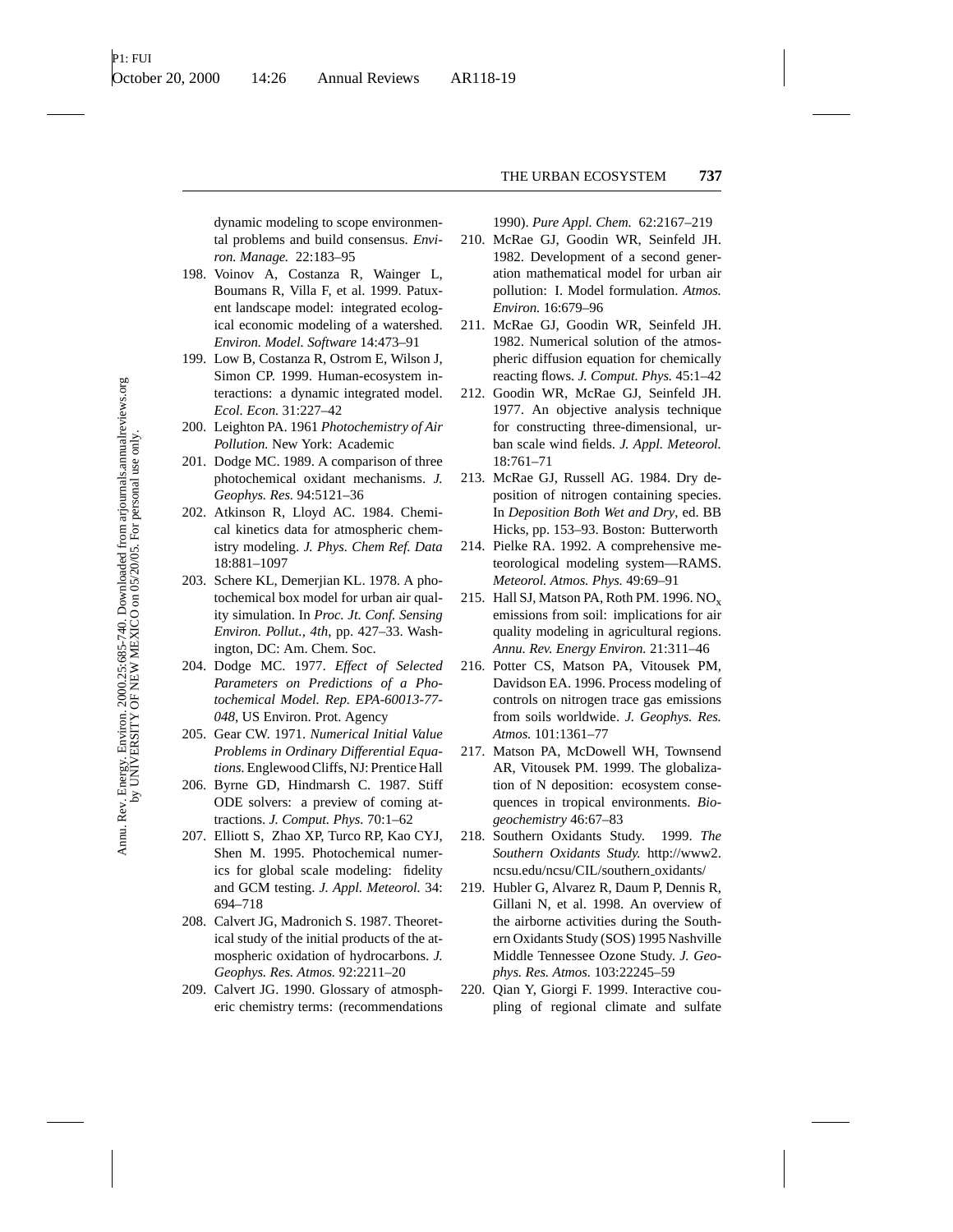dynamic modeling to scope environmental problems and build consensus. *Environ. Manage.* 22:183–95

198. Voinov A, Costanza R, Wainger L, Boumans R, Villa F, et al. 1999. Patuxent landscape model: integrated ecological economic modeling of a watershed. *Environ. Model. Software* 14:473–91
199. Low B, Costanza R, Ostrom E, Wilson J, Simon CP. 1999. Human-ecosystem interactions: a dynamic integrated model. *Ecol. Econ.* 31:227–42
200. Leighton PA. 1961 *Photochemistry of Air Pollution.* New York: Academic
201. Dodge MC. 1989. A comparison of three photochemical oxidant mechanisms. *J. Geophys. Res.* 94:5121–36
202. Atkinson R, Lloyd AC. 1984. Chemical kinetics data for atmospheric chemistry modeling. *J. Phys. Chem Ref. Data* 18:881–1097
203. Schere KL, Demerjian KL. 1978. A photochemical box model for urban air quality simulation. In *Proc. Jt. Conf. Sensing Environ. Pollut., 4th*, pp. 427–33. Washington, DC: Am. Chem. Soc.
204. Dodge MC. 1977. *Effect of Selected Parameters on Predictions of a Photochemical Model. Rep. EPA-60013-77-048*, US Environ. Prot. Agency
205. Gear CW. 1971. *Numerical Initial Value Problems in Ordinary Differential Equations.* Englewood Cliffs, NJ: Prentice Hall
206. Byrne GD, Hindmarsh C. 1987. Stiff ODE solvers: a preview of coming attractions. *J. Comput. Phys.* 70:1–62
207. Elliott S, Zhao XP, Turco RP, Kao CYJ, Shen M. 1995. Photochemical numerics for global scale modeling: fidelity and GCM testing. *J. Appl. Meteorol.* 34: 694–718
208. Calvert JG, Madronich S. 1987. Theoretical study of the initial products of the atmospheric oxidation of hydrocarbons. *J. Geophys. Res. Atmos.* 92:2211–20
209. Calvert JG. 1990. Glossary of atmospheric chemistry terms: (recommendations 1990). *Pure Appl. Chem.* 62:2167–219
210. McRae GJ, Goodin WR, Seinfeld JH. 1982. Development of a second generation mathematical model for urban air pollution: I. Model formulation. *Atmos. Environ.* 16:679–96
211. McRae GJ, Goodin WR, Seinfeld JH. 1982. Numerical solution of the atmospheric diffusion equation for chemically reacting flows. *J. Comput. Phys.* 45:1–42
212. Goodin WR, McRae GJ, Seinfeld JH. 1977. An objective analysis technique for constructing three-dimensional, urban scale wind fields. *J. Appl. Meteorol.* 18:761–71
213. McRae GJ, Russell AG. 1984. Dry deposition of nitrogen containing species. In *Deposition Both Wet and Dry*, ed. BB Hicks, pp. 153–93. Boston: Butterworth
214. Pielke RA. 1992. A comprehensive meteorological modeling system—RAMS. *Meteorol. Atmos. Phys.* 49:69–91
215. Hall SJ, Matson PA, Roth PM. 1996. $NO_x$ emissions from soil: implications for air quality modeling in agricultural regions. *Annu. Rev. Energy Environ.* 21:311–46
216. Potter CS, Matson PA, Vitousek PM, Davidson EA. 1996. Process modeling of controls on nitrogen trace gas emissions from soils worldwide. *J. Geophys. Res. Atmos.* 101:1361–77
217. Matson PA, McDowell WH, Townsend AR, Vitousek PM. 1999. The globalization of N deposition: ecosystem consequences in tropical environments. *Biogeochemistry* 46:67–83
218. Southern Oxidants Study. 1999. *The Southern Oxidants Study.* http://www2.ncsu.edu/ncsu/CIL/southern_oxidants/
219. Hubler G, Alvarez R, Daum P, Dennis R, Gillani N, et al. 1998. An overview of the airborne activities during the Southern Oxidants Study (SOS) 1995 Nashville Middle Tennessee Ozone Study. *J. Geophys. Res. Atmos.* 103:22245–59
220. Qian Y, Giorgi F. 1999. Interactive coupling of regional climate and sulfate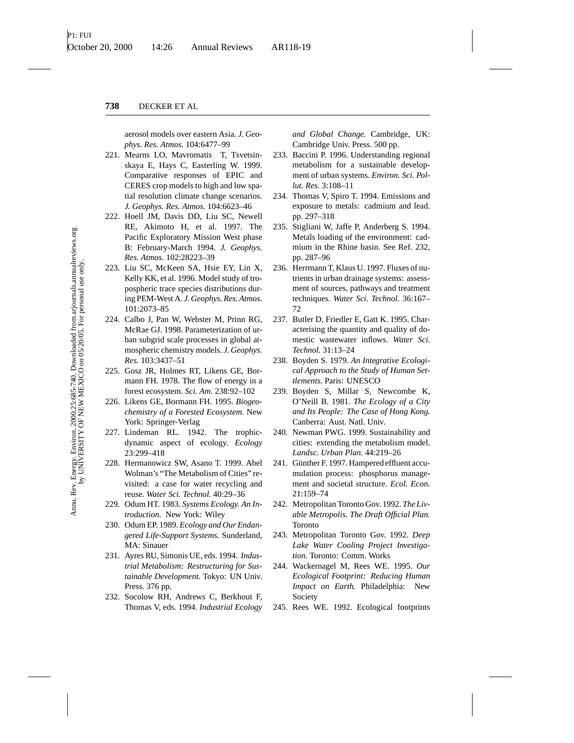aerosol models over eastern Asia. *J. Geophys. Res. Atmos.* 104:6477–99

221. Mearns LO, Mavromatis T, Tsvetsinskaya E, Hays C, Easterling W. 1999. Comparative responses of EPIC and CERES crop models to high and low spatial resolution climate change scenarios. *J. Geophys. Res. Atmos.* 104:6623–46
222. Hoell JM, Davis DD, Liu SC, Newell RE, Akimoto H, et al. 1997. The Pacific Exploratory Mission West phase B: February-March 1994. *J. Geophys. Res. Atmos.* 102:28223–39
223. Liu SC, McKeen SA, Hsie EY, Lin X, Kelly KK, et al. 1996. Model study of tropospheric trace species distributions during PEM-West A. *J. Geophys. Res. Atmos.* 101:2073–85
224. Calbo J, Pan W, Webster M, Prinn RG, McRae GJ. 1998. Parameterization of urban subgrid scale processes in global atmospheric chemistry models. *J. Geophys. Res.* 103:3437–51
225. Gosz JR, Holmes RT, Likens GE, Bormann FH. 1978. The flow of energy in a forest ecosystem. *Sci. Am.* 238:92–102
226. Likens GE, Bormann FH. 1995. *Biogeochemistry of a Forested Ecosystem.* New York: Springer-Verlag
227. Lindeman RL. 1942. The trophic-dynamic aspect of ecology. *Ecology* 23:299–418
228. Hermanowicz SW, Asano T. 1999. Abel Wolman's "The Metabolism of Cities" revisited: a case for water recycling and reuse. *Water Sci. Technol.* 40:29–36
229. Odum HT. 1983. *Systems Ecology. An Introduction.* New York: Wiley
230. Odum EP. 1989. *Ecology and Our Endangered Life-Support Systems.* Sunderland, MA: Sinauer
231. Ayres RU, Simonis UE, eds. 1994. *Industrial Metabolism: Restructuring for Sustainable Development.* Tokyo: UN Univ. Press. 376 pp.
232. Socolow RH, Andrews C, Berkhout F, Thomas V, eds. 1994. *Industrial Ecology and Global Change.* Cambridge, UK: Cambridge Univ. Press. 500 pp.
233. Baccini P. 1996. Understanding regional metabolism for a sustainable development of urban systems. *Environ. Sci. Pollut. Res.* 3:108–11
234. Thomas V, Spiro T. 1994. Emissions and exposure to metals: cadmium and lead. pp. 297–318
235. Stigliani W, Jaffe P, Anderberg S. 1994. Metals loading of the environment: cadmium in the Rhine basin. See Ref. 232, pp. 287–96
236. Herrmann T, Klaus U. 1997. Fluxes of nutrients in urban drainage systems: assessment of sources, pathways and treatment techniques. *Water Sci. Technol.* 36:167–72
237. Butler D, Friedler E, Gatt K. 1995. Characterising the quantity and quality of domestic wastewater inflows. *Water Sci. Technol.* 31:13–24
238. Boyden S. 1979. *An Integrative Ecological Approach to the Study of Human Settlements.* Paris: UNESCO
239. Boyden S, Millar S, Newcombe K, O'Neill B. 1981. *The Ecology of a City and Its People: The Case of Hong Kong.* Canberra: Aust. Natl. Univ.
240. Newman PWG. 1999. Sustainability and cities: extending the metabolism model. *Landsc. Urban Plan.* 44:219–26
241. Günther F. 1997. Hampered effluent accumulation process: phosphorus management and societal structure. *Ecol. Econ.* 21:159–74
242. Metropolitan Toronto Gov. 1992. *The Livable Metropolis. The Draft Official Plan.* Toronto
243. Metropolitan Toronto Gov. 1992. *Deep Lake Water Cooling Project Investigation.* Toronto: Comm. Works
244. Wackernagel M, Rees WE. 1995. *Our Ecological Footprint: Reducing Human Impact on Earth.* Philadelphia: New Society
245. Rees WE. 1992. Ecological footprints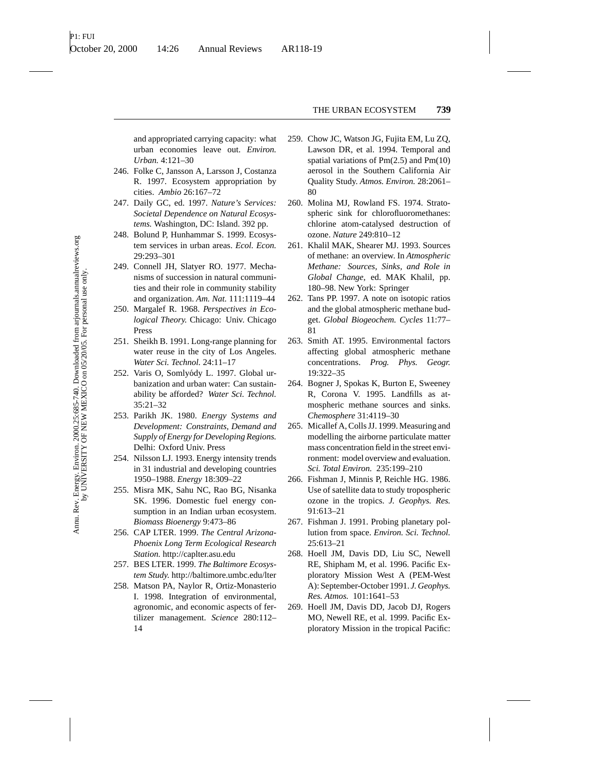and appropriated carrying capacity: what urban economies leave out. *Environ. Urban.* 4:121–30

246. Folke C, Jansson A, Larsson J, Costanza R. 1997. Ecosystem appropriation by cities. *Ambio* 26:167–72
247. Daily GC, ed. 1997. *Nature's Services: Societal Dependence on Natural Ecosystems.* Washington, DC: Island. 392 pp.
248. Bolund P, Hunhammar S. 1999. Ecosystem services in urban areas. *Ecol. Econ.* 29:293–301
249. Connell JH, Slatyer RO. 1977. Mechanisms of succession in natural communities and their role in community stability and organization. *Am. Nat.* 111:1119–44
250. Margalef R. 1968. *Perspectives in Ecological Theory.* Chicago: Univ. Chicago Press
251. Sheikh B. 1991. Long-range planning for water reuse in the city of Los Angeles. *Water Sci. Technol.* 24:11–17
252. Varis O, Somlyódy L. 1997. Global urbanization and urban water: Can sustainability be afforded? *Water Sci. Technol.* 35:21–32
253. Parikh JK. 1980. *Energy Systems and Development: Constraints, Demand and Supply of Energy for Developing Regions.* Delhi: Oxford Univ. Press
254. Nilsson LJ. 1993. Energy intensity trends in 31 industrial and developing countries 1950–1988. *Energy* 18:309–22
255. Misra MK, Sahu NC, Rao BG, Nisanka SK. 1996. Domestic fuel energy consumption in an Indian urban ecosystem. *Biomass Bioenergy* 9:473–86
256. CAP LTER. 1999. *The Central Arizona-Phoenix Long Term Ecological Research Station.* http://caplter.asu.edu
257. BES LTER. 1999. *The Baltimore Ecosystem Study.* http://baltimore.umbc.edu/lter
258. Matson PA, Naylor R, Ortiz-Monasterio I. 1998. Integration of environmental, agronomic, and economic aspects of fertilizer management. *Science* 280:112–14
259. Chow JC, Watson JG, Fujita EM, Lu ZQ, Lawson DR, et al. 1994. Temporal and spatial variations of Pm(2.5) and Pm(10) aerosol in the Southern California Air Quality Study. *Atmos. Environ.* 28:2061–80
260. Molina MJ, Rowland FS. 1974. Stratospheric sink for chlorofluoromethanes: chlorine atom-catalysed destruction of ozone. *Nature* 249:810–12
261. Khalil MAK, Shearer MJ. 1993. Sources of methane: an overview. In *Atmospheric Methane: Sources, Sinks, and Role in Global Change,* ed. MAK Khalil, pp. 180–98. New York: Springer
262. Tans PP. 1997. A note on isotopic ratios and the global atmospheric methane budget. *Global Biogeochem. Cycles* 11:77–81
263. Smith AT. 1995. Environmental factors affecting global atmospheric methane concentrations. *Prog. Phys. Geogr.* 19:322–35
264. Bogner J, Spokas K, Burton E, Sweeney R, Corona V. 1995. Landfills as atmospheric methane sources and sinks. *Chemosphere* 31:4119–30
265. Micallef A, Colls JJ. 1999. Measuring and modelling the airborne particulate matter mass concentration field in the street environment: model overview and evaluation. *Sci. Total Environ.* 235:199–210
266. Fishman J, Minnis P, Reichle HG. 1986. Use of satellite data to study tropospheric ozone in the tropics. *J. Geophys. Res.* 91:613–21
267. Fishman J. 1991. Probing planetary pollution from space. *Environ. Sci. Technol.* 25:613–21
268. Hoell JM, Davis DD, Liu SC, Newell RE, Shipham M, et al. 1996. Pacific Exploratory Mission West A (PEM-West A): September-October 1991. *J. Geophys. Res. Atmos.* 101:1641–53
269. Hoell JM, Davis DD, Jacob DJ, Rogers MO, Newell RE, et al. 1999. Pacific Exploratory Mission in the tropical Pacific: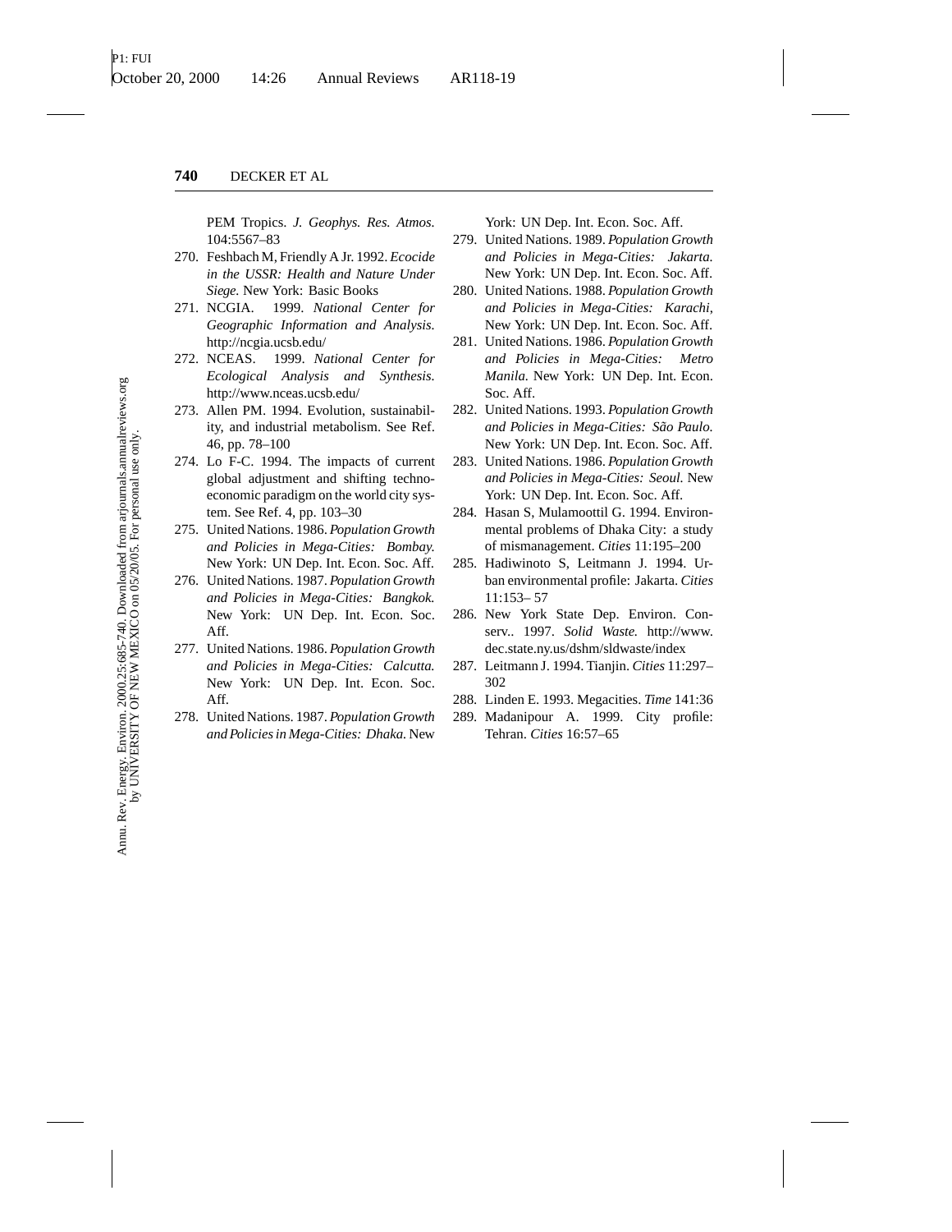PEM Tropics. *J. Geophys. Res. Atmos.* 104:5567–83

270. Feshbach M, Friendly A Jr. 1992. *Ecocide in the USSR: Health and Nature Under Siege.* New York: Basic Books
271. NCGIA. 1999. *National Center for Geographic Information and Analysis.* http://ncgia.ucsb.edu/
272. NCEAS. 1999. *National Center for Ecological Analysis and Synthesis.* http://www.nceas.ucsb.edu/
273. Allen PM. 1994. Evolution, sustainability, and industrial metabolism. See Ref. 46, pp. 78–100
274. Lo F-C. 1994. The impacts of current global adjustment and shifting techno-economic paradigm on the world city system. See Ref. 4, pp. 103–30
275. United Nations. 1986. *Population Growth and Policies in Mega-Cities: Bombay.* New York: UN Dep. Int. Econ. Soc. Aff.
276. United Nations. 1987. *Population Growth and Policies in Mega-Cities: Bangkok.* New York: UN Dep. Int. Econ. Soc. Aff.
277. United Nations. 1986. *Population Growth and Policies in Mega-Cities: Calcutta.* New York: UN Dep. Int. Econ. Soc. Aff.
278. United Nations. 1987. *Population Growth and Policies in Mega-Cities: Dhaka.* New York: UN Dep. Int. Econ. Soc. Aff.
279. United Nations. 1989. *Population Growth and Policies in Mega-Cities: Jakarta.* New York: UN Dep. Int. Econ. Soc. Aff.
280. United Nations. 1988. *Population Growth and Policies in Mega-Cities: Karachi*, New York: UN Dep. Int. Econ. Soc. Aff.
281. United Nations. 1986. *Population Growth and Policies in Mega-Cities: Metro Manila.* New York: UN Dep. Int. Econ. Soc. Aff.
282. United Nations. 1993. *Population Growth and Policies in Mega-Cities: São Paulo.* New York: UN Dep. Int. Econ. Soc. Aff.
283. United Nations. 1986. *Population Growth and Policies in Mega-Cities: Seoul.* New York: UN Dep. Int. Econ. Soc. Aff.
284. Hasan S, Mulamoottil G. 1994. Environmental problems of Dhaka City: a study of mismanagement. *Cities* 11:195–200
285. Hadiwinoto S, Leitmann J. 1994. Urban environmental profile: Jakarta. *Cities* 11:153– 57
286. New York State Dep. Environ. Conserv.. 1997. *Solid Waste.* http://www.dec.state.ny.us/dshm/sldwaste/index
287. Leitmann J. 1994. Tianjin. *Cities* 11:297–302
288. Linden E. 1993. Megacities. *Time* 141:36
289. Madanipour A. 1999. City profile: Tehran. *Cities* 16:57–65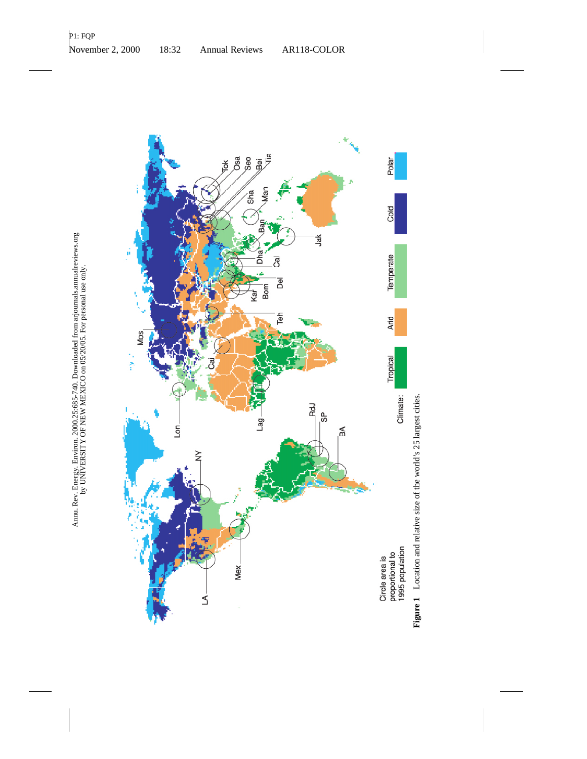Figure 1 Location and relative size of the world's 25 largest cities.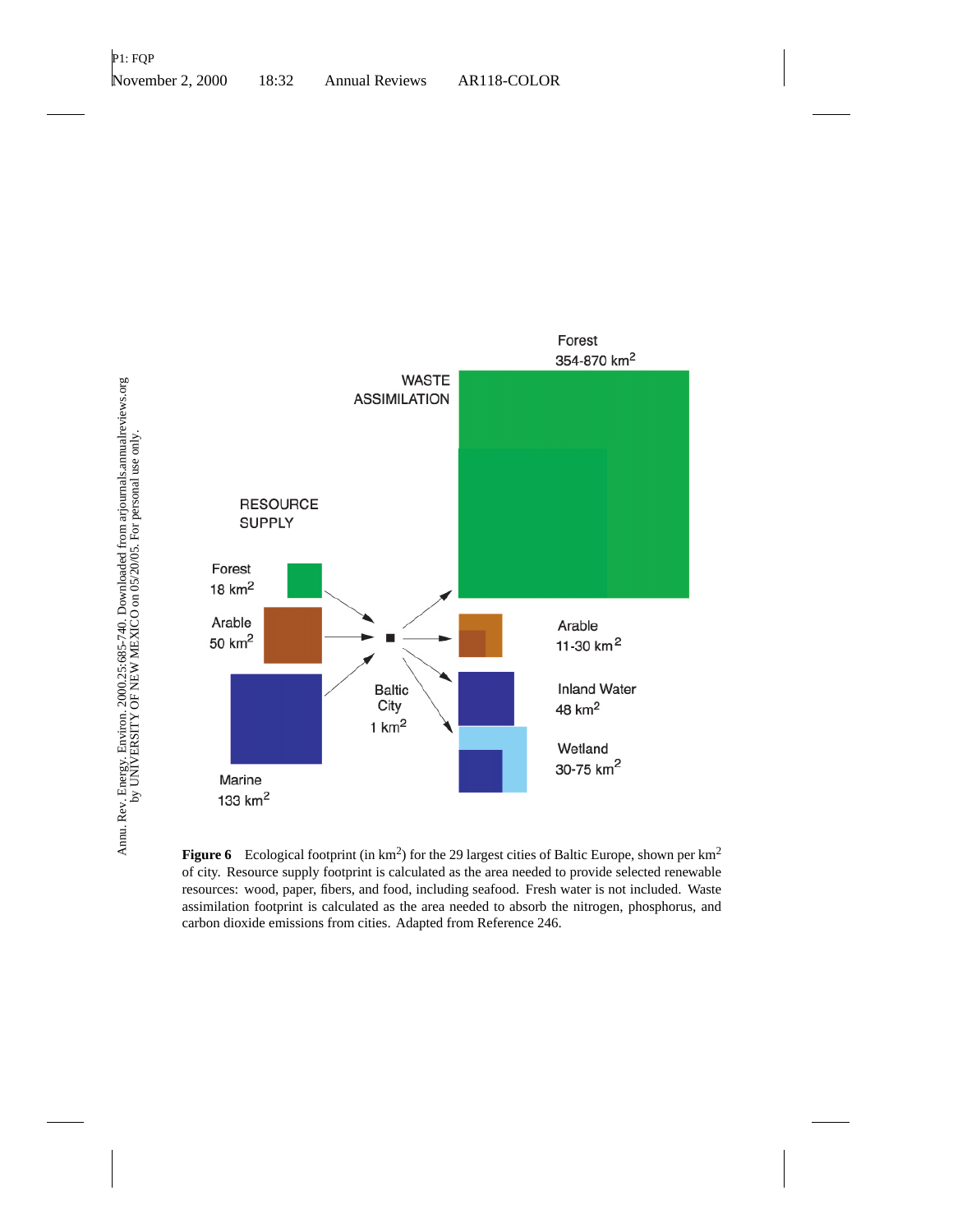**Figure 6** Ecological footprint (in $km^2$) for the 29 largest cities of Baltic Europe, shown per $km^2$ of city. Resource supply footprint is calculated as the area needed to provide selected renewable resources: wood, paper, fibers, and food, including seafood. Fresh water is not included. Waste assimilation footprint is calculated as the area needed to absorb the nitrogen, phosphorus, and carbon dioxide emissions from cities. Adapted from Reference 246.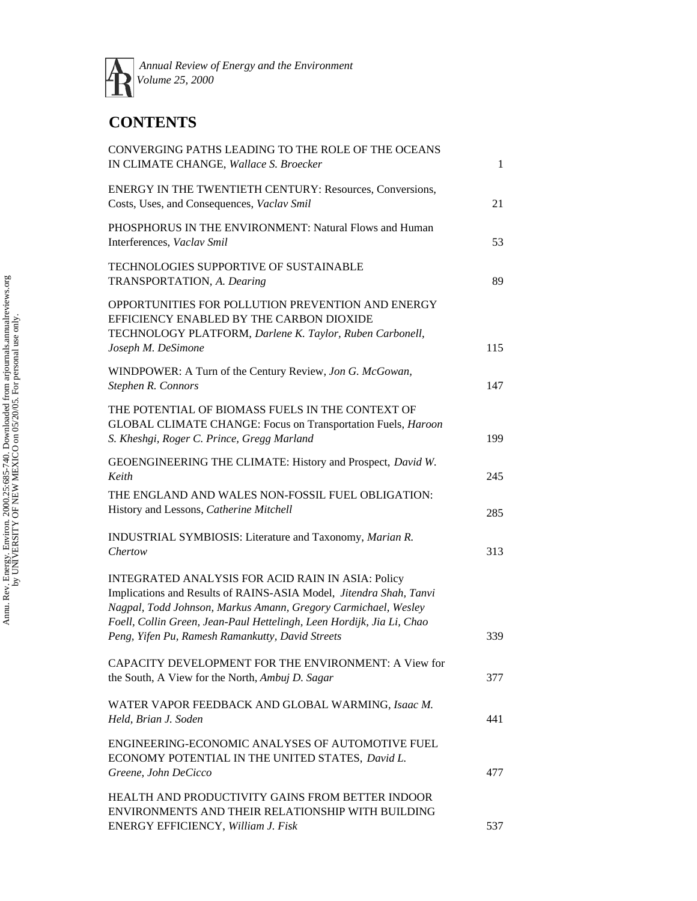*Annual Review of Energy and the Environment*
*Volume 25, 2000*

# CONTENTS

| | |
|---|---|
| CONVERGING PATHS LEADING TO THE ROLE OF THE OCEANS IN CLIMATE CHANGE, *Wallace S. Broecker* | 1 |
| ENERGY IN THE TWENTIETH CENTURY: Resources, Conversions, Costs, Uses, and Consequences, *Vaclav Smil* | 21 |
| PHOSPHORUS IN THE ENVIRONMENT: Natural Flows and Human Interferences, *Vaclav Smil* | 53 |
| TECHNOLOGIES SUPPORTIVE OF SUSTAINABLE TRANSPORTATION, *A. Dearing* | 89 |
| OPPORTUNITIES FOR POLLUTION PREVENTION AND ENERGY EFFICIENCY ENABLED BY THE CARBON DIOXIDE TECHNOLOGY PLATFORM, *Darlene K. Taylor, Ruben Carbonell, Joseph M. DeSimone* | 115 |
| WINDPOWER: A Turn of the Century Review, *Jon G. McGowan, Stephen R. Connors* | 147 |
| THE POTENTIAL OF BIOMASS FUELS IN THE CONTEXT OF GLOBAL CLIMATE CHANGE: Focus on Transportation Fuels, *Haroon S. Kheshgi, Roger C. Prince, Gregg Marland* | 199 |
| GEOENGINEERING THE CLIMATE: History and Prospect, *David W. Keith* | 245 |
| THE ENGLAND AND WALES NON-FOSSIL FUEL OBLIGATION: History and Lessons, *Catherine Mitchell* | 285 |
| INDUSTRIAL SYMBIOSIS: Literature and Taxonomy, *Marian R. Chertow* | 313 |
| INTEGRATED ANALYSIS FOR ACID RAIN IN ASIA: Policy Implications and Results of RAINS-ASIA Model, *Jitendra Shah, Tanvi Nagpal, Todd Johnson, Markus Amann, Gregory Carmichael, Wesley Foell, Collin Green, Jean-Paul Hettelingh, Leen Hordijk, Jia Li, Chao Peng, Yifen Pu, Ramesh Ramankutty, David Streets* | 339 |
| CAPACITY DEVELOPMENT FOR THE ENVIRONMENT: A View for the South, A View for the North, *Ambuj D. Sagar* | 377 |
| WATER VAPOR FEEDBACK AND GLOBAL WARMING, *Isaac M. Held, Brian J. Soden* | 441 |
| ENGINEERING-ECONOMIC ANALYSES OF AUTOMOTIVE FUEL ECONOMY POTENTIAL IN THE UNITED STATES, *David L. Greene, John DeCicco* | 477 |
| HEALTH AND PRODUCTIVITY GAINS FROM BETTER INDOOR ENVIRONMENTS AND THEIR RELATIONSHIP WITH BUILDING ENERGY EFFICIENCY, *William J. Fisk* | 537 |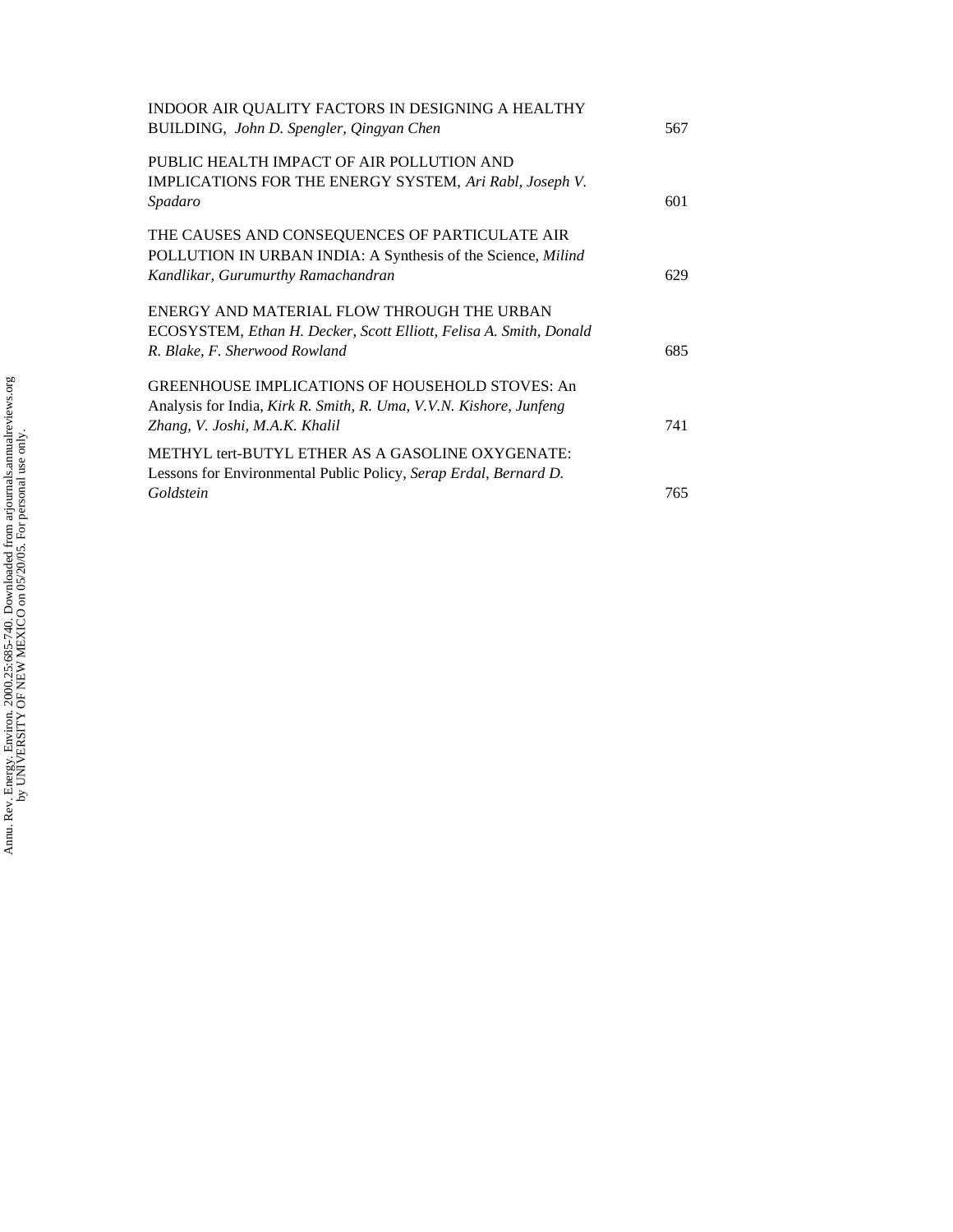INDOOR AIR QUALITY FACTORS IN DESIGNING A HEALTHY BUILDING, *John D. Spengler, Qingyan Chen* 567

PUBLIC HEALTH IMPACT OF AIR POLLUTION AND IMPLICATIONS FOR THE ENERGY SYSTEM, *Ari Rabl, Joseph V. Spadaro* 601

THE CAUSES AND CONSEQUENCES OF PARTICULATE AIR POLLUTION IN URBAN INDIA: A Synthesis of the Science, *Milind Kandlikar, Gurumurthy Ramachandran* 629

ENERGY AND MATERIAL FLOW THROUGH THE URBAN ECOSYSTEM, *Ethan H. Decker, Scott Elliott, Felisa A. Smith, Donald R. Blake, F. Sherwood Rowland* 685

GREENHOUSE IMPLICATIONS OF HOUSEHOLD STOVES: An Analysis for India, *Kirk R. Smith, R. Uma, V.V.N. Kishore, Junfeng Zhang, V. Joshi, M.A.K. Khalil* 741

METHYL tert-BUTYL ETHER AS A GASOLINE OXYGENATE: Lessons for Environmental Public Policy, *Serap Erdal, Bernard D. Goldstein* 765